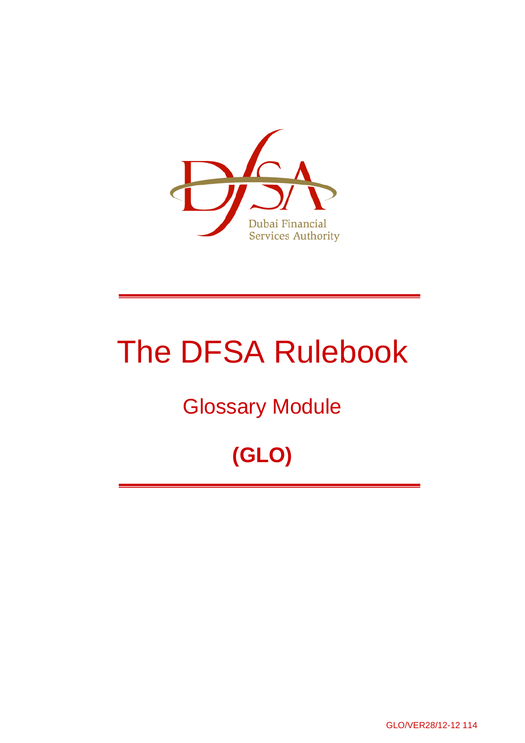Dubai Financial Services Authority

# The DFSA Rulebook

## Glossary Module

## (GLO)

GLO/VER28/12-12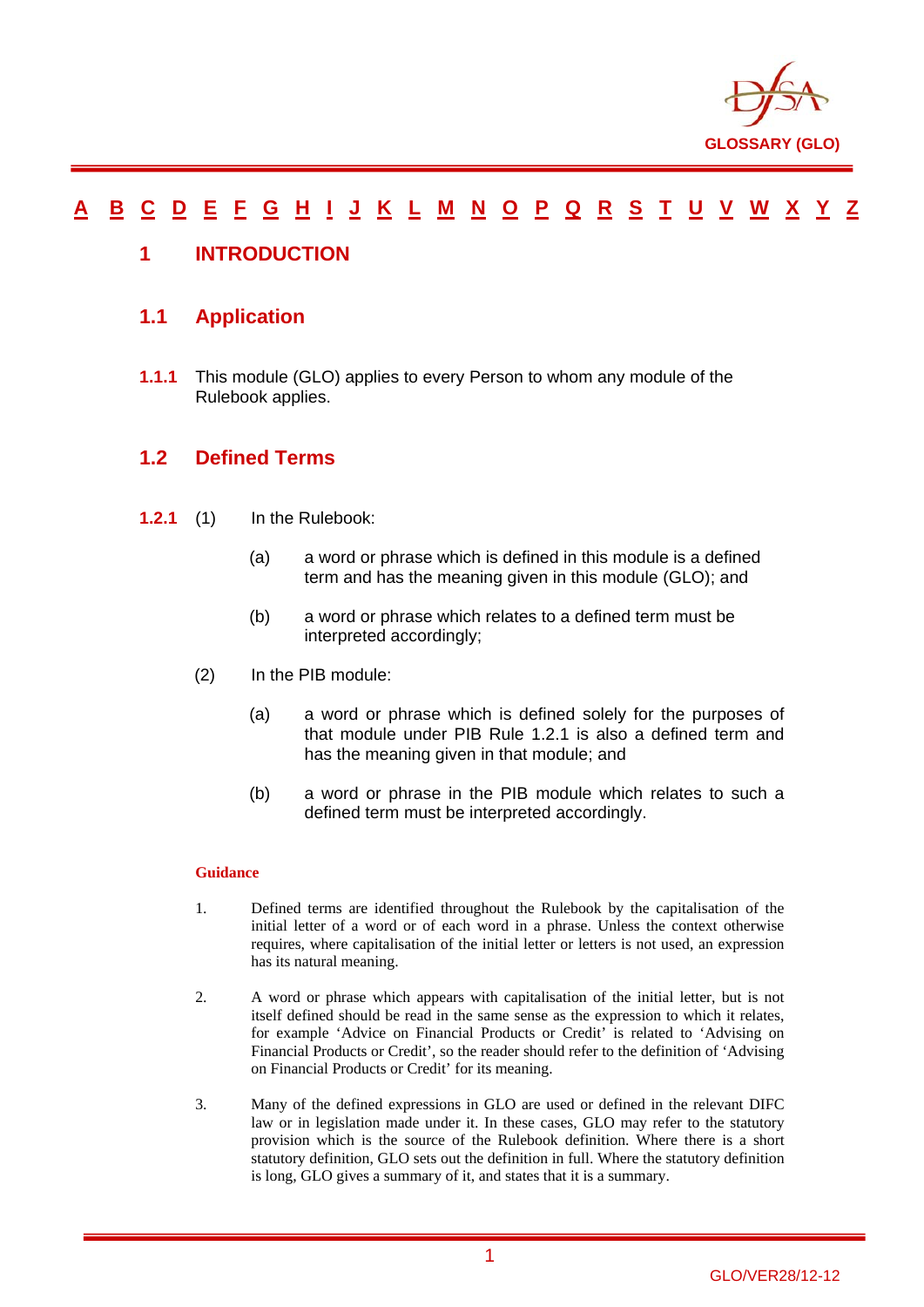A B C D E F G H I J K L M N O P Q R S T U V W X Y Z

# 1 INTRODUCTION

## 1.1 Application

**1.1.1** This module (GLO) applies to every Person to whom any module of the Rulebook applies.

## 1.2 Defined Terms

**1.2.1** (1) In the Rulebook:

(a) a word or phrase which is defined in this module is a defined term and has the meaning given in this module (GLO); and

(b) a word or phrase which relates to a defined term must be interpreted accordingly;

(2) In the PIB module:

(a) a word or phrase which is defined solely for the purposes of that module under PIB Rule 1.2.1 is also a defined term and has the meaning given in that module; and

(b) a word or phrase in the PIB module which relates to such a defined term must be interpreted accordingly.

**Guidance**

1. Defined terms are identified throughout the Rulebook by the capitalisation of the initial letter of a word or of each word in a phrase. Unless the context otherwise requires, where capitalisation of the initial letter or letters is not used, an expression has its natural meaning.

2. A word or phrase which appears with capitalisation of the initial letter, but is not itself defined should be read in the same sense as the expression to which it relates, for example 'Advice on Financial Products or Credit' is related to 'Advising on Financial Products or Credit', so the reader should refer to the definition of 'Advising on Financial Products or Credit' for its meaning.

3. Many of the defined expressions in GLO are used or defined in the relevant DIFC law or in legislation made under it. In these cases, GLO may refer to the statutory provision which is the source of the Rulebook definition. Where there is a short statutory definition, GLO sets out the definition in full. Where the statutory definition is long, GLO gives a summary of it, and states that it is a summary.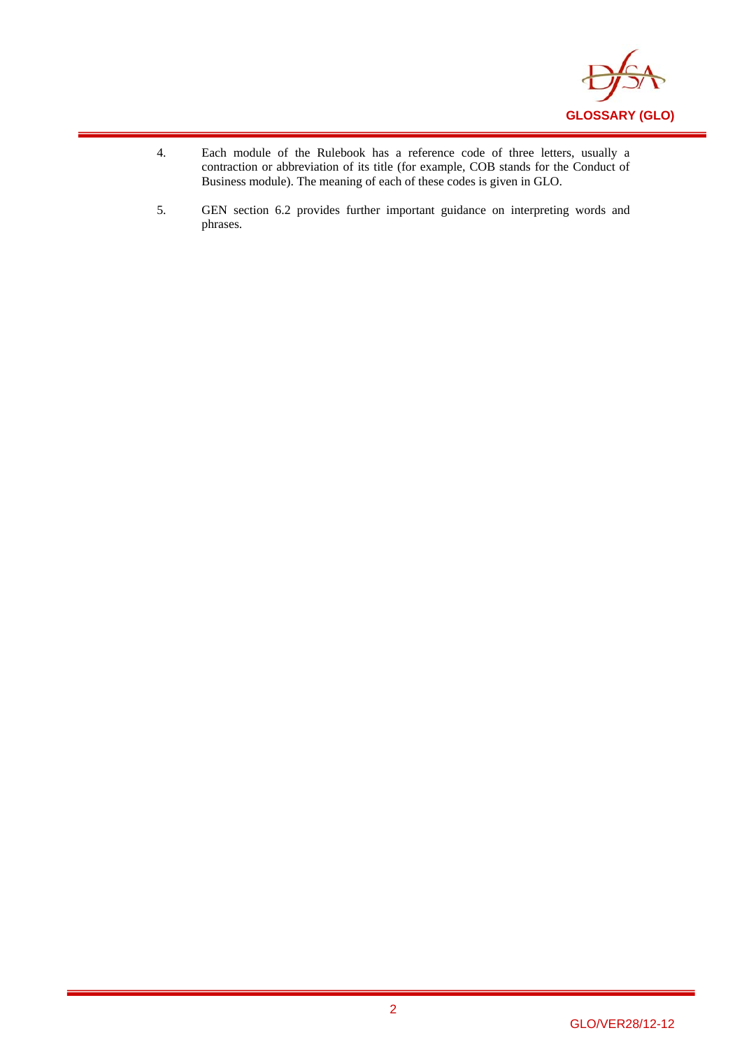4. Each module of the Rulebook has a reference code of three letters, usually a contraction or abbreviation of its title (for example, COB stands for the Conduct of Business module). The meaning of each of these codes is given in GLO.

5. GEN section 6.2 provides further important guidance on interpreting words and phrases.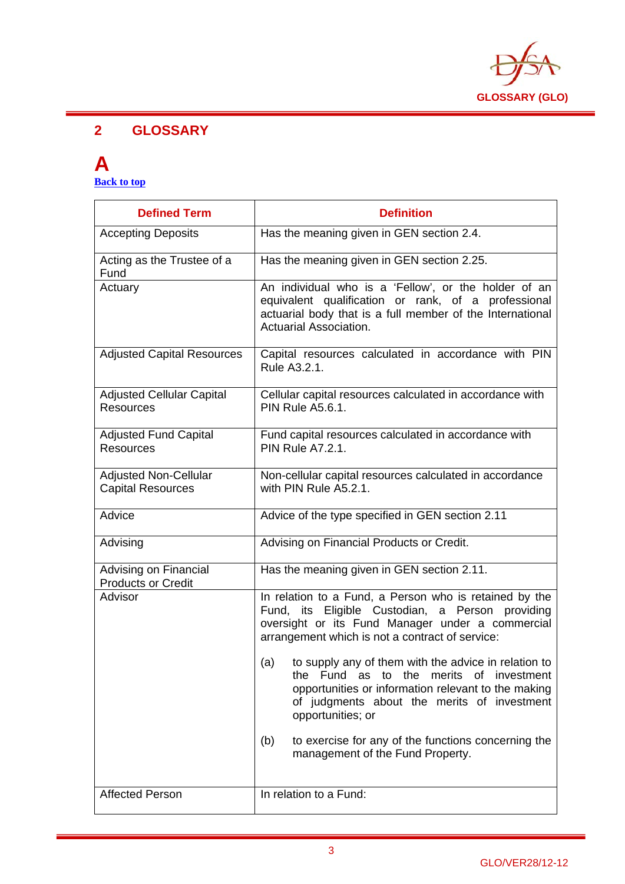## 2 GLOSSARY

# A

[Back to top](#)

| Defined Term | Definition |
|---|---|
| Accepting Deposits | Has the meaning given in GEN section 2.4. |
| Acting as the Trustee of a Fund | Has the meaning given in GEN section 2.25. |
| Actuary | An individual who is a 'Fellow', or the holder of an equivalent qualification or rank, of a professional actuarial body that is a full member of the International Actuarial Association. |
| Adjusted Capital Resources | Capital resources calculated in accordance with PIN Rule A3.2.1. |
| Adjusted Cellular Capital Resources | Cellular capital resources calculated in accordance with PIN Rule A5.6.1. |
| Adjusted Fund Capital Resources | Fund capital resources calculated in accordance with PIN Rule A7.2.1. |
| Adjusted Non-Cellular Capital Resources | Non-cellular capital resources calculated in accordance with PIN Rule A5.2.1. |
| Advice | Advice of the type specified in GEN section 2.11 |
| Advising | Advising on Financial Products or Credit. |
| Advising on Financial Products or Credit | Has the meaning given in GEN section 2.11. |
| Advisor | In relation to a Fund, a Person who is retained by the Fund, its Eligible Custodian, a Person providing oversight or its Fund Manager under a commercial arrangement which is not a contract of service:<br><br>(a) to supply any of them with the advice in relation to the Fund as to the merits of investment opportunities or information relevant to the making of judgments about the merits of investment opportunities; or<br><br>(b) to exercise for any of the functions concerning the management of the Fund Property. |
| Affected Person | In relation to a Fund: |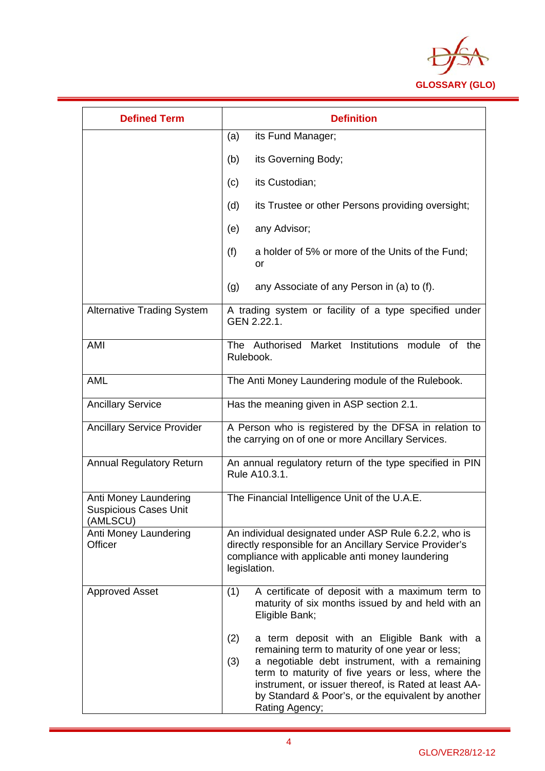| Defined Term | Definition |
|---|---|
| | (a) its Fund Manager;<br><br>(b) its Governing Body;<br><br>(c) its Custodian;<br><br>(d) its Trustee or other Persons providing oversight;<br><br>(e) any Advisor;<br><br>(f) a holder of 5% or more of the Units of the Fund; or<br><br>(g) any Associate of any Person in (a) to (f). |
| Alternative Trading System | A trading system or facility of a type specified under GEN 2.22.1. |
| AMI | The Authorised Market Institutions module of the Rulebook. |
| AML | The Anti Money Laundering module of the Rulebook. |
| Ancillary Service | Has the meaning given in ASP section 2.1. |
| Ancillary Service Provider | A Person who is registered by the DFSA in relation to the carrying on of one or more Ancillary Services. |
| Annual Regulatory Return | An annual regulatory return of the type specified in PIN Rule A10.3.1. |
| Anti Money Laundering Suspicious Cases Unit (AMLSCU) | The Financial Intelligence Unit of the U.A.E. |
| Anti Money Laundering Officer | An individual designated under ASP Rule 6.2.2, who is directly responsible for an Ancillary Service Provider's compliance with applicable anti money laundering legislation. |
| Approved Asset | (1) A certificate of deposit with a maximum term to maturity of six months issued by and held with an Eligible Bank;<br><br>(2) a term deposit with an Eligible Bank with a remaining term to maturity of one year or less;<br><br>(3) a negotiable debt instrument, with a remaining term to maturity of five years or less, where the instrument, or issuer thereof, is Rated at least AA- by Standard & Poor's, or the equivalent by another Rating Agency; |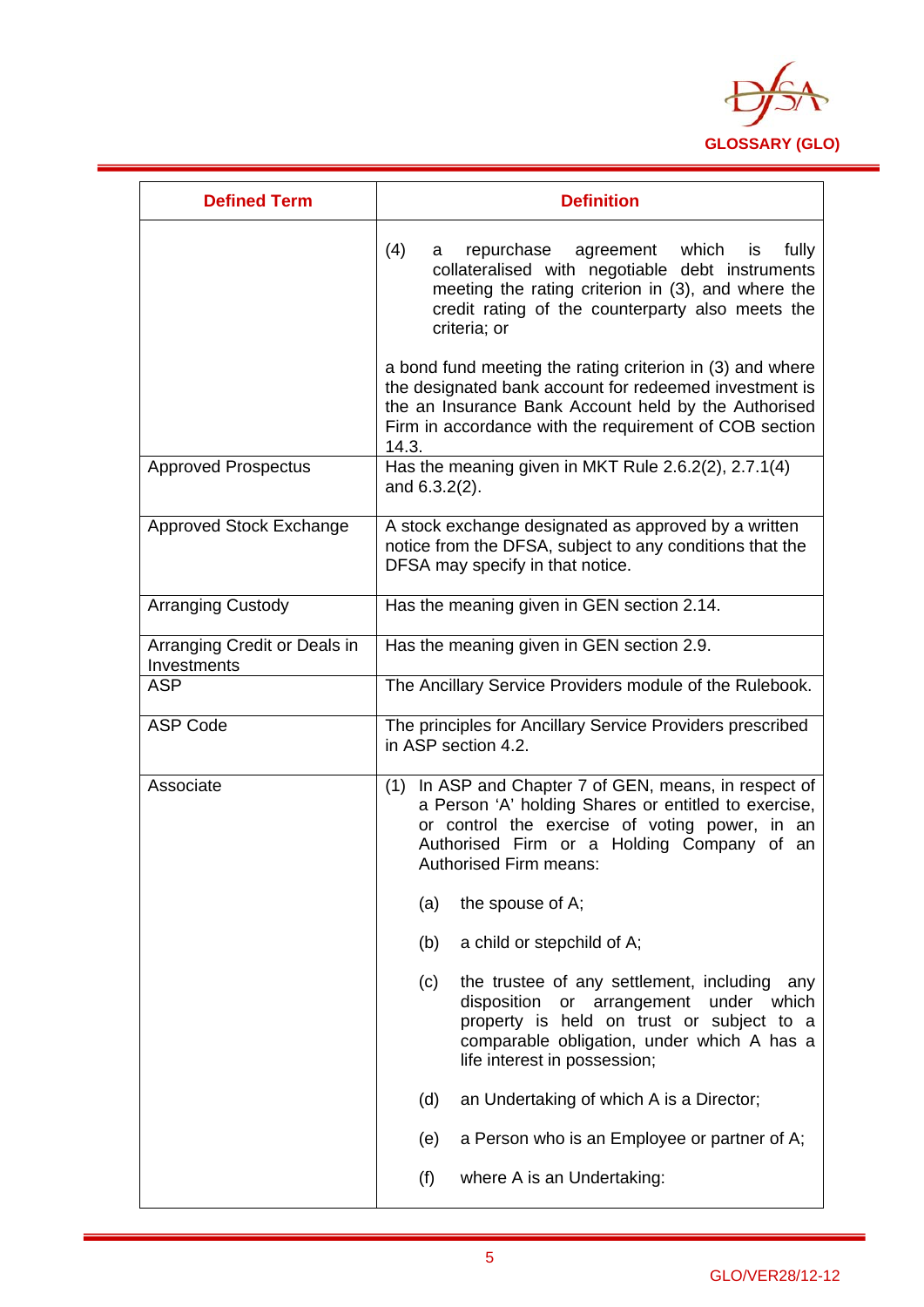| Defined Term | Definition |
|---|---|
| | (4) a repurchase agreement which is fully collateralised with negotiable debt instruments meeting the rating criterion in (3), and where the credit rating of the counterparty also meets the criteria; or<br><br>a bond fund meeting the rating criterion in (3) and where the designated bank account for redeemed investment is the an Insurance Bank Account held by the Authorised Firm in accordance with the requirement of COB section 14.3. |
| Approved Prospectus | Has the meaning given in MKT Rule 2.6.2(2), 2.7.1(4) and 6.3.2(2). |
| Approved Stock Exchange | A stock exchange designated as approved by a written notice from the DFSA, subject to any conditions that the DFSA may specify in that notice. |
| Arranging Custody | Has the meaning given in GEN section 2.14. |
| Arranging Credit or Deals in Investments | Has the meaning given in GEN section 2.9. |
| ASP | The Ancillary Service Providers module of the Rulebook. |
| ASP Code | The principles for Ancillary Service Providers prescribed in ASP section 4.2. |
| Associate | (1) In ASP and Chapter 7 of GEN, means, in respect of a Person 'A' holding Shares or entitled to exercise, or control the exercise of voting power, in an Authorised Firm or a Holding Company of an Authorised Firm means:<br><br>(a) the spouse of A;<br><br>(b) a child or stepchild of A;<br><br>(c) the trustee of any settlement, including any disposition or arrangement under which property is held on trust or subject to a comparable obligation, under which A has a life interest in possession;<br><br>(d) an Undertaking of which A is a Director;<br><br>(e) a Person who is an Employee or partner of A;<br><br>(f) where A is an Undertaking: |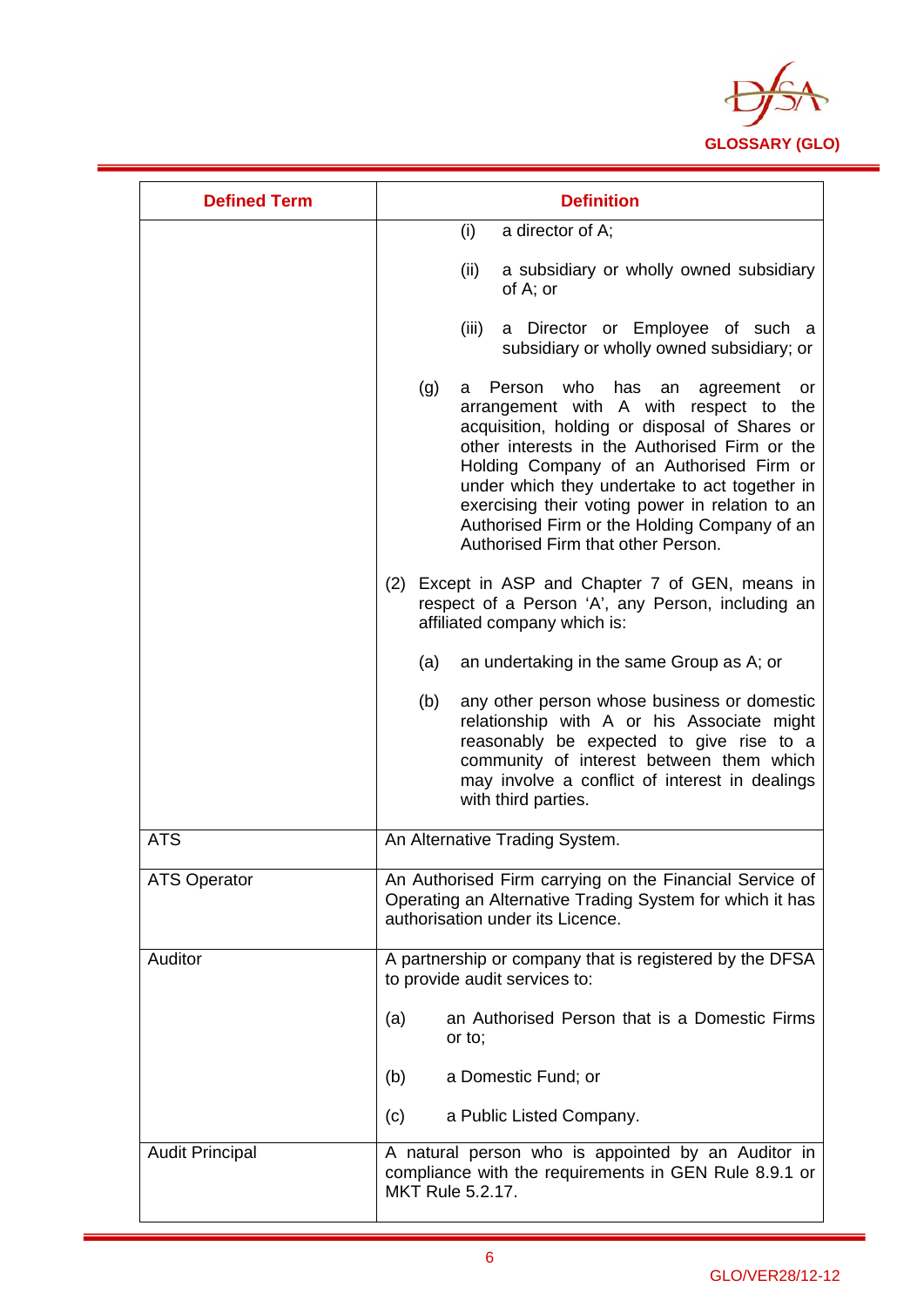| Defined Term | Definition |
|---|---|
| | (i) a director of A; <br><br> (ii) a subsidiary or wholly owned subsidiary of A; or <br><br> (iii) a Director or Employee of such a subsidiary or wholly owned subsidiary; or <br><br> (g) a Person who has an agreement or arrangement with A with respect to the acquisition, holding or disposal of Shares or other interests in the Authorised Firm or the Holding Company of an Authorised Firm or under which they undertake to act together in exercising their voting power in relation to an Authorised Firm or the Holding Company of an Authorised Firm that other Person. <br><br> (2) Except in ASP and Chapter 7 of GEN, means in respect of a Person 'A', any Person, including an affiliated company which is: <br><br> (a) an undertaking in the same Group as A; or <br><br> (b) any other person whose business or domestic relationship with A or his Associate might reasonably be expected to give rise to a community of interest between them which may involve a conflict of interest in dealings with third parties. |
| ATS | An Alternative Trading System. |
| ATS Operator | An Authorised Firm carrying on the Financial Service of Operating an Alternative Trading System for which it has authorisation under its Licence. |
| Auditor | A partnership or company that is registered by the DFSA to provide audit services to: <br><br> (a) an Authorised Person that is a Domestic Firms or to; <br><br> (b) a Domestic Fund; or <br><br> (c) a Public Listed Company. |
| Audit Principal | A natural person who is appointed by an Auditor in compliance with the requirements in GEN Rule 8.9.1 or MKT Rule 5.2.17. |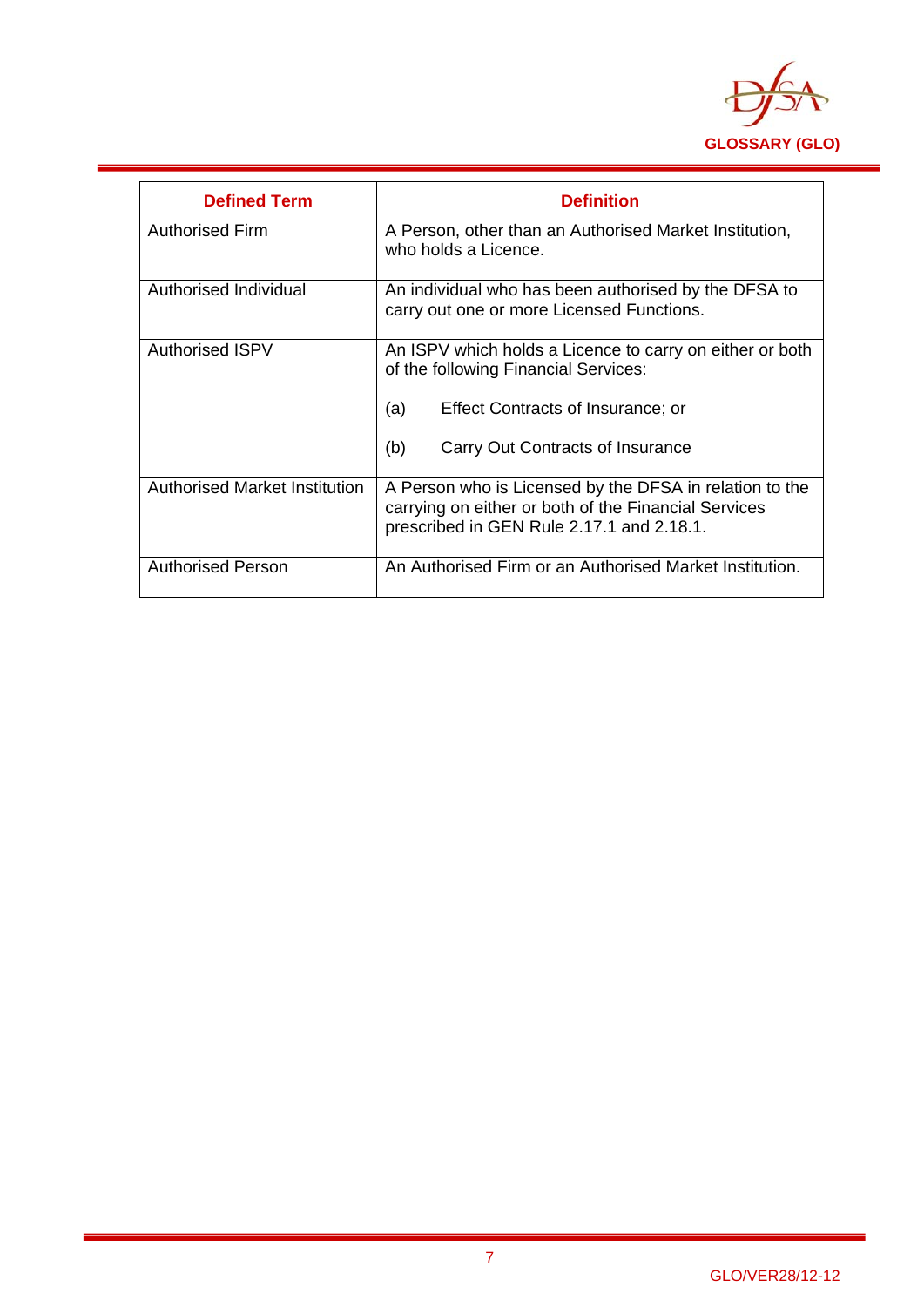| Defined Term | Definition |
|---|---|
| Authorised Firm | A Person, other than an Authorised Market Institution, who holds a Licence. |
| Authorised Individual | An individual who has been authorised by the DFSA to carry out one or more Licensed Functions. |
| Authorised ISPV | An ISPV which holds a Licence to carry on either or both of the following Financial Services:<br><br>(a) Effect Contracts of Insurance; or<br><br>(b) Carry Out Contracts of Insurance |
| Authorised Market Institution | A Person who is Licensed by the DFSA in relation to the carrying on either or both of the Financial Services prescribed in GEN Rule 2.17.1 and 2.18.1. |
| Authorised Person | An Authorised Firm or an Authorised Market Institution. |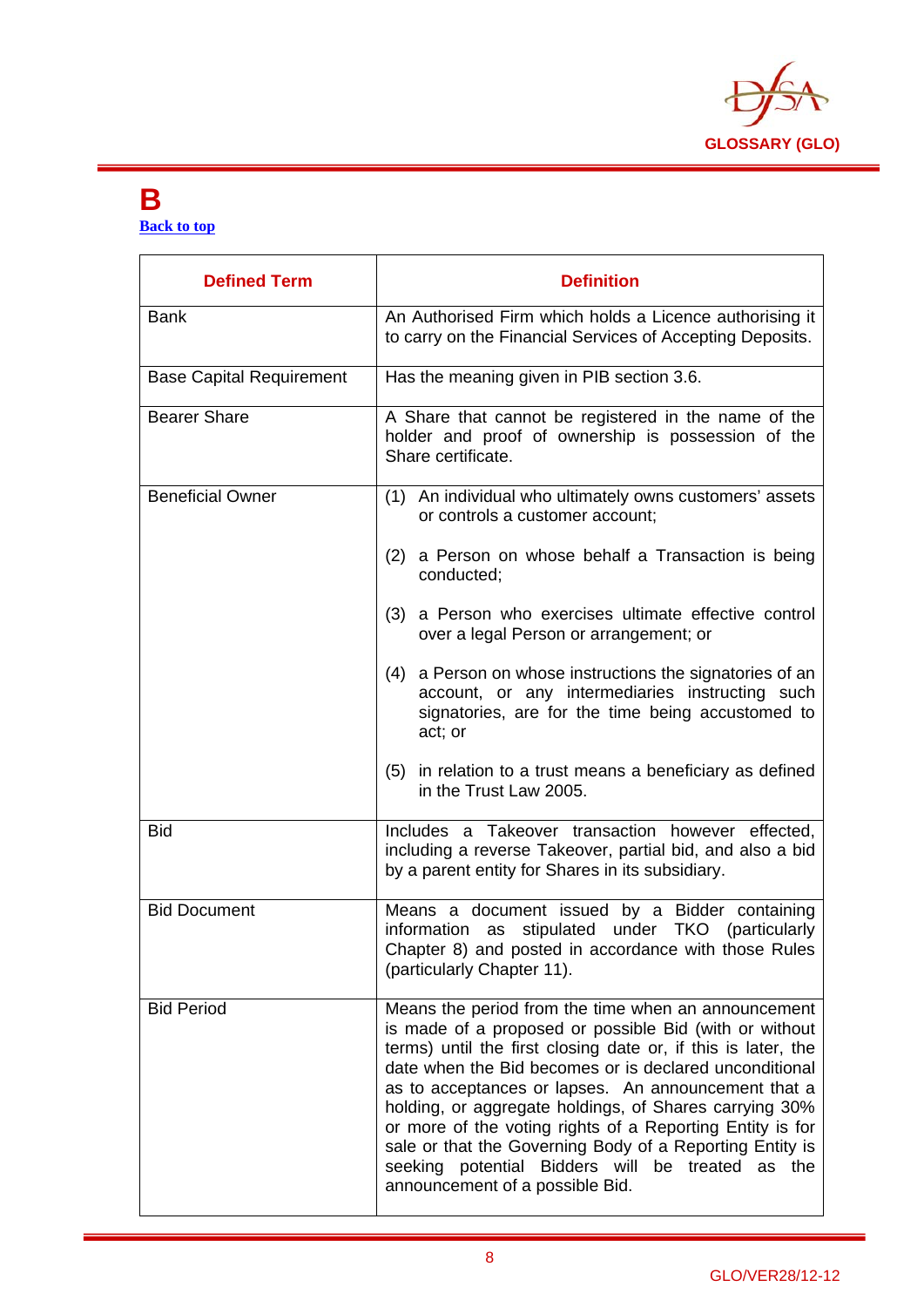# B

[Back to top]

| Defined Term | Definition |
|---|---|
| Bank | An Authorised Firm which holds a Licence authorising it to carry on the Financial Services of Accepting Deposits. |
| Base Capital Requirement | Has the meaning given in PIB section 3.6. |
| Bearer Share | A Share that cannot be registered in the name of the holder and proof of ownership is possession of the Share certificate. |
| Beneficial Owner | (1) An individual who ultimately owns customers' assets or controls a customer account;<br><br>(2) a Person on whose behalf a Transaction is being conducted;<br><br>(3) a Person who exercises ultimate effective control over a legal Person or arrangement; or<br><br>(4) a Person on whose instructions the signatories of an account, or any intermediaries instructing such signatories, are for the time being accustomed to act; or<br><br>(5) in relation to a trust means a beneficiary as defined in the Trust Law 2005. |
| Bid | Includes a Takeover transaction however effected, including a reverse Takeover, partial bid, and also a bid by a parent entity for Shares in its subsidiary. |
| Bid Document | Means a document issued by a Bidder containing information as stipulated under TKO (particularly Chapter 8) and posted in accordance with those Rules (particularly Chapter 11). |
| Bid Period | Means the period from the time when an announcement is made of a proposed or possible Bid (with or without terms) until the first closing date or, if this is later, the date when the Bid becomes or is declared unconditional as to acceptances or lapses. An announcement that a holding, or aggregate holdings, of Shares carrying 30% or more of the voting rights of a Reporting Entity is for sale or that the Governing Body of a Reporting Entity is seeking potential Bidders will be treated as the announcement of a possible Bid. |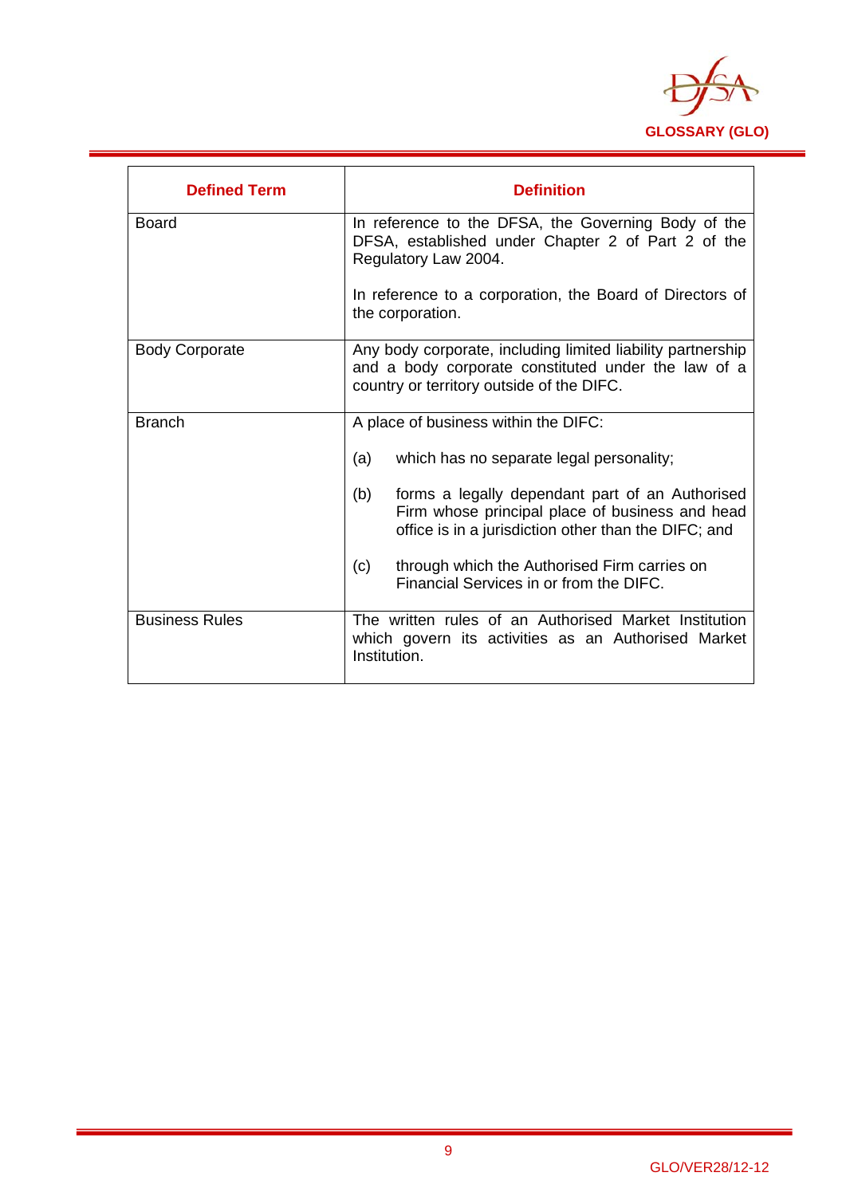| Defined Term | Definition |
|---|---|
| Board | In reference to the DFSA, the Governing Body of the DFSA, established under Chapter 2 of Part 2 of the Regulatory Law 2004.<br><br>In reference to a corporation, the Board of Directors of the corporation. |
| Body Corporate | Any body corporate, including limited liability partnership and a body corporate constituted under the law of a country or territory outside of the DIFC. |
| Branch | A place of business within the DIFC:<br><br>(a) which has no separate legal personality;<br><br>(b) forms a legally dependant part of an Authorised Firm whose principal place of business and head office is in a jurisdiction other than the DIFC; and<br><br>(c) through which the Authorised Firm carries on Financial Services in or from the DIFC. |
| Business Rules | The written rules of an Authorised Market Institution which govern its activities as an Authorised Market Institution. |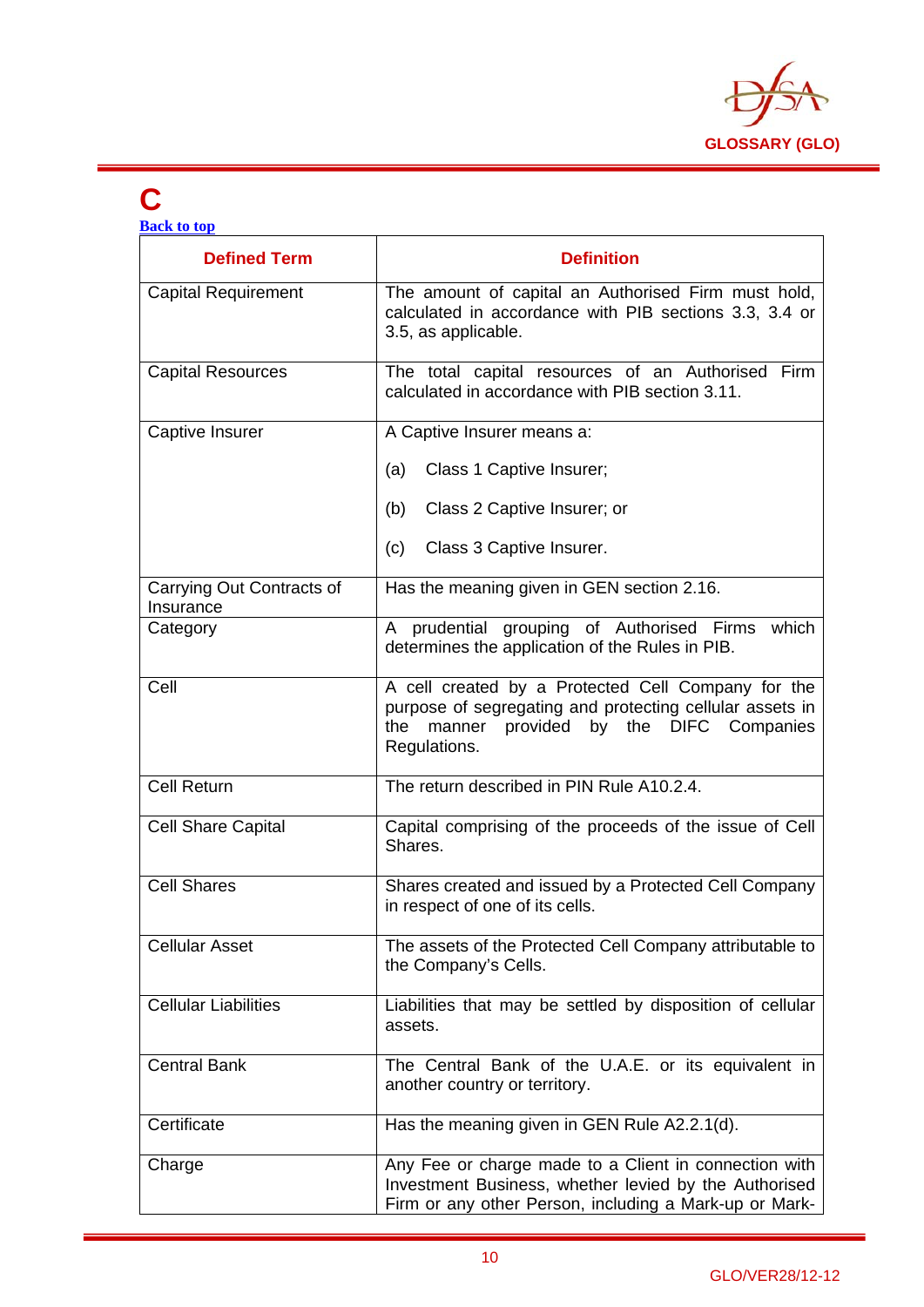# C

Back to top

| Defined Term | Definition |
|---|---|
| Capital Requirement | The amount of capital an Authorised Firm must hold, calculated in accordance with PIB sections 3.3, 3.4 or 3.5, as applicable. |
| Capital Resources | The total capital resources of an Authorised Firm calculated in accordance with PIB section 3.11. |
| Captive Insurer | A Captive Insurer means a:<br><br>(a) Class 1 Captive Insurer;<br><br>(b) Class 2 Captive Insurer; or<br><br>(c) Class 3 Captive Insurer. |
| Carrying Out Contracts of Insurance | Has the meaning given in GEN section 2.16. |
| Category | A prudential grouping of Authorised Firms which determines the application of the Rules in PIB. |
| Cell | A cell created by a Protected Cell Company for the purpose of segregating and protecting cellular assets in the manner provided by the DIFC Companies Regulations. |
| Cell Return | The return described in PIN Rule A10.2.4. |
| Cell Share Capital | Capital comprising of the proceeds of the issue of Cell Shares. |
| Cell Shares | Shares created and issued by a Protected Cell Company in respect of one of its cells. |
| Cellular Asset | The assets of the Protected Cell Company attributable to the Company's Cells. |
| Cellular Liabilities | Liabilities that may be settled by disposition of cellular assets. |
| Central Bank | The Central Bank of the U.A.E. or its equivalent in another country or territory. |
| Certificate | Has the meaning given in GEN Rule A2.2.1(d). |
| Charge | Any Fee or charge made to a Client in connection with Investment Business, whether levied by the Authorised Firm or any other Person, including a Mark-up or Mark- |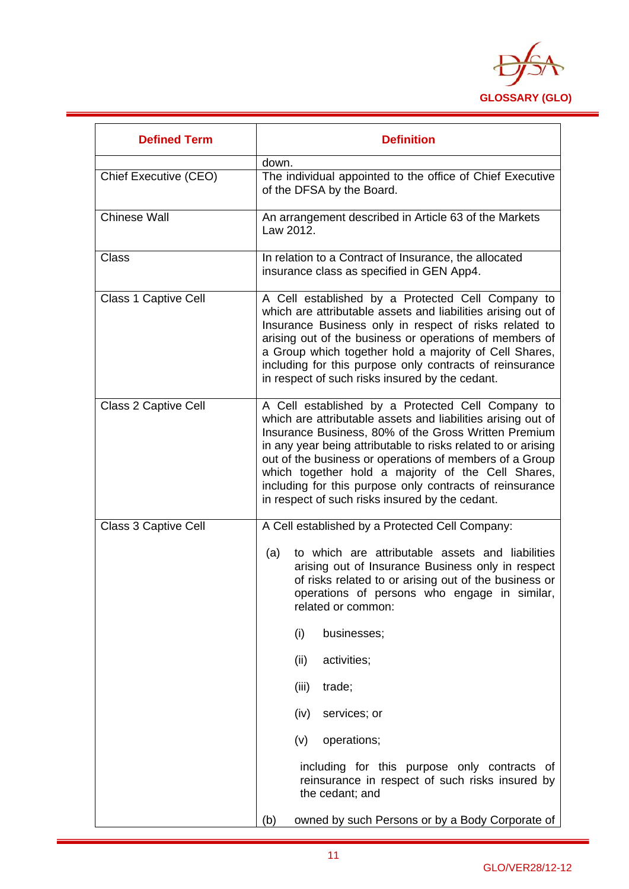| Defined Term | Definition |
|---|---|
| | down. |
| Chief Executive (CEO) | The individual appointed to the office of Chief Executive of the DFSA by the Board. |
| Chinese Wall | An arrangement described in Article 63 of the Markets Law 2012. |
| Class | In relation to a Contract of Insurance, the allocated insurance class as specified in GEN App4. |
| Class 1 Captive Cell | A Cell established by a Protected Cell Company to which are attributable assets and liabilities arising out of Insurance Business only in respect of risks related to arising out of the business or operations of members of a Group which together hold a majority of Cell Shares, including for this purpose only contracts of reinsurance in respect of such risks insured by the cedant. |
| Class 2 Captive Cell | A Cell established by a Protected Cell Company to which are attributable assets and liabilities arising out of Insurance Business, 80% of the Gross Written Premium in any year being attributable to risks related to or arising out of the business or operations of members of a Group which together hold a majority of the Cell Shares, including for this purpose only contracts of reinsurance in respect of such risks insured by the cedant. |
| Class 3 Captive Cell | A Cell established by a Protected Cell Company:<br><br>(a) to which are attributable assets and liabilities arising out of Insurance Business only in respect of risks related to or arising out of the business or operations of persons who engage in similar, related or common:<br><br>(i) businesses;<br>(ii) activities;<br>(iii) trade;<br>(iv) services; or<br>(v) operations;<br><br>including for this purpose only contracts of reinsurance in respect of such risks insured by the cedant; and<br><br>(b) owned by such Persons or by a Body Corporate of |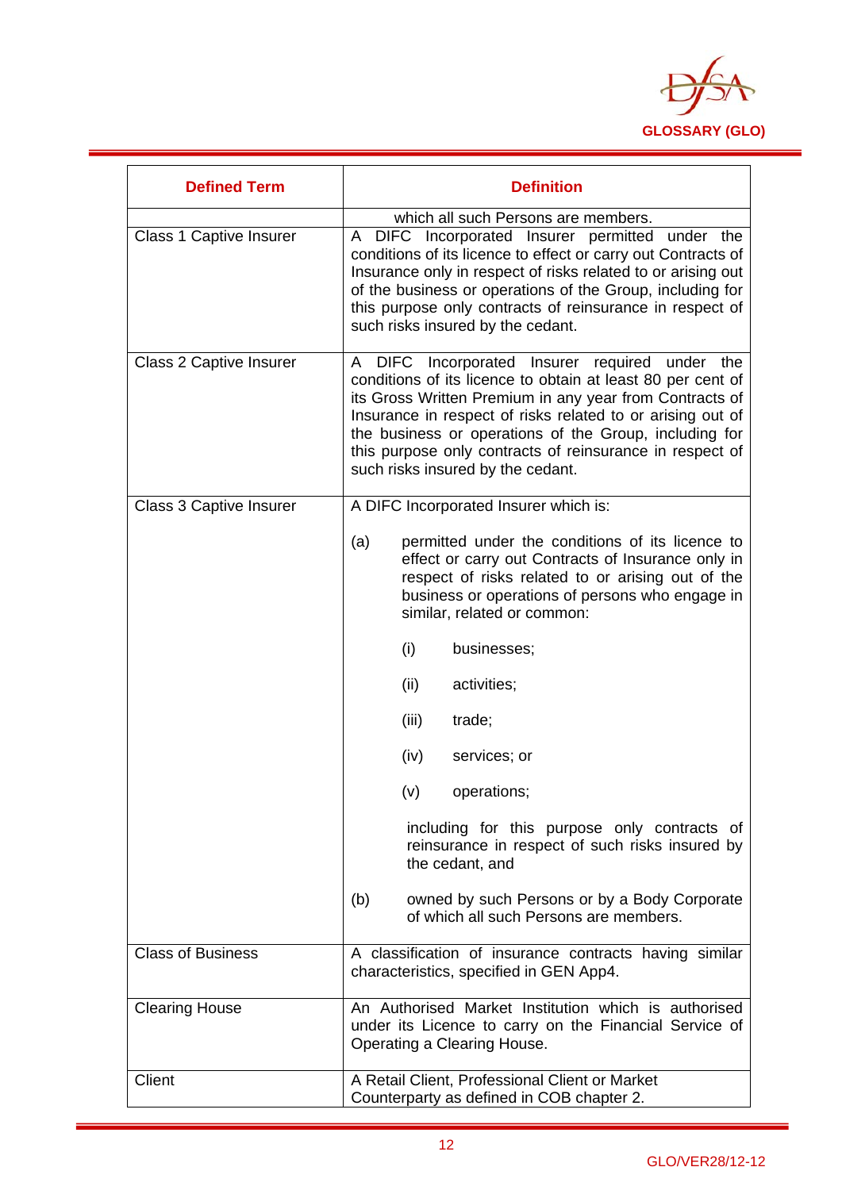| Defined Term | Definition |
|---|---|
| | which all such Persons are members. |
| Class 1 Captive Insurer | A DIFC Incorporated Insurer permitted under the conditions of its licence to effect or carry out Contracts of Insurance only in respect of risks related to or arising out of the business or operations of the Group, including for this purpose only contracts of reinsurance in respect of such risks insured by the cedant. |
| Class 2 Captive Insurer | A DIFC Incorporated Insurer required under the conditions of its licence to obtain at least 80 per cent of its Gross Written Premium in any year from Contracts of Insurance in respect of risks related to or arising out of the business or operations of the Group, including for this purpose only contracts of reinsurance in respect of such risks insured by the cedant. |
| Class 3 Captive Insurer | A DIFC Incorporated Insurer which is:<br><br>(a) permitted under the conditions of its licence to effect or carry out Contracts of Insurance only in respect of risks related to or arising out of the business or operations of persons who engage in similar, related or common:<br><br>(i) businesses;<br><br>(ii) activities;<br><br>(iii) trade;<br><br>(iv) services; or<br><br>(v) operations;<br><br>including for this purpose only contracts of reinsurance in respect of such risks insured by the cedant, and<br><br>(b) owned by such Persons or by a Body Corporate of which all such Persons are members. |
| Class of Business | A classification of insurance contracts having similar characteristics, specified in GEN App4. |
| Clearing House | An Authorised Market Institution which is authorised under its Licence to carry on the Financial Service of Operating a Clearing House. |
| Client | A Retail Client, Professional Client or Market Counterparty as defined in COB chapter 2. |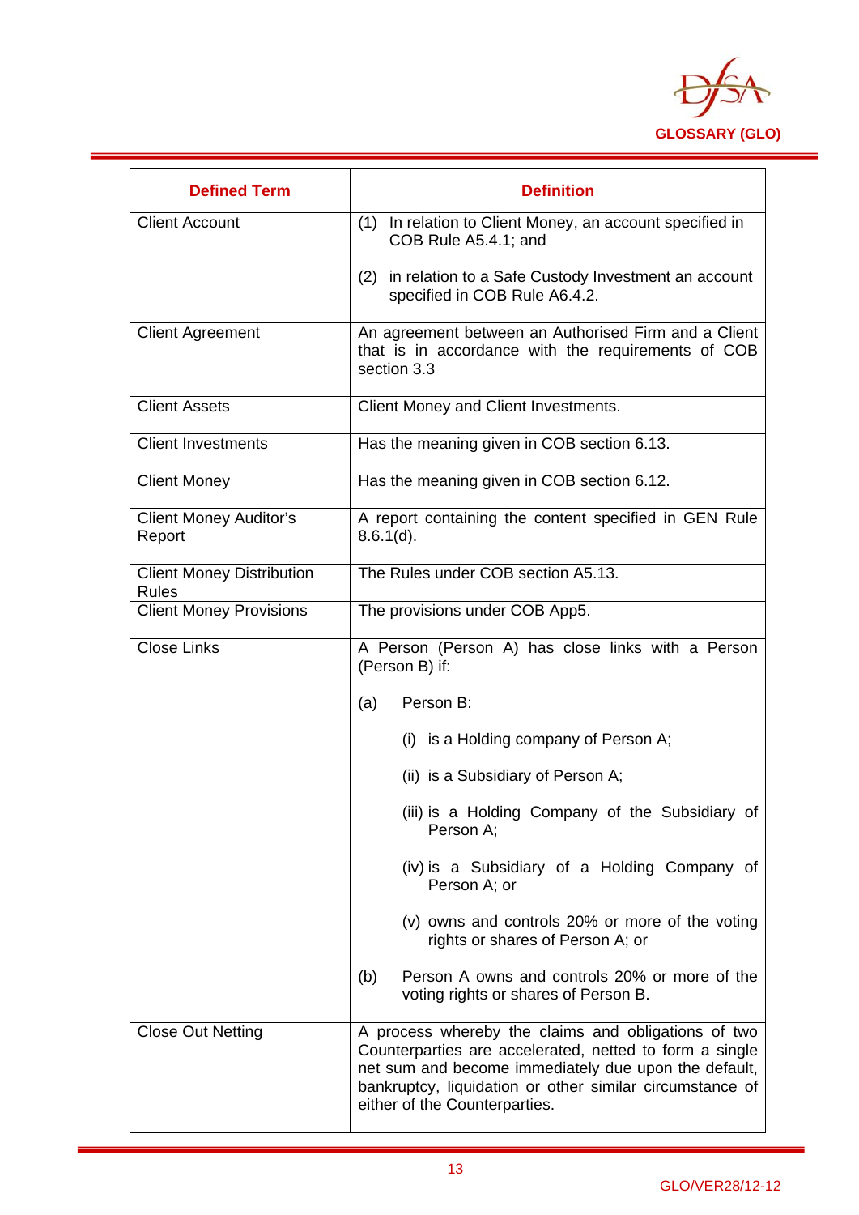| Defined Term | Definition |
|---|---|
| Client Account | (1) In relation to Client Money, an account specified in COB Rule A5.4.1; and<br><br>(2) in relation to a Safe Custody Investment an account specified in COB Rule A6.4.2. |
| Client Agreement | An agreement between an Authorised Firm and a Client that is in accordance with the requirements of COB section 3.3 |
| Client Assets | Client Money and Client Investments. |
| Client Investments | Has the meaning given in COB section 6.13. |
| Client Money | Has the meaning given in COB section 6.12. |
| Client Money Auditor's Report | A report containing the content specified in GEN Rule 8.6.1(d). |
| Client Money Distribution Rules | The Rules under COB section A5.13. |
| Client Money Provisions | The provisions under COB App5. |
| Close Links | A Person (Person A) has close links with a Person (Person B) if:<br><br>(a) Person B:<br><br>(i) is a Holding company of Person A;<br><br>(ii) is a Subsidiary of Person A;<br><br>(iii) is a Holding Company of the Subsidiary of Person A;<br><br>(iv) is a Subsidiary of a Holding Company of Person A; or<br><br>(v) owns and controls 20% or more of the voting rights or shares of Person A; or<br><br>(b) Person A owns and controls 20% or more of the voting rights or shares of Person B. |
| Close Out Netting | A process whereby the claims and obligations of two Counterparties are accelerated, netted to form a single net sum and become immediately due upon the default, bankruptcy, liquidation or other similar circumstance of either of the Counterparties. |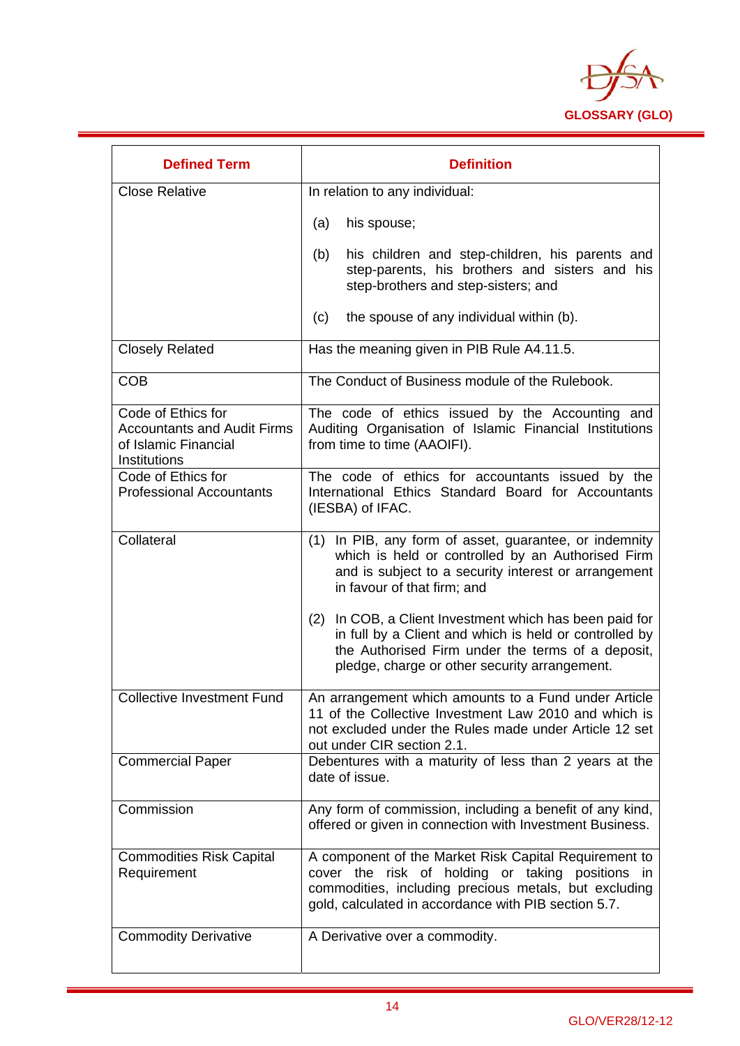| Defined Term | Definition |
|---|---|
| Close Relative | In relation to any individual:<br><br>(a) his spouse;<br><br>(b) his children and step-children, his parents and step-parents, his brothers and sisters and his step-brothers and step-sisters; and<br><br>(c) the spouse of any individual within (b). |
| Closely Related | Has the meaning given in PIB Rule A4.11.5. |
| COB | The Conduct of Business module of the Rulebook. |
| Code of Ethics for Accountants and Audit Firms of Islamic Financial Institutions | The code of ethics issued by the Accounting and Auditing Organisation of Islamic Financial Institutions from time to time (AAOIFI). |
| Code of Ethics for Professional Accountants | The code of ethics for accountants issued by the International Ethics Standard Board for Accountants (IESBA) of IFAC. |
| Collateral | (1) In PIB, any form of asset, guarantee, or indemnity which is held or controlled by an Authorised Firm and is subject to a security interest or arrangement in favour of that firm; and<br><br>(2) In COB, a Client Investment which has been paid for in full by a Client and which is held or controlled by the Authorised Firm under the terms of a deposit, pledge, charge or other security arrangement. |
| Collective Investment Fund | An arrangement which amounts to a Fund under Article 11 of the Collective Investment Law 2010 and which is not excluded under the Rules made under Article 12 set out under CIR section 2.1. |
| Commercial Paper | Debentures with a maturity of less than 2 years at the date of issue. |
| Commission | Any form of commission, including a benefit of any kind, offered or given in connection with Investment Business. |
| Commodities Risk Capital Requirement | A component of the Market Risk Capital Requirement to cover the risk of holding or taking positions in commodities, including precious metals, but excluding gold, calculated in accordance with PIB section 5.7. |
| Commodity Derivative | A Derivative over a commodity. |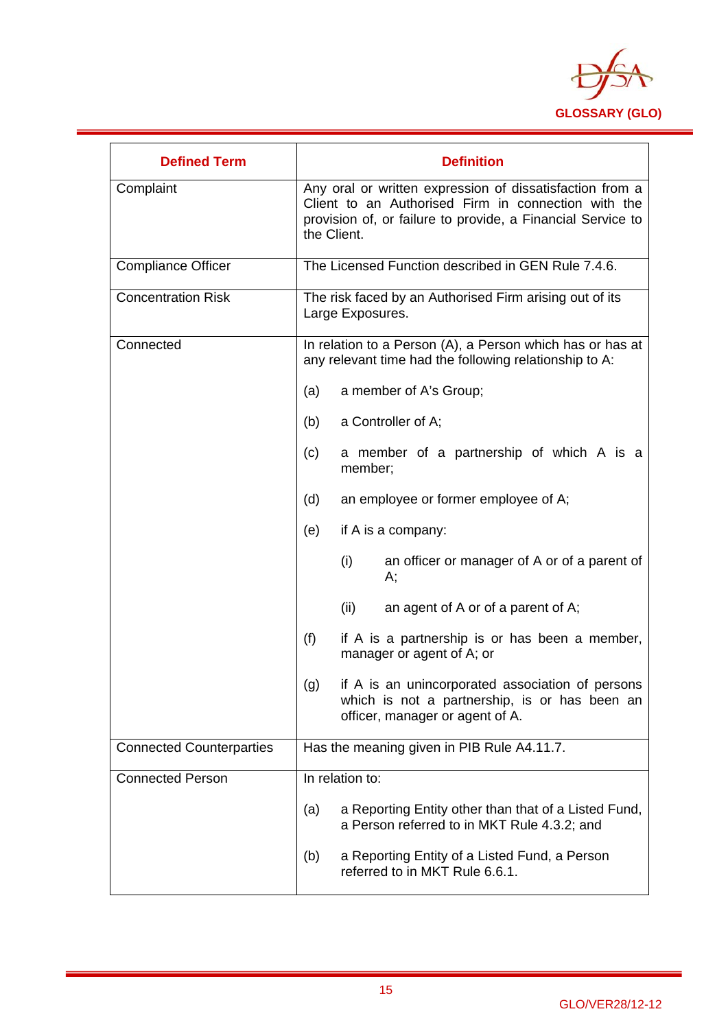| Defined Term | Definition |
|---|---|
| Complaint | Any oral or written expression of dissatisfaction from a Client to an Authorised Firm in connection with the provision of, or failure to provide, a Financial Service to the Client. |
| Compliance Officer | The Licensed Function described in GEN Rule 7.4.6. |
| Concentration Risk | The risk faced by an Authorised Firm arising out of its Large Exposures. |
| Connected | In relation to a Person (A), a Person which has or has at any relevant time had the following relationship to A:<br><br>(a) a member of A's Group;<br><br>(b) a Controller of A;<br><br>(c) a member of a partnership of which A is a member;<br><br>(d) an employee or former employee of A;<br><br>(e) if A is a company:<br><br>(i) an officer or manager of A or of a parent of A;<br><br>(ii) an agent of A or of a parent of A;<br><br>(f) if A is a partnership is or has been a member, manager or agent of A; or<br><br>(g) if A is an unincorporated association of persons which is not a partnership, is or has been an officer, manager or agent of A. |
| Connected Counterparties | Has the meaning given in PIB Rule A4.11.7. |
| Connected Person | In relation to:<br><br>(a) a Reporting Entity other than that of a Listed Fund, a Person referred to in MKT Rule 4.3.2; and<br><br>(b) a Reporting Entity of a Listed Fund, a Person referred to in MKT Rule 6.6.1. |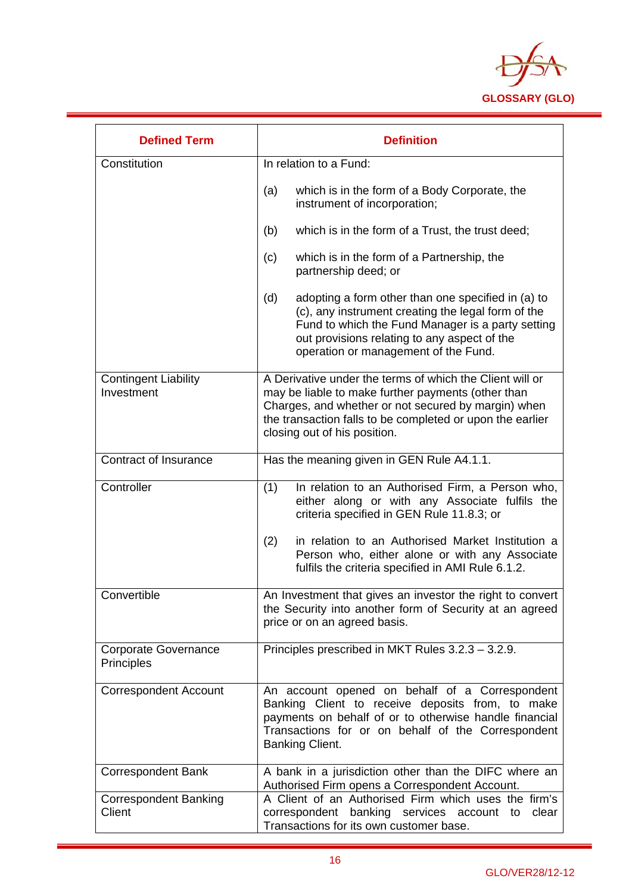| Defined Term | Definition |
| --- | --- |
| Constitution | In relation to a Fund:<br><br>(a) which is in the form of a Body Corporate, the instrument of incorporation;<br><br>(b) which is in the form of a Trust, the trust deed;<br><br>(c) which is in the form of a Partnership, the partnership deed; or<br><br>(d) adopting a form other than one specified in (a) to (c), any instrument creating the legal form of the Fund to which the Fund Manager is a party setting out provisions relating to any aspect of the operation or management of the Fund. |
| Contingent Liability Investment | A Derivative under the terms of which the Client will or may be liable to make further payments (other than Charges, and whether or not secured by margin) when the transaction falls to be completed or upon the earlier closing out of his position. |
| Contract of Insurance | Has the meaning given in GEN Rule A4.1.1. |
| Controller | (1) In relation to an Authorised Firm, a Person who, either along or with any Associate fulfils the criteria specified in GEN Rule 11.8.3; or<br><br>(2) in relation to an Authorised Market Institution a Person who, either alone or with any Associate fulfils the criteria specified in AMI Rule 6.1.2. |
| Convertible | An Investment that gives an investor the right to convert the Security into another form of Security at an agreed price or on an agreed basis. |
| Corporate Governance Principles | Principles prescribed in MKT Rules 3.2.3 – 3.2.9. |
| Correspondent Account | An account opened on behalf of a Correspondent Banking Client to receive deposits from, to make payments on behalf of or to otherwise handle financial Transactions for or on behalf of the Correspondent Banking Client. |
| Correspondent Bank | A bank in a jurisdiction other than the DIFC where an Authorised Firm opens a Correspondent Account. |
| Correspondent Banking Client | A Client of an Authorised Firm which uses the firm's correspondent banking services account to clear Transactions for its own customer base. |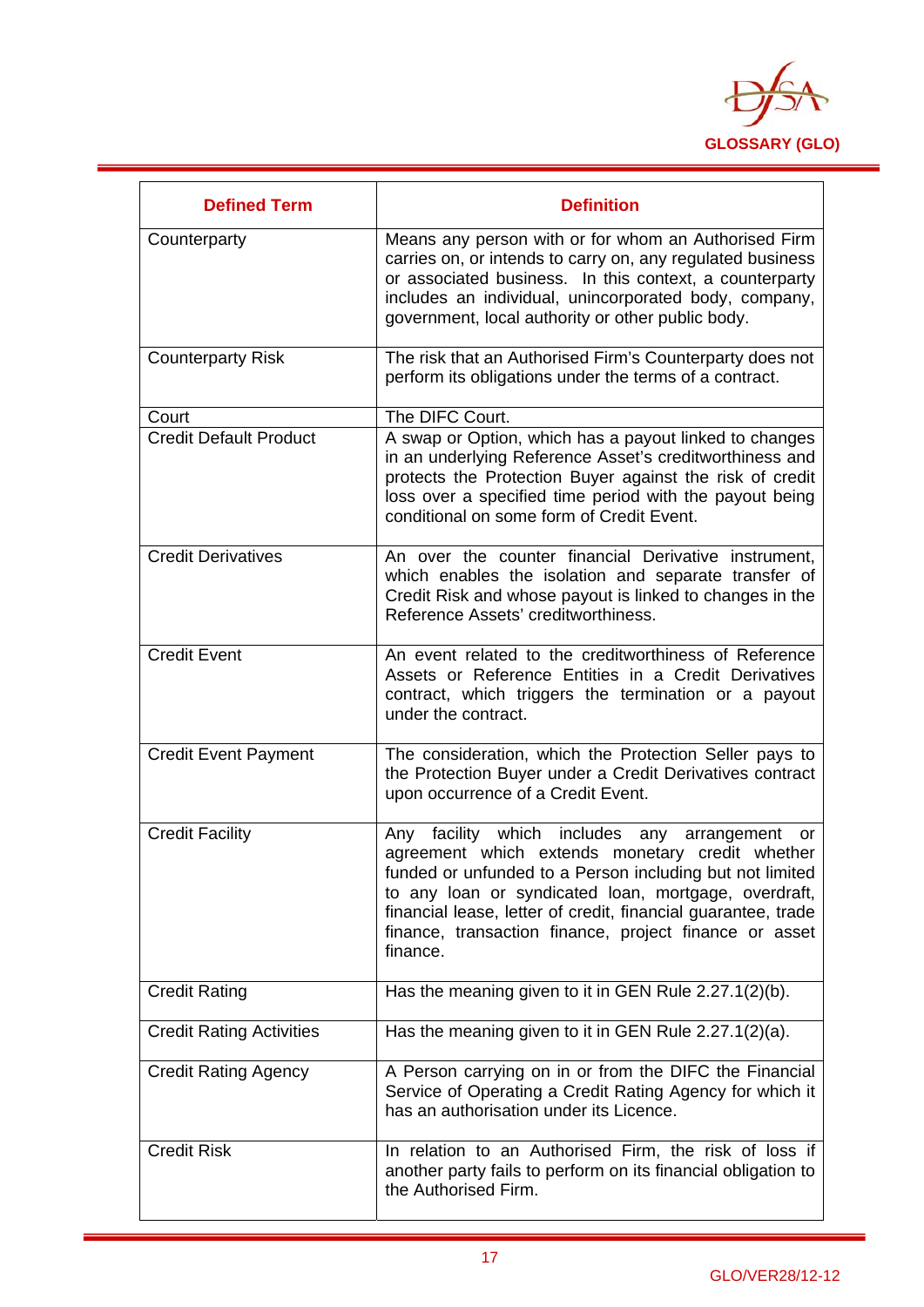| Defined Term | Definition |
|---|---|
| Counterparty | Means any person with or for whom an Authorised Firm carries on, or intends to carry on, any regulated business or associated business. In this context, a counterparty includes an individual, unincorporated body, company, government, local authority or other public body. |
| Counterparty Risk | The risk that an Authorised Firm's Counterparty does not perform its obligations under the terms of a contract. |
| Court | The DIFC Court. |
| Credit Default Product | A swap or Option, which has a payout linked to changes in an underlying Reference Asset's creditworthiness and protects the Protection Buyer against the risk of credit loss over a specified time period with the payout being conditional on some form of Credit Event. |
| Credit Derivatives | An over the counter financial Derivative instrument, which enables the isolation and separate transfer of Credit Risk and whose payout is linked to changes in the Reference Assets' creditworthiness. |
| Credit Event | An event related to the creditworthiness of Reference Assets or Reference Entities in a Credit Derivatives contract, which triggers the termination or a payout under the contract. |
| Credit Event Payment | The consideration, which the Protection Seller pays to the Protection Buyer under a Credit Derivatives contract upon occurrence of a Credit Event. |
| Credit Facility | Any facility which includes any arrangement or agreement which extends monetary credit whether funded or unfunded to a Person including but not limited to any loan or syndicated loan, mortgage, overdraft, financial lease, letter of credit, financial guarantee, trade finance, transaction finance, project finance or asset finance. |
| Credit Rating | Has the meaning given to it in GEN Rule 2.27.1(2)(b). |
| Credit Rating Activities | Has the meaning given to it in GEN Rule 2.27.1(2)(a). |
| Credit Rating Agency | A Person carrying on in or from the DIFC the Financial Service of Operating a Credit Rating Agency for which it has an authorisation under its Licence. |
| Credit Risk | In relation to an Authorised Firm, the risk of loss if another party fails to perform on its financial obligation to the Authorised Firm. |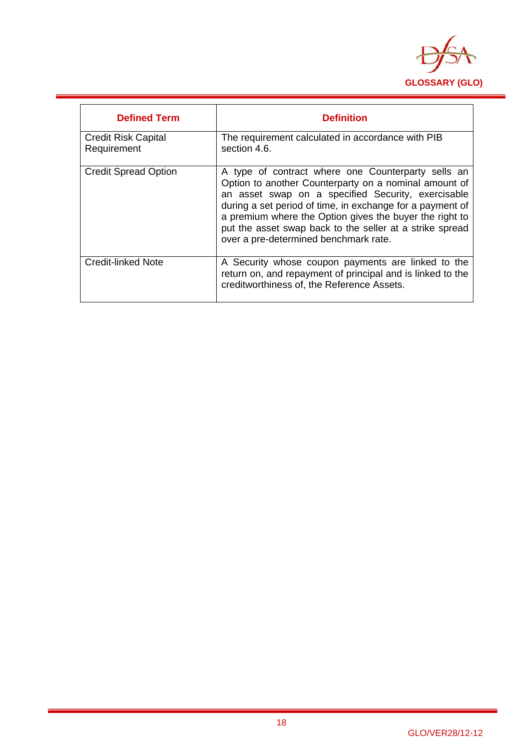| Defined Term | Definition |
|---|---|
| Credit Risk Capital Requirement | The requirement calculated in accordance with PIB section 4.6. |
| Credit Spread Option | A type of contract where one Counterparty sells an Option to another Counterparty on a nominal amount of an asset swap on a specified Security, exercisable during a set period of time, in exchange for a payment of a premium where the Option gives the buyer the right to put the asset swap back to the seller at a strike spread over a pre-determined benchmark rate. |
| Credit-linked Note | A Security whose coupon payments are linked to the return on, and repayment of principal and is linked to the creditworthiness of, the Reference Assets. |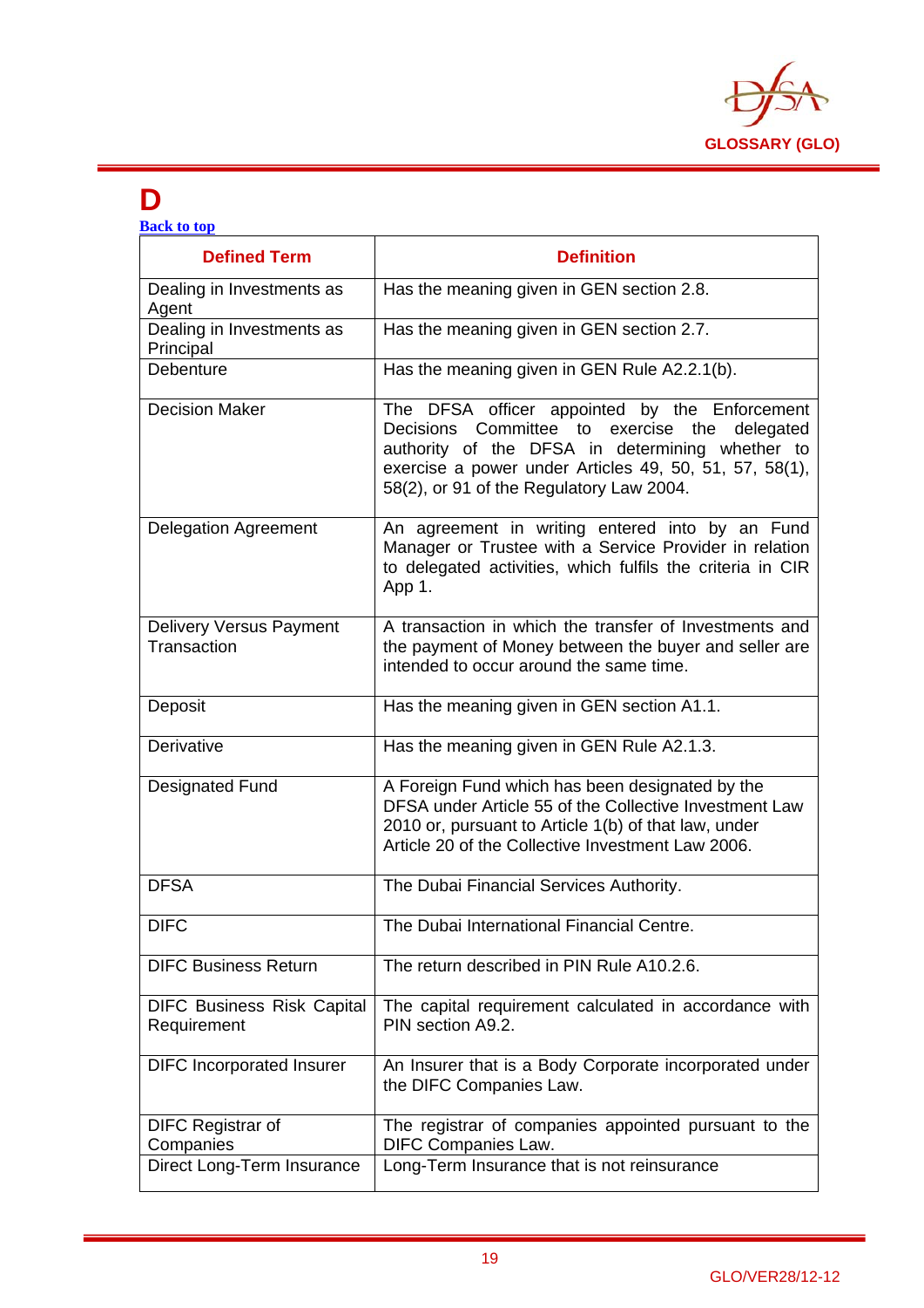# D

[Back to top]

| Defined Term | Definition |
|---|---|
| Dealing in Investments as Agent | Has the meaning given in GEN section 2.8. |
| Dealing in Investments as Principal | Has the meaning given in GEN section 2.7. |
| Debenture | Has the meaning given in GEN Rule A2.2.1(b). |
| Decision Maker | The DFSA officer appointed by the Enforcement Decisions Committee to exercise the delegated authority of the DFSA in determining whether to exercise a power under Articles 49, 50, 51, 57, 58(1), 58(2), or 91 of the Regulatory Law 2004. |
| Delegation Agreement | An agreement in writing entered into by an Fund Manager or Trustee with a Service Provider in relation to delegated activities, which fulfils the criteria in CIR App 1. |
| Delivery Versus Payment Transaction | A transaction in which the transfer of Investments and the payment of Money between the buyer and seller are intended to occur around the same time. |
| Deposit | Has the meaning given in GEN section A1.1. |
| Derivative | Has the meaning given in GEN Rule A2.1.3. |
| Designated Fund | A Foreign Fund which has been designated by the DFSA under Article 55 of the Collective Investment Law 2010 or, pursuant to Article 1(b) of that law, under Article 20 of the Collective Investment Law 2006. |
| DFSA | The Dubai Financial Services Authority. |
| DIFC | The Dubai International Financial Centre. |
| DIFC Business Return | The return described in PIN Rule A10.2.6. |
| DIFC Business Risk Capital Requirement | The capital requirement calculated in accordance with PIN section A9.2. |
| DIFC Incorporated Insurer | An Insurer that is a Body Corporate incorporated under the DIFC Companies Law. |
| DIFC Registrar of Companies | The registrar of companies appointed pursuant to the DIFC Companies Law. |
| Direct Long-Term Insurance | Long-Term Insurance that is not reinsurance |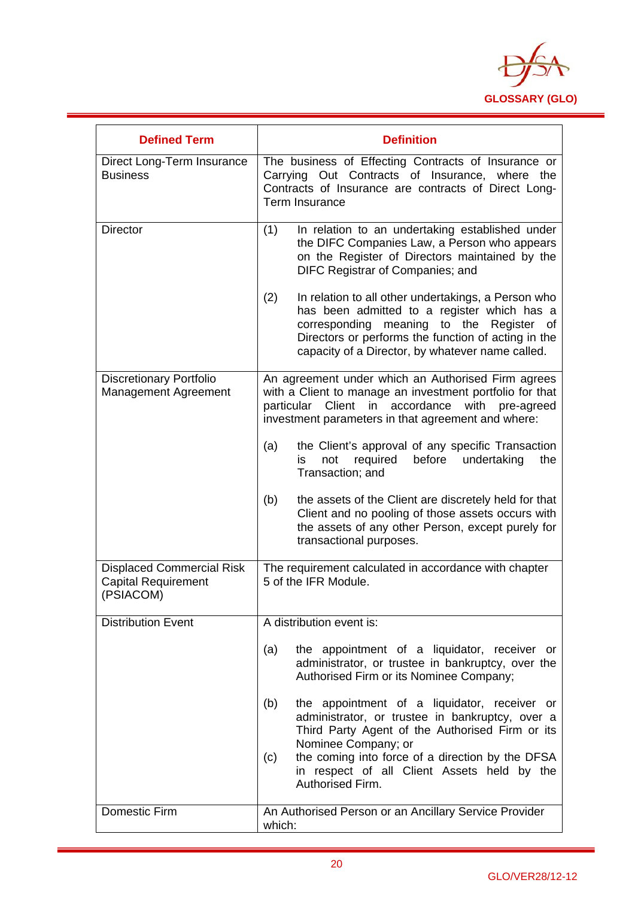| Defined Term | Definition |
|---|---|
| Direct Long-Term Insurance Business | The business of Effecting Contracts of Insurance or Carrying Out Contracts of Insurance, where the Contracts of Insurance are contracts of Direct Long-Term Insurance |
| Director | (1) In relation to an undertaking established under the DIFC Companies Law, a Person who appears on the Register of Directors maintained by the DIFC Registrar of Companies; and<br><br>(2) In relation to all other undertakings, a Person who has been admitted to a register which has a corresponding meaning to the Register of Directors or performs the function of acting in the capacity of a Director, by whatever name called. |
| Discretionary Portfolio Management Agreement | An agreement under which an Authorised Firm agrees with a Client to manage an investment portfolio for that particular Client in accordance with pre-agreed investment parameters in that agreement and where:<br><br>(a) the Client's approval of any specific Transaction is not required before undertaking the Transaction; and<br><br>(b) the assets of the Client are discretely held for that Client and no pooling of those assets occurs with the assets of any other Person, except purely for transactional purposes. |
| Displaced Commercial Risk Capital Requirement (PSIACOM) | The requirement calculated in accordance with chapter 5 of the IFR Module. |
| Distribution Event | A distribution event is:<br><br>(a) the appointment of a liquidator, receiver or administrator, or trustee in bankruptcy, over the Authorised Firm or its Nominee Company;<br><br>(b) the appointment of a liquidator, receiver or administrator, or trustee in bankruptcy, over a Third Party Agent of the Authorised Firm or its Nominee Company; or<br>(c) the coming into force of a direction by the DFSA in respect of all Client Assets held by the Authorised Firm. |
| Domestic Firm | An Authorised Person or an Ancillary Service Provider which: |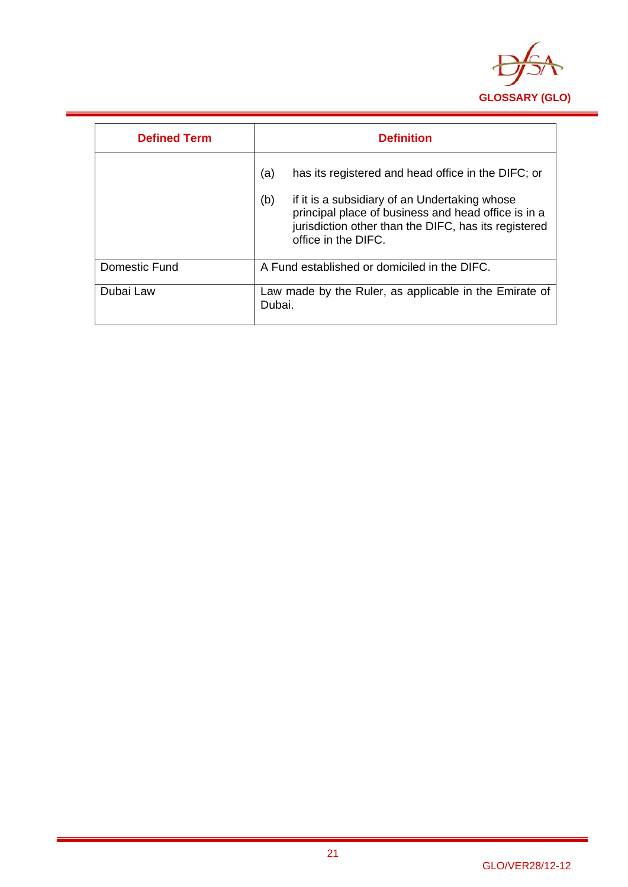| Defined Term | Definition |
| --- | --- |
| | (a) has its registered and head office in the DIFC; or<br><br>(b) if it is a subsidiary of an Undertaking whose principal place of business and head office is in a jurisdiction other than the DIFC, has its registered office in the DIFC. |
| Domestic Fund | A Fund established or domiciled in the DIFC. |
| Dubai Law | Law made by the Ruler, as applicable in the Emirate of Dubai. |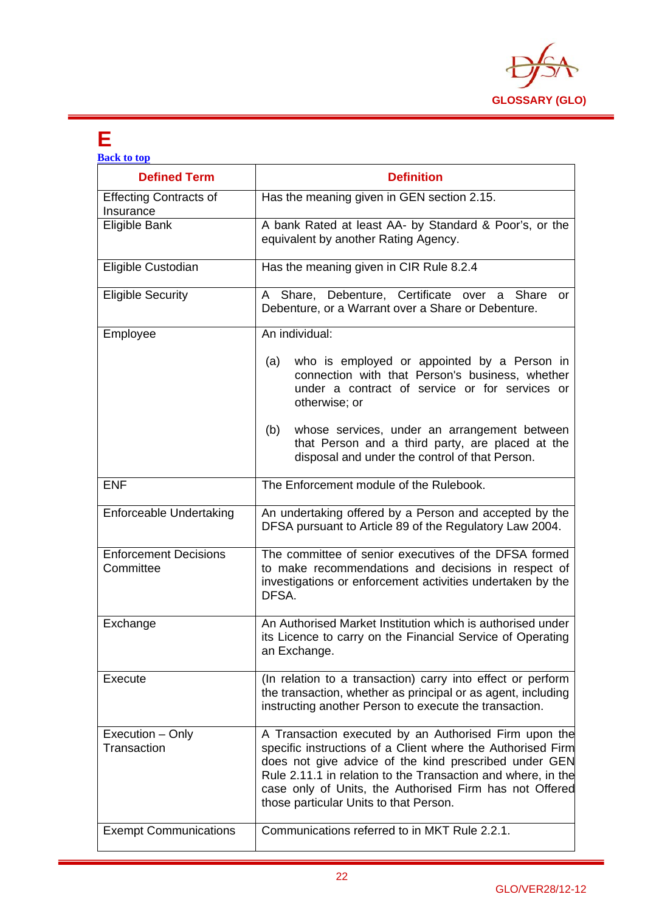# E

[Back to top](#)

| Defined Term | Definition |
|---|---|
| Effecting Contracts of Insurance | Has the meaning given in GEN section 2.15. |
| Eligible Bank | A bank Rated at least AA- by Standard & Poor's, or the equivalent by another Rating Agency. |
| Eligible Custodian | Has the meaning given in CIR Rule 8.2.4 |
| Eligible Security | A Share, Debenture, Certificate over a Share or Debenture, or a Warrant over a Share or Debenture. |
| Employee | An individual:<br><br>(a) who is employed or appointed by a Person in connection with that Person's business, whether under a contract of service or for services or otherwise; or<br><br>(b) whose services, under an arrangement between that Person and a third party, are placed at the disposal and under the control of that Person. |
| ENF | The Enforcement module of the Rulebook. |
| Enforceable Undertaking | An undertaking offered by a Person and accepted by the DFSA pursuant to Article 89 of the Regulatory Law 2004. |
| Enforcement Decisions Committee | The committee of senior executives of the DFSA formed to make recommendations and decisions in respect of investigations or enforcement activities undertaken by the DFSA. |
| Exchange | An Authorised Market Institution which is authorised under its Licence to carry on the Financial Service of Operating an Exchange. |
| Execute | (In relation to a transaction) carry into effect or perform the transaction, whether as principal or as agent, including instructing another Person to execute the transaction. |
| Execution – Only Transaction | A Transaction executed by an Authorised Firm upon the specific instructions of a Client where the Authorised Firm does not give advice of the kind prescribed under GEN Rule 2.11.1 in relation to the Transaction and where, in the case only of Units, the Authorised Firm has not Offered those particular Units to that Person. |
| Exempt Communications | Communications referred to in MKT Rule 2.2.1. |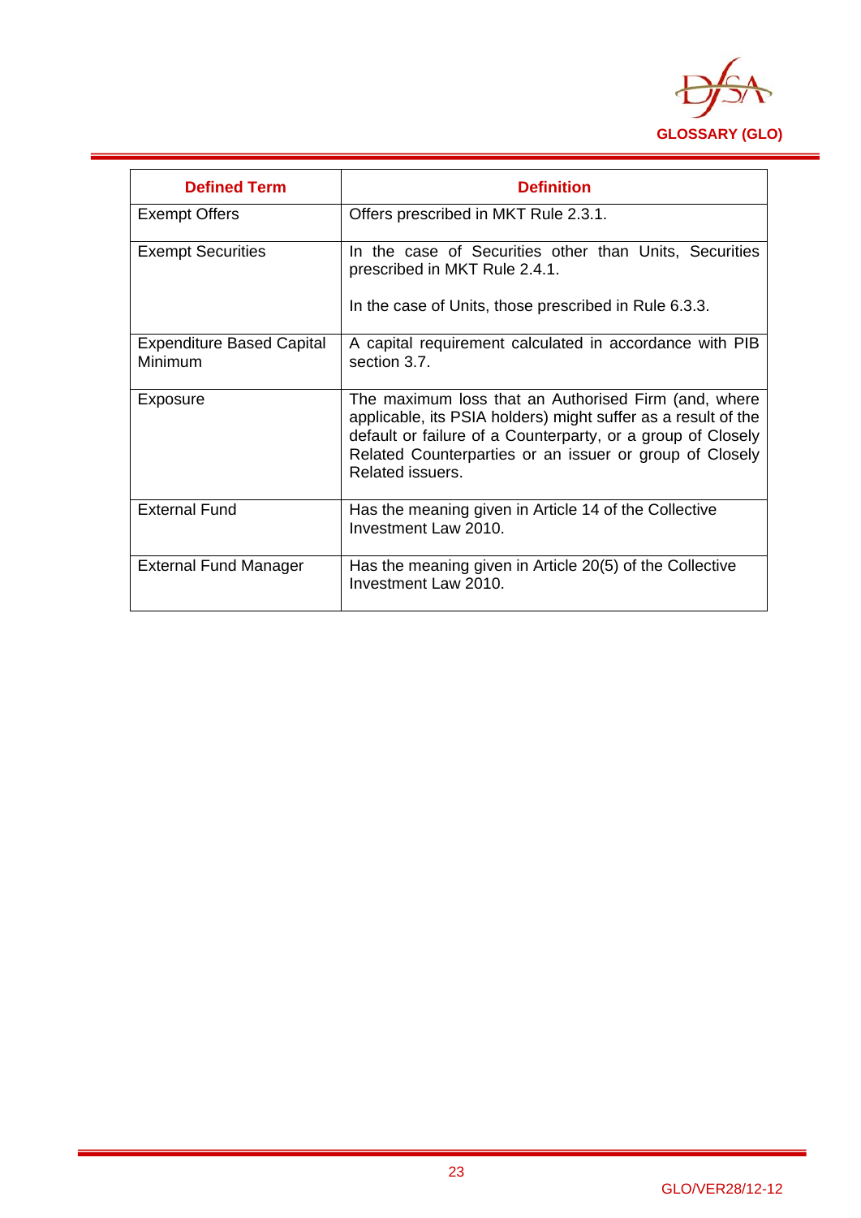| Defined Term | Definition |
|---|---|
| Exempt Offers | Offers prescribed in MKT Rule 2.3.1. |
| Exempt Securities | In the case of Securities other than Units, Securities prescribed in MKT Rule 2.4.1.<br><br>In the case of Units, those prescribed in Rule 6.3.3. |
| Expenditure Based Capital Minimum | A capital requirement calculated in accordance with PIB section 3.7. |
| Exposure | The maximum loss that an Authorised Firm (and, where applicable, its PSIA holders) might suffer as a result of the default or failure of a Counterparty, or a group of Closely Related Counterparties or an issuer or group of Closely Related issuers. |
| External Fund | Has the meaning given in Article 14 of the Collective Investment Law 2010. |
| External Fund Manager | Has the meaning given in Article 20(5) of the Collective Investment Law 2010. |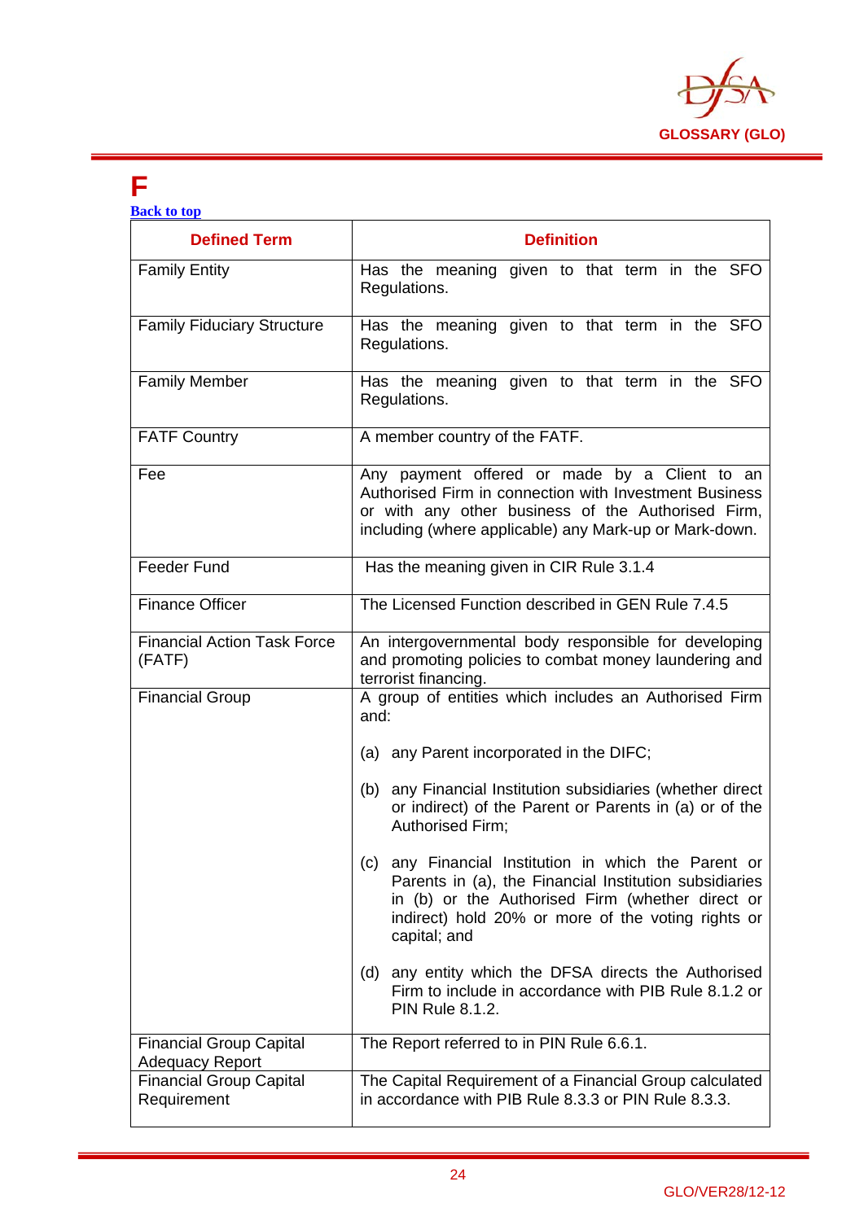# F

Back to top

| Defined Term | Definition |
|---|---|
| Family Entity | Has the meaning given to that term in the SFO Regulations. |
| Family Fiduciary Structure | Has the meaning given to that term in the SFO Regulations. |
| Family Member | Has the meaning given to that term in the SFO Regulations. |
| FATF Country | A member country of the FATF. |
| Fee | Any payment offered or made by a Client to an Authorised Firm in connection with Investment Business or with any other business of the Authorised Firm, including (where applicable) any Mark-up or Mark-down. |
| Feeder Fund | Has the meaning given in CIR Rule 3.1.4 |
| Finance Officer | The Licensed Function described in GEN Rule 7.4.5 |
| Financial Action Task Force (FATF) | An intergovernmental body responsible for developing and promoting policies to combat money laundering and terrorist financing. |
| Financial Group | A group of entities which includes an Authorised Firm and:<br><br>(a) any Parent incorporated in the DIFC;<br><br>(b) any Financial Institution subsidiaries (whether direct or indirect) of the Parent or Parents in (a) or of the Authorised Firm;<br><br>(c) any Financial Institution in which the Parent or Parents in (a), the Financial Institution subsidiaries in (b) or the Authorised Firm (whether direct or indirect) hold 20% or more of the voting rights or capital; and<br><br>(d) any entity which the DFSA directs the Authorised Firm to include in accordance with PIB Rule 8.1.2 or PIN Rule 8.1.2. |
| Financial Group Capital Adequacy Report | The Report referred to in PIN Rule 6.6.1. |
| Financial Group Capital Requirement | The Capital Requirement of a Financial Group calculated in accordance with PIB Rule 8.3.3 or PIN Rule 8.3.3. |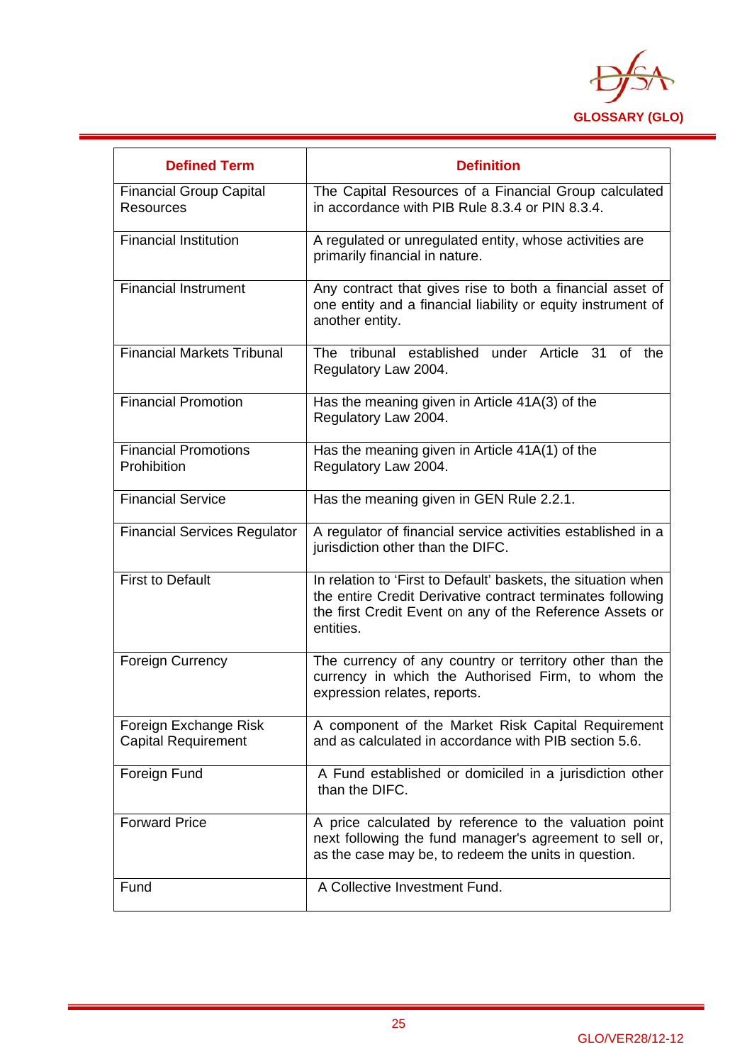| Defined Term | Definition |
|---|---|
| Financial Group Capital Resources | The Capital Resources of a Financial Group calculated in accordance with PIB Rule 8.3.4 or PIN 8.3.4. |
| Financial Institution | A regulated or unregulated entity, whose activities are primarily financial in nature. |
| Financial Instrument | Any contract that gives rise to both a financial asset of one entity and a financial liability or equity instrument of another entity. |
| Financial Markets Tribunal | The tribunal established under Article 31 of the Regulatory Law 2004. |
| Financial Promotion | Has the meaning given in Article 41A(3) of the Regulatory Law 2004. |
| Financial Promotions Prohibition | Has the meaning given in Article 41A(1) of the Regulatory Law 2004. |
| Financial Service | Has the meaning given in GEN Rule 2.2.1. |
| Financial Services Regulator | A regulator of financial service activities established in a jurisdiction other than the DIFC. |
| First to Default | In relation to 'First to Default' baskets, the situation when the entire Credit Derivative contract terminates following the first Credit Event on any of the Reference Assets or entities. |
| Foreign Currency | The currency of any country or territory other than the currency in which the Authorised Firm, to whom the expression relates, reports. |
| Foreign Exchange Risk Capital Requirement | A component of the Market Risk Capital Requirement and as calculated in accordance with PIB section 5.6. |
| Foreign Fund | A Fund established or domiciled in a jurisdiction other than the DIFC. |
| Forward Price | A price calculated by reference to the valuation point next following the fund manager's agreement to sell or, as the case may be, to redeem the units in question. |
| Fund | A Collective Investment Fund. |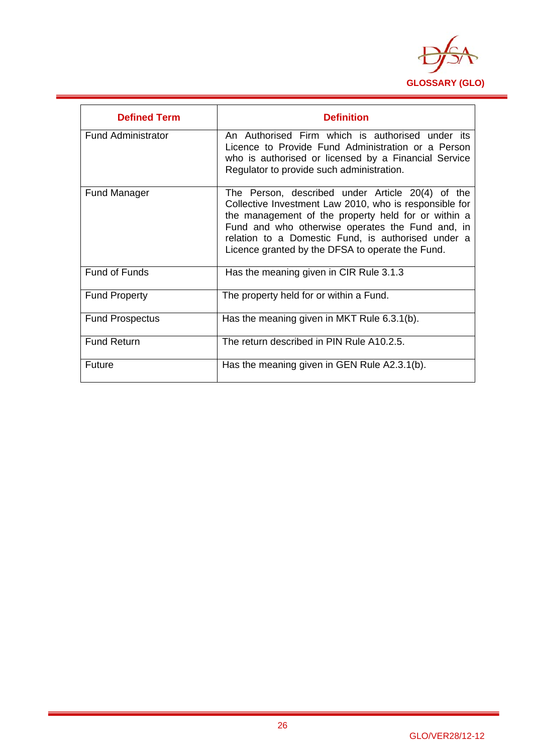| Defined Term | Definition |
|---|---|
| Fund Administrator | An Authorised Firm which is authorised under its Licence to Provide Fund Administration or a Person who is authorised or licensed by a Financial Service Regulator to provide such administration. |
| Fund Manager | The Person, described under Article 20(4) of the Collective Investment Law 2010, who is responsible for the management of the property held for or within a Fund and who otherwise operates the Fund and, in relation to a Domestic Fund, is authorised under a Licence granted by the DFSA to operate the Fund. |
| Fund of Funds | Has the meaning given in CIR Rule 3.1.3 |
| Fund Property | The property held for or within a Fund. |
| Fund Prospectus | Has the meaning given in MKT Rule 6.3.1(b). |
| Fund Return | The return described in PIN Rule A10.2.5. |
| Future | Has the meaning given in GEN Rule A2.3.1(b). |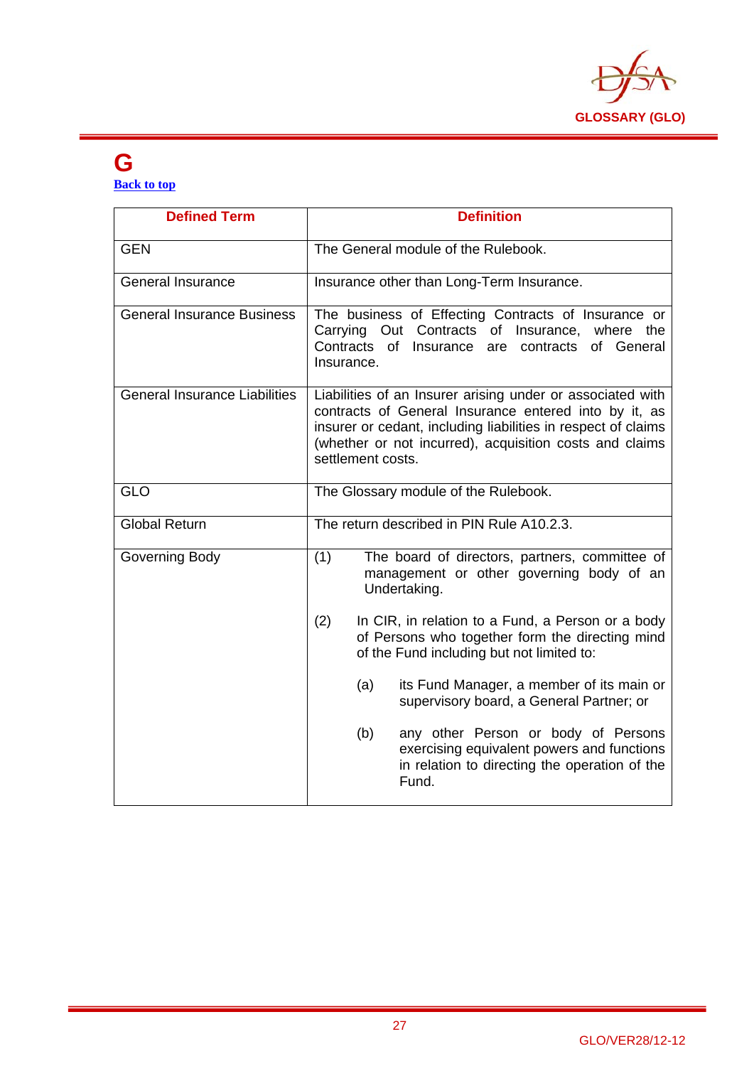# G

[Back to top](#)

| Defined Term | Definition |
|---|---|
| GEN | The General module of the Rulebook. |
| General Insurance | Insurance other than Long-Term Insurance. |
| General Insurance Business | The business of Effecting Contracts of Insurance or Carrying Out Contracts of Insurance, where the Contracts of Insurance are contracts of General Insurance. |
| General Insurance Liabilities | Liabilities of an Insurer arising under or associated with contracts of General Insurance entered into by it, as insurer or cedant, including liabilities in respect of claims (whether or not incurred), acquisition costs and claims settlement costs. |
| GLO | The Glossary module of the Rulebook. |
| Global Return | The return described in PIN Rule A10.2.3. |
| Governing Body | (1) The board of directors, partners, committee of management or other governing body of an Undertaking.<br><br>(2) In CIR, in relation to a Fund, a Person or a body of Persons who together form the directing mind of the Fund including but not limited to:<br><br>(a) its Fund Manager, a member of its main or supervisory board, a General Partner; or<br><br>(b) any other Person or body of Persons exercising equivalent powers and functions in relation to directing the operation of the Fund. |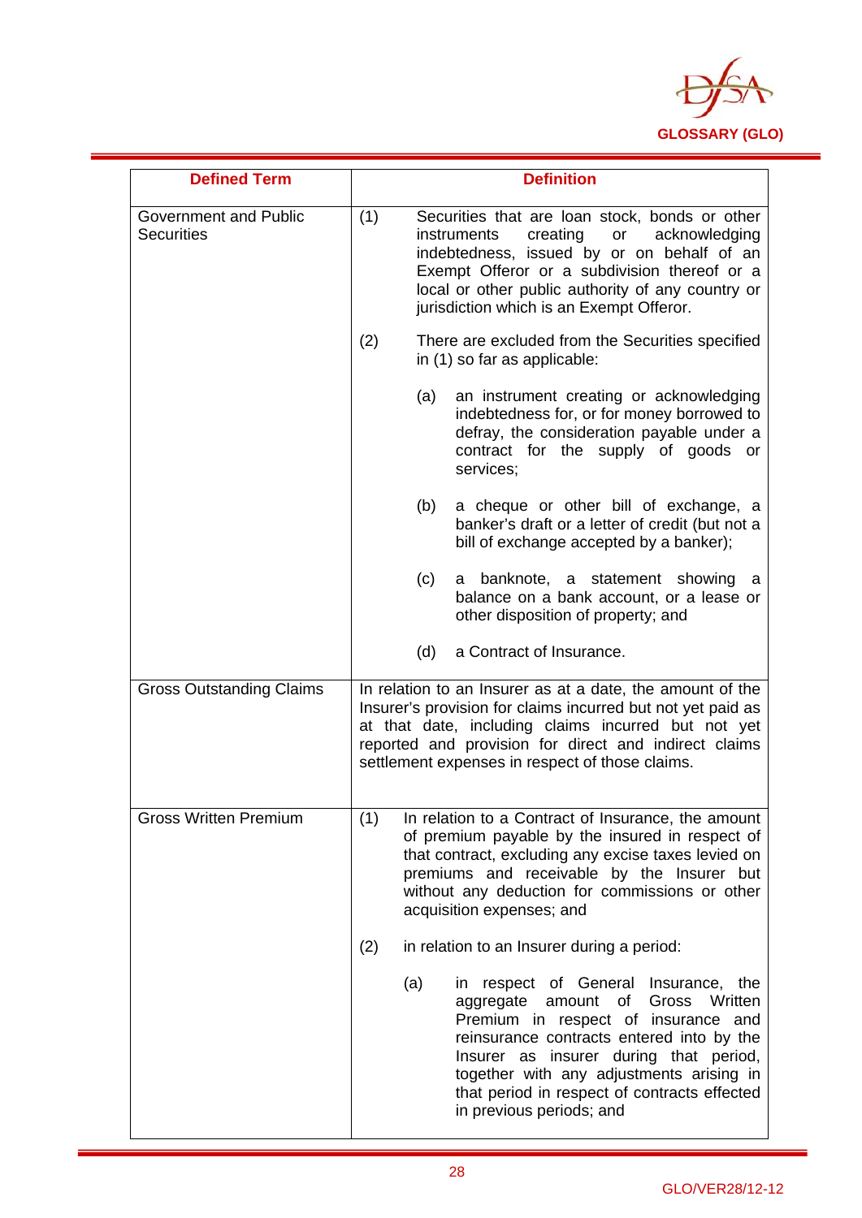| Defined Term | Definition |
|---|---|
| Government and Public Securities | (1) Securities that are loan stock, bonds or other instruments creating or acknowledging indebtedness, issued by or on behalf of an Exempt Offeror or a subdivision thereof or a local or other public authority of any country or jurisdiction which is an Exempt Offeror.<br><br>(2) There are excluded from the Securities specified in (1) so far as applicable:<br><br>(a) an instrument creating or acknowledging indebtedness for, or for money borrowed to defray, the consideration payable under a contract for the supply of goods or services;<br><br>(b) a cheque or other bill of exchange, a banker's draft or a letter of credit (but not a bill of exchange accepted by a banker);<br><br>(c) a banknote, a statement showing a balance on a bank account, or a lease or other disposition of property; and<br><br>(d) a Contract of Insurance. |
| Gross Outstanding Claims | In relation to an Insurer as at a date, the amount of the Insurer's provision for claims incurred but not yet paid as at that date, including claims incurred but not yet reported and provision for direct and indirect claims settlement expenses in respect of those claims. |
| Gross Written Premium | (1) In relation to a Contract of Insurance, the amount of premium payable by the insured in respect of that contract, excluding any excise taxes levied on premiums and receivable by the Insurer but without any deduction for commissions or other acquisition expenses; and<br><br>(2) in relation to an Insurer during a period:<br><br>(a) in respect of General Insurance, the aggregate amount of Gross Written Premium in respect of insurance and reinsurance contracts entered into by the Insurer as insurer during that period, together with any adjustments arising in that period in respect of contracts effected in previous periods; and |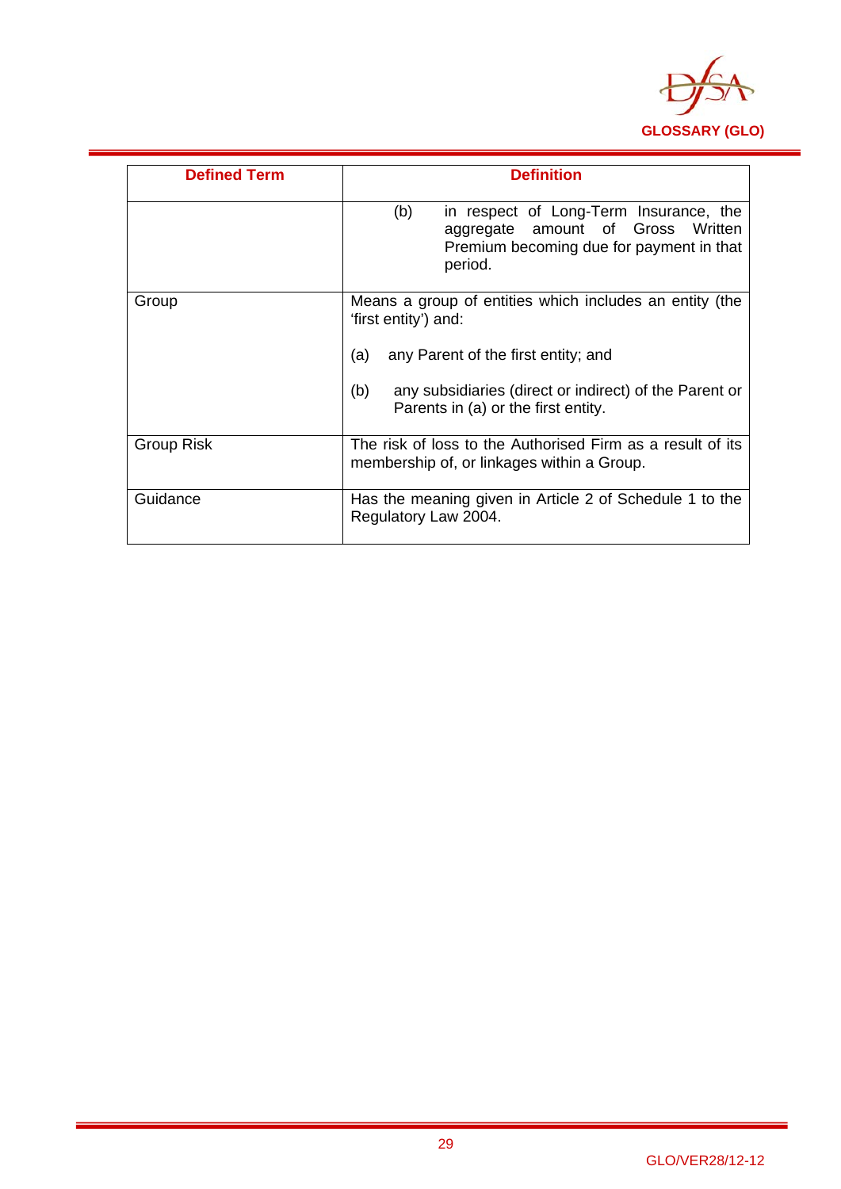| Defined Term | Definition |
|---|---|
| | (b) in respect of Long-Term Insurance, the aggregate amount of Gross Written Premium becoming due for payment in that period. |
| Group | Means a group of entities which includes an entity (the 'first entity') and:<br><br>(a) any Parent of the first entity; and<br><br>(b) any subsidiaries (direct or indirect) of the Parent or Parents in (a) or the first entity. |
| Group Risk | The risk of loss to the Authorised Firm as a result of its membership of, or linkages within a Group. |
| Guidance | Has the meaning given in Article 2 of Schedule 1 to the Regulatory Law 2004. |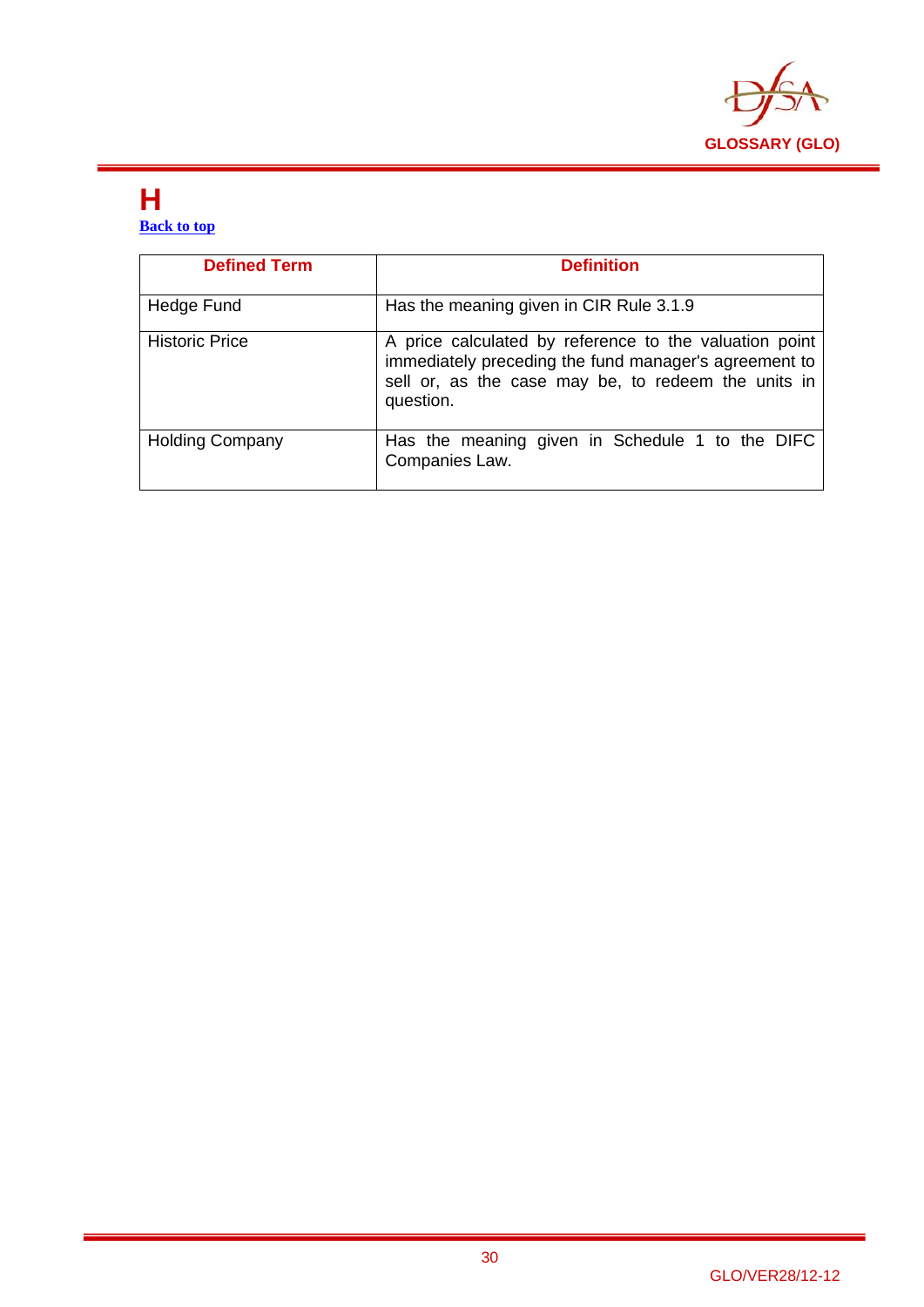# H

Back to top

| Defined Term | Definition |
|---|---|
| Hedge Fund | Has the meaning given in CIR Rule 3.1.9 |
| Historic Price | A price calculated by reference to the valuation point immediately preceding the fund manager's agreement to sell or, as the case may be, to redeem the units in question. |
| Holding Company | Has the meaning given in Schedule 1 to the DIFC Companies Law. |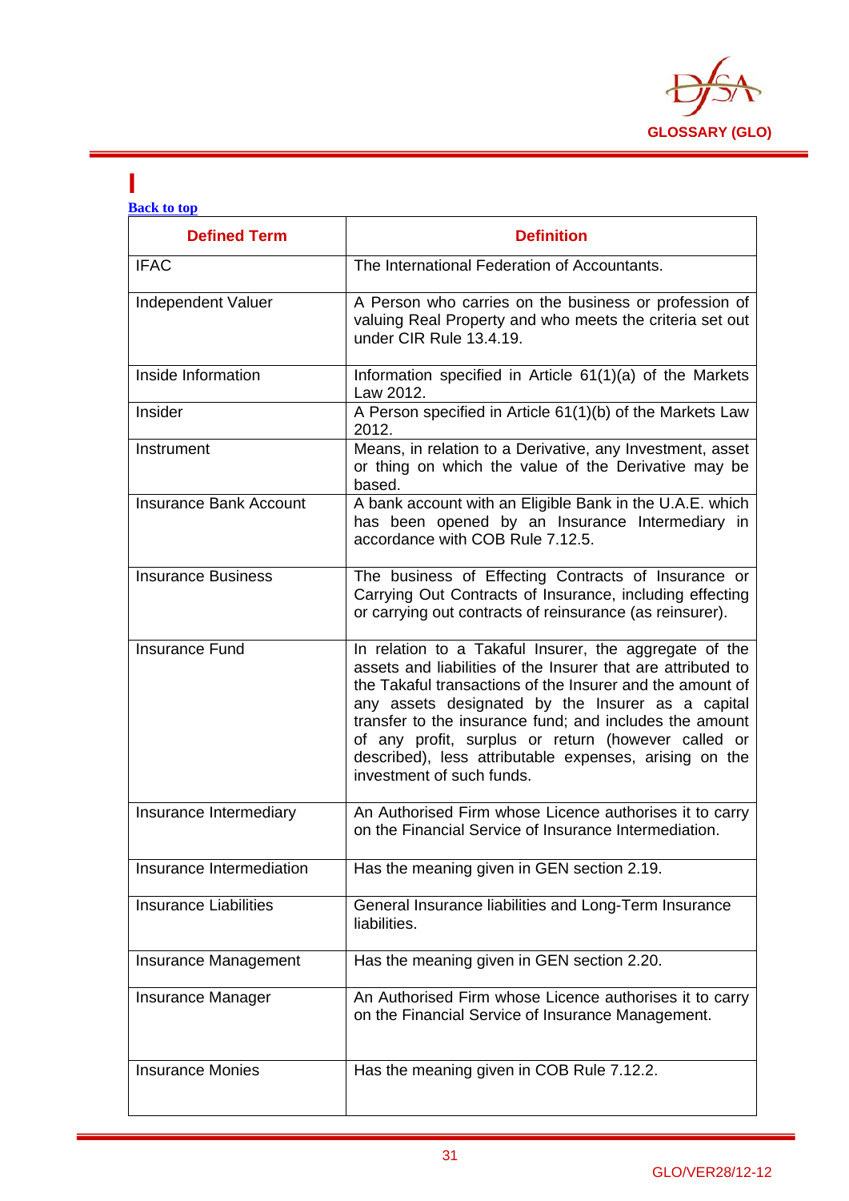# I

[Back to top](#)

| Defined Term | Definition |
|---|---|
| IFAC | The International Federation of Accountants. |
| Independent Valuer | A Person who carries on the business or profession of valuing Real Property and who meets the criteria set out under CIR Rule 13.4.19. |
| Inside Information | Information specified in Article 61(1)(a) of the Markets Law 2012. |
| Insider | A Person specified in Article 61(1)(b) of the Markets Law 2012. |
| Instrument | Means, in relation to a Derivative, any Investment, asset or thing on which the value of the Derivative may be based. |
| Insurance Bank Account | A bank account with an Eligible Bank in the U.A.E. which has been opened by an Insurance Intermediary in accordance with COB Rule 7.12.5. |
| Insurance Business | The business of Effecting Contracts of Insurance or Carrying Out Contracts of Insurance, including effecting or carrying out contracts of reinsurance (as reinsurer). |
| Insurance Fund | In relation to a Takaful Insurer, the aggregate of the assets and liabilities of the Insurer that are attributed to the Takaful transactions of the Insurer and the amount of any assets designated by the Insurer as a capital transfer to the insurance fund; and includes the amount of any profit, surplus or return (however called or described), less attributable expenses, arising on the investment of such funds. |
| Insurance Intermediary | An Authorised Firm whose Licence authorises it to carry on the Financial Service of Insurance Intermediation. |
| Insurance Intermediation | Has the meaning given in GEN section 2.19. |
| Insurance Liabilities | General Insurance liabilities and Long-Term Insurance liabilities. |
| Insurance Management | Has the meaning given in GEN section 2.20. |
| Insurance Manager | An Authorised Firm whose Licence authorises it to carry on the Financial Service of Insurance Management. |
| Insurance Monies | Has the meaning given in COB Rule 7.12.2. |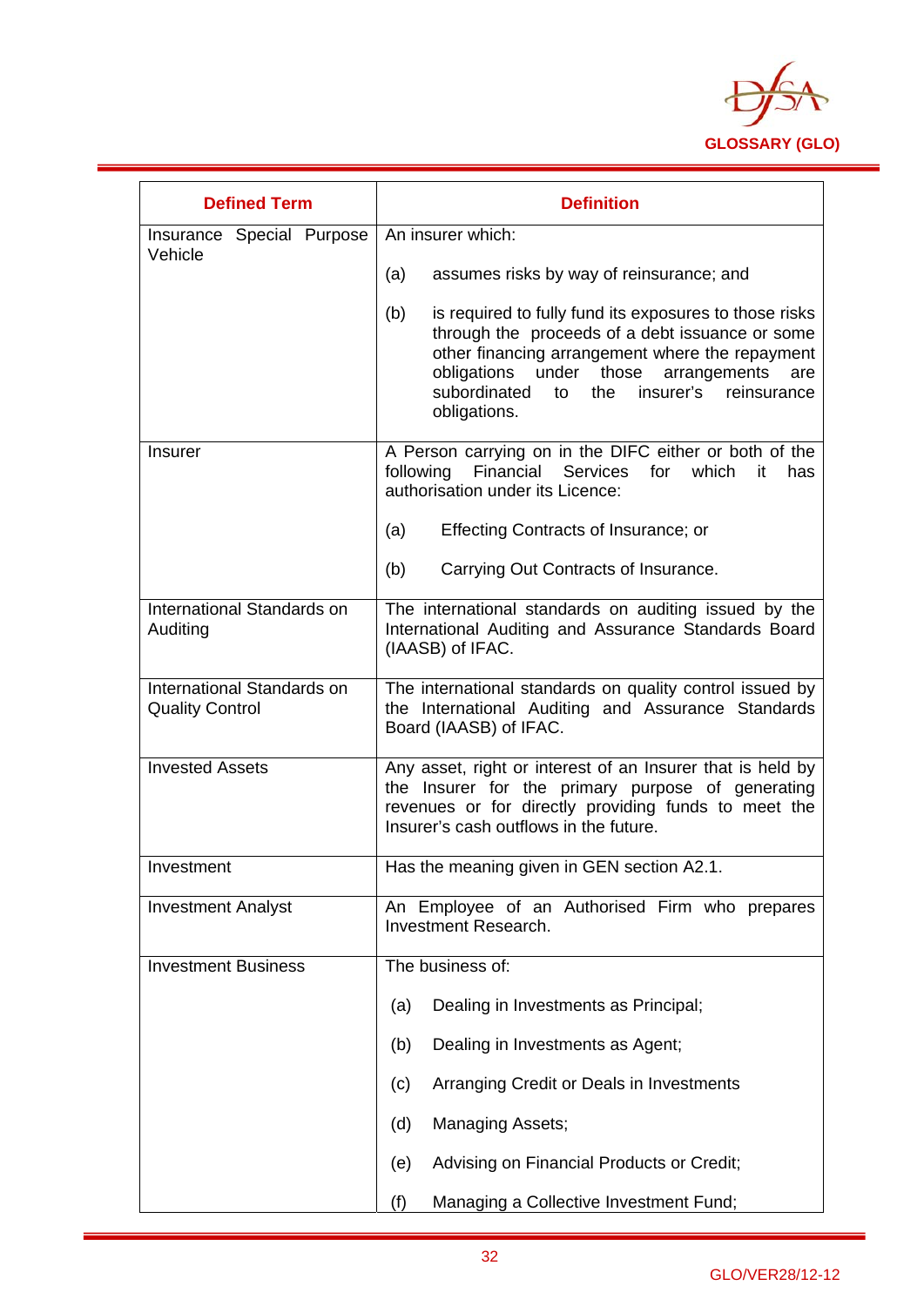| Defined Term | Definition |
| --- | --- |
| Insurance Special Purpose Vehicle | An insurer which:<br><br>(a) assumes risks by way of reinsurance; and<br><br>(b) is required to fully fund its exposures to those risks through the proceeds of a debt issuance or some other financing arrangement where the repayment obligations under those arrangements are subordinated to the insurer's reinsurance obligations. |
| Insurer | A Person carrying on in the DIFC either or both of the following Financial Services for which it has authorisation under its Licence:<br><br>(a) Effecting Contracts of Insurance; or<br><br>(b) Carrying Out Contracts of Insurance. |
| International Standards on Auditing | The international standards on auditing issued by the International Auditing and Assurance Standards Board (IAASB) of IFAC. |
| International Standards on Quality Control | The international standards on quality control issued by the International Auditing and Assurance Standards Board (IAASB) of IFAC. |
| Invested Assets | Any asset, right or interest of an Insurer that is held by the Insurer for the primary purpose of generating revenues or for directly providing funds to meet the Insurer's cash outflows in the future. |
| Investment | Has the meaning given in GEN section A2.1. |
| Investment Analyst | An Employee of an Authorised Firm who prepares Investment Research. |
| Investment Business | The business of:<br><br>(a) Dealing in Investments as Principal;<br><br>(b) Dealing in Investments as Agent;<br><br>(c) Arranging Credit or Deals in Investments<br><br>(d) Managing Assets;<br><br>(e) Advising on Financial Products or Credit;<br><br>(f) Managing a Collective Investment Fund; |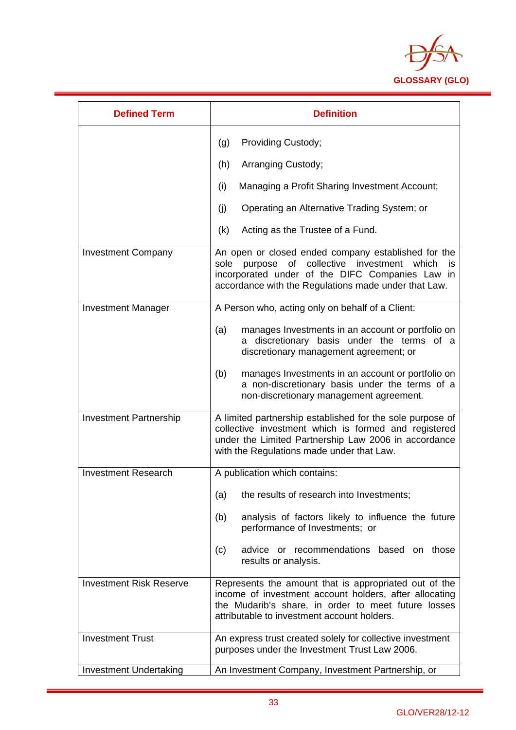| Defined Term | Definition |
|---|---|
| | (g) Providing Custody;<br><br>(h) Arranging Custody;<br><br>(i) Managing a Profit Sharing Investment Account;<br><br>(j) Operating an Alternative Trading System; or<br><br>(k) Acting as the Trustee of a Fund. |
| Investment Company | An open or closed ended company established for the sole purpose of collective investment which is incorporated under of the DIFC Companies Law in accordance with the Regulations made under that Law. |
| Investment Manager | A Person who, acting only on behalf of a Client:<br><br>(a) manages Investments in an account or portfolio on a discretionary basis under the terms of a discretionary management agreement; or<br><br>(b) manages Investments in an account or portfolio on a non-discretionary basis under the terms of a non-discretionary management agreement. |
| Investment Partnership | A limited partnership established for the sole purpose of collective investment which is formed and registered under the Limited Partnership Law 2006 in accordance with the Regulations made under that Law. |
| Investment Research | A publication which contains:<br><br>(a) the results of research into Investments;<br><br>(b) analysis of factors likely to influence the future performance of Investments; or<br><br>(c) advice or recommendations based on those results or analysis. |
| Investment Risk Reserve | Represents the amount that is appropriated out of the income of investment account holders, after allocating the Mudarib's share, in order to meet future losses attributable to investment account holders. |
| Investment Trust | An express trust created solely for collective investment purposes under the Investment Trust Law 2006. |
| Investment Undertaking | An Investment Company, Investment Partnership, or |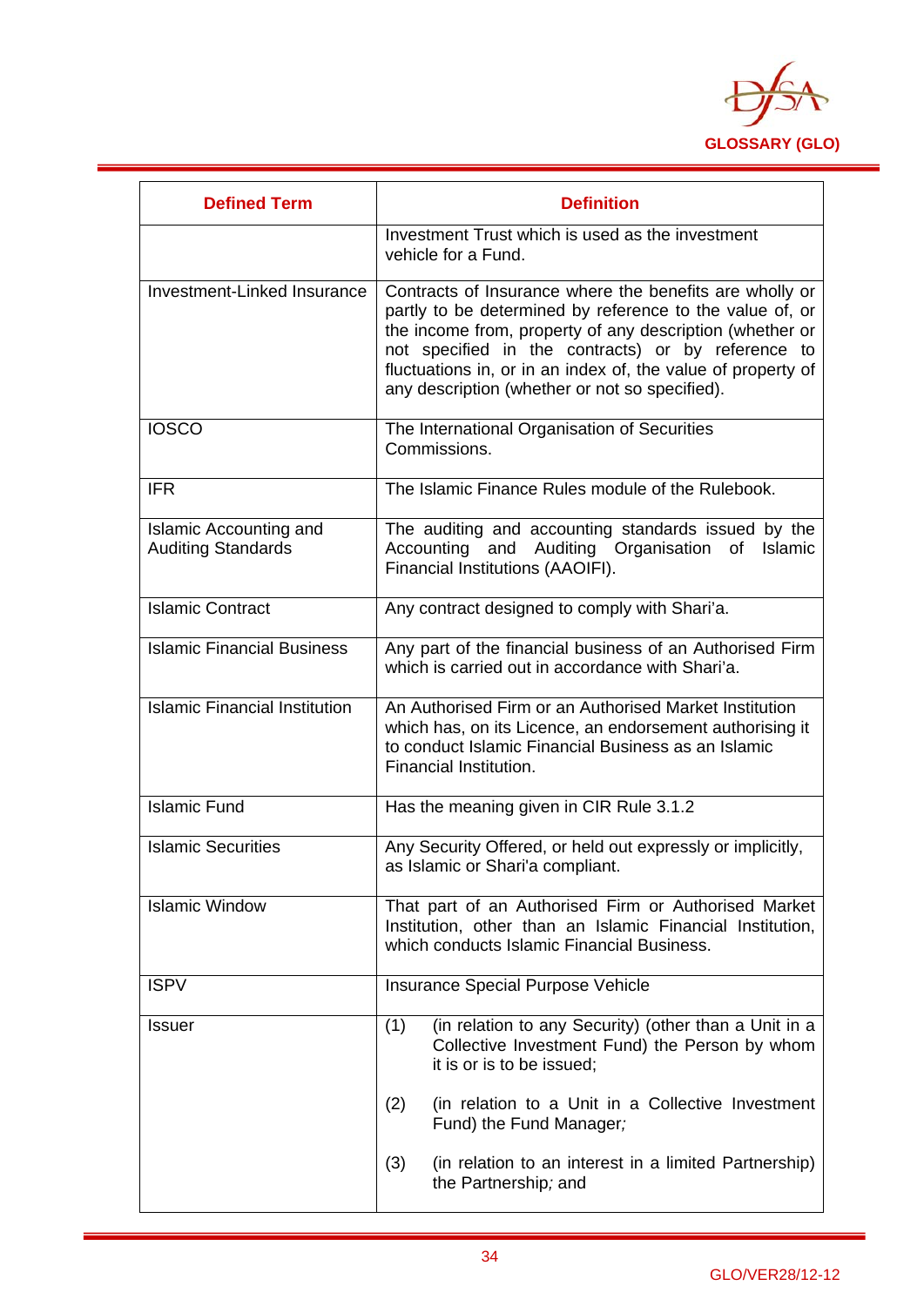| Defined Term | Definition |
|---|---|
| | Investment Trust which is used as the investment vehicle for a Fund. |
| Investment-Linked Insurance | Contracts of Insurance where the benefits are wholly or partly to be determined by reference to the value of, or the income from, property of any description (whether or not specified in the contracts) or by reference to fluctuations in, or in an index of, the value of property of any description (whether or not so specified). |
| IOSCO | The International Organisation of Securities Commissions. |
| IFR | The Islamic Finance Rules module of the Rulebook. |
| Islamic Accounting and Auditing Standards | The auditing and accounting standards issued by the Accounting and Auditing Organisation of Islamic Financial Institutions (AAOIFI). |
| Islamic Contract | Any contract designed to comply with Shari'a. |
| Islamic Financial Business | Any part of the financial business of an Authorised Firm which is carried out in accordance with Shari'a. |
| Islamic Financial Institution | An Authorised Firm or an Authorised Market Institution which has, on its Licence, an endorsement authorising it to conduct Islamic Financial Business as an Islamic Financial Institution. |
| Islamic Fund | Has the meaning given in CIR Rule 3.1.2 |
| Islamic Securities | Any Security Offered, or held out expressly or implicitly, as Islamic or Shari'a compliant. |
| Islamic Window | That part of an Authorised Firm or Authorised Market Institution, other than an Islamic Financial Institution, which conducts Islamic Financial Business. |
| ISPV | Insurance Special Purpose Vehicle |
| Issuer | (1) (in relation to any Security) (other than a Unit in a Collective Investment Fund) the Person by whom it is or is to be issued;<br><br>(2) (in relation to a Unit in a Collective Investment Fund) the Fund Manager;<br><br>(3) (in relation to an interest in a limited Partnership) the Partnership; and |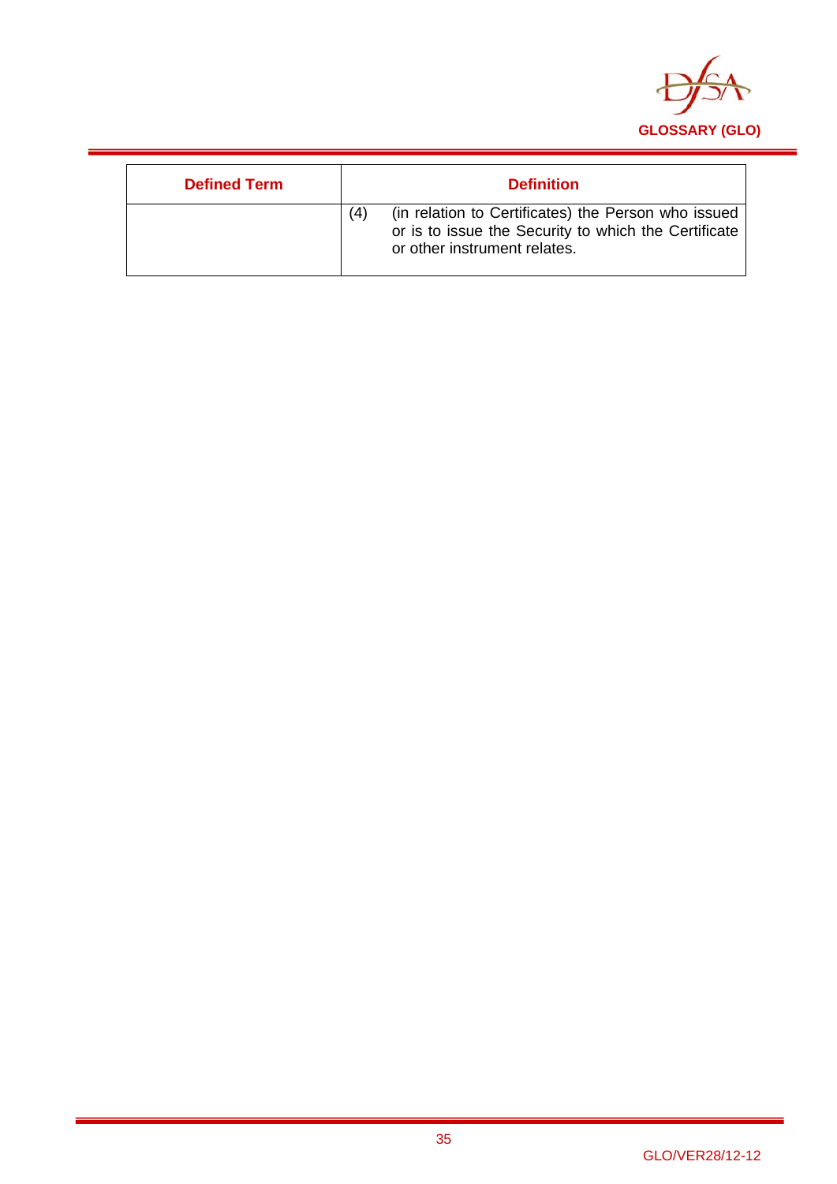| Defined Term | Definition |
| --- | --- |
| | (4) (in relation to Certificates) the Person who issued or is to issue the Security to which the Certificate or other instrument relates. |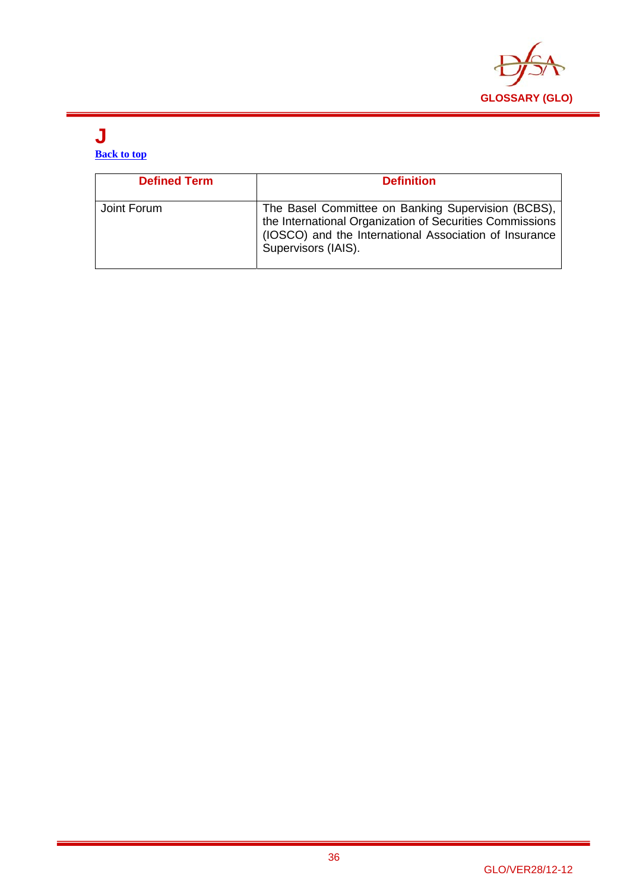# J

[Back to top]

| Defined Term | Definition |
|---|---|
| Joint Forum | The Basel Committee on Banking Supervision (BCBS), the International Organization of Securities Commissions (IOSCO) and the International Association of Insurance Supervisors (IAIS). |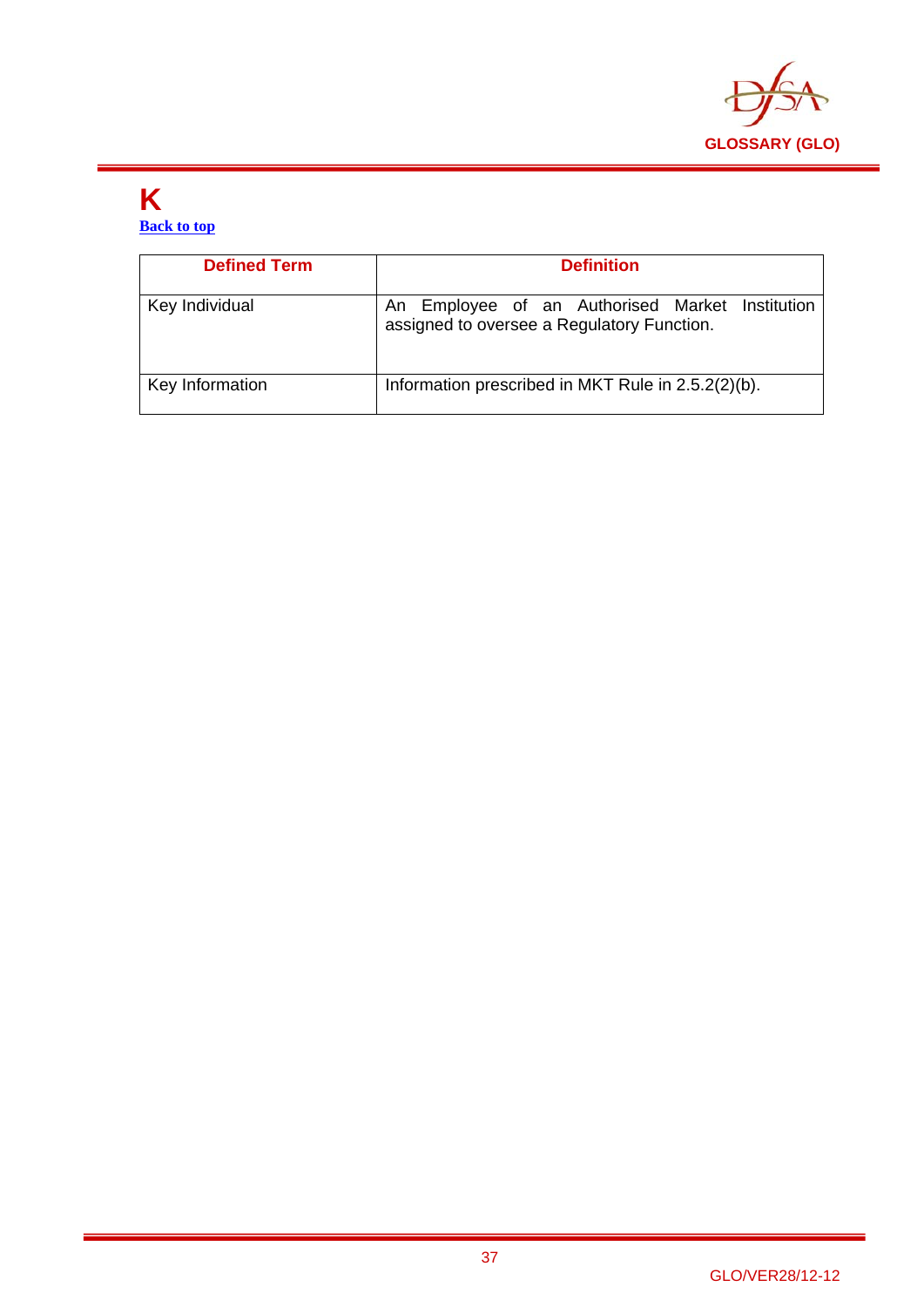# K

Back to top

| Defined Term | Definition |
|---|---|
| Key Individual | An Employee of an Authorised Market Institution assigned to oversee a Regulatory Function. |
| Key Information | Information prescribed in MKT Rule in 2.5.2(2)(b). |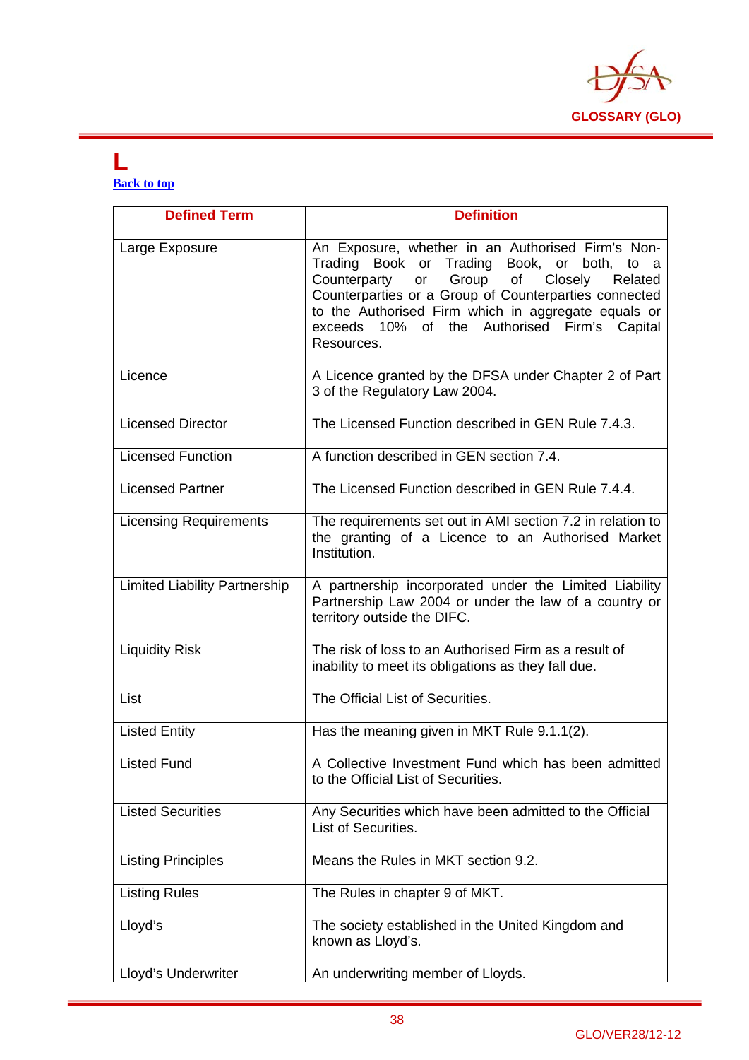# L

[Back to top](#)

| Defined Term | Definition |
|---|---|
| Large Exposure | An Exposure, whether in an Authorised Firm's Non-Trading Book or Trading Book, or both, to a Counterparty or Group of Closely Related Counterparties or a Group of Counterparties connected to the Authorised Firm which in aggregate equals or exceeds 10% of the Authorised Firm's Capital Resources. |
| Licence | A Licence granted by the DFSA under Chapter 2 of Part 3 of the Regulatory Law 2004. |
| Licensed Director | The Licensed Function described in GEN Rule 7.4.3. |
| Licensed Function | A function described in GEN section 7.4. |
| Licensed Partner | The Licensed Function described in GEN Rule 7.4.4. |
| Licensing Requirements | The requirements set out in AMI section 7.2 in relation to the granting of a Licence to an Authorised Market Institution. |
| Limited Liability Partnership | A partnership incorporated under the Limited Liability Partnership Law 2004 or under the law of a country or territory outside the DIFC. |
| Liquidity Risk | The risk of loss to an Authorised Firm as a result of inability to meet its obligations as they fall due. |
| List | The Official List of Securities. |
| Listed Entity | Has the meaning given in MKT Rule 9.1.1(2). |
| Listed Fund | A Collective Investment Fund which has been admitted to the Official List of Securities. |
| Listed Securities | Any Securities which have been admitted to the Official List of Securities. |
| Listing Principles | Means the Rules in MKT section 9.2. |
| Listing Rules | The Rules in chapter 9 of MKT. |
| Lloyd's | The society established in the United Kingdom and known as Lloyd's. |
| Lloyd's Underwriter | An underwriting member of Lloyds. |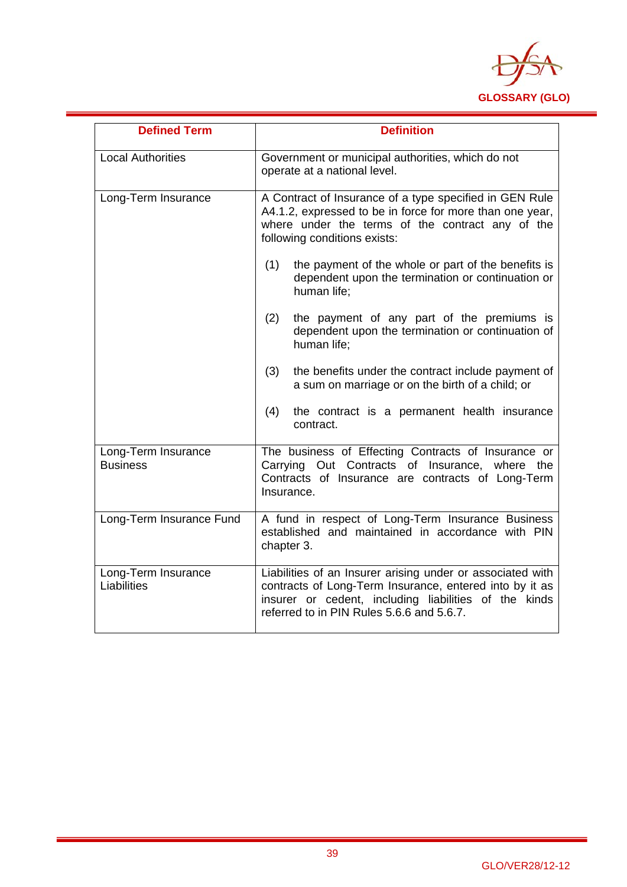| Defined Term | Definition |
|---|---|
| Local Authorities | Government or municipal authorities, which do not operate at a national level. |
| Long-Term Insurance | A Contract of Insurance of a type specified in GEN Rule A4.1.2, expressed to be in force for more than one year, where under the terms of the contract any of the following conditions exists: (1) the payment of the whole or part of the benefits is dependent upon the termination or continuation or human life; (2) the payment of any part of the premiums is dependent upon the termination or continuation of human life; (3) the benefits under the contract include payment of a sum on marriage or on the birth of a child; or (4) the contract is a permanent health insurance contract. |
| Long-Term Insurance Business | The business of Effecting Contracts of Insurance or Carrying Out Contracts of Insurance, where the Contracts of Insurance are contracts of Long-Term Insurance. |
| Long-Term Insurance Fund | A fund in respect of Long-Term Insurance Business established and maintained in accordance with PIN chapter 3. |
| Long-Term Insurance Liabilities | Liabilities of an Insurer arising under or associated with contracts of Long-Term Insurance, entered into by it as insurer or cedent, including liabilities of the kinds referred to in PIN Rules 5.6.6 and 5.6.7. |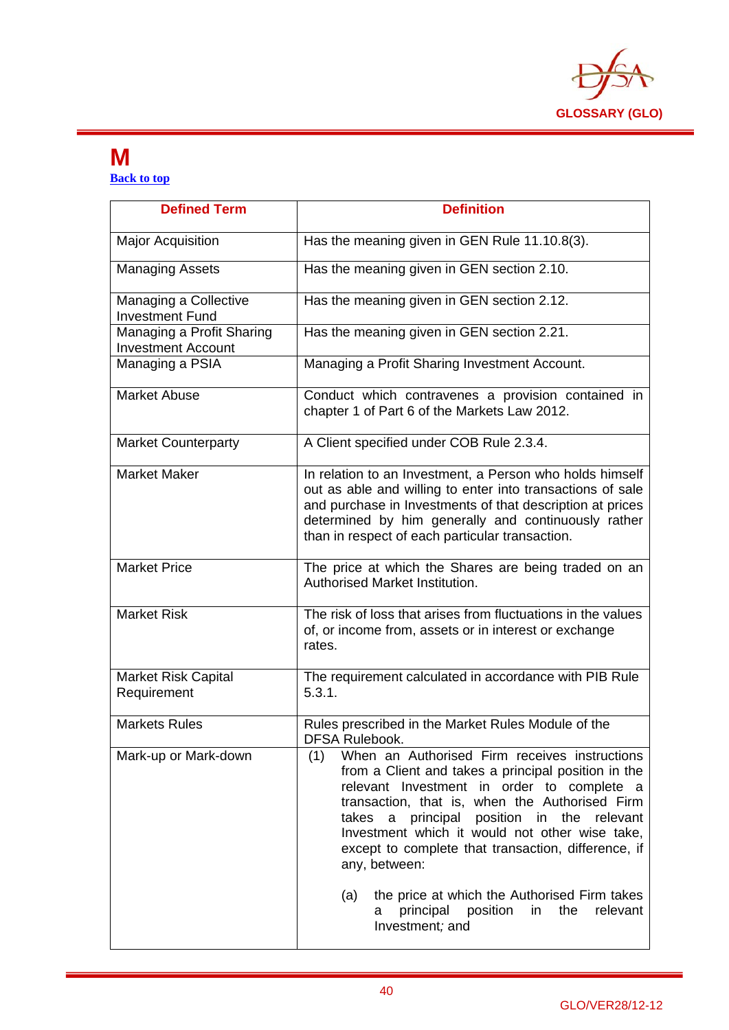# M

[Back to top]

| Defined Term | Definition |
|---|---|
| Major Acquisition | Has the meaning given in GEN Rule 11.10.8(3). |
| Managing Assets | Has the meaning given in GEN section 2.10. |
| Managing a Collective Investment Fund | Has the meaning given in GEN section 2.12. |
| Managing a Profit Sharing Investment Account | Has the meaning given in GEN section 2.21. |
| Managing a PSIA | Managing a Profit Sharing Investment Account. |
| Market Abuse | Conduct which contravenes a provision contained in chapter 1 of Part 6 of the Markets Law 2012. |
| Market Counterparty | A Client specified under COB Rule 2.3.4. |
| Market Maker | In relation to an Investment, a Person who holds himself out as able and willing to enter into transactions of sale and purchase in Investments of that description at prices determined by him generally and continuously rather than in respect of each particular transaction. |
| Market Price | The price at which the Shares are being traded on an Authorised Market Institution. |
| Market Risk | The risk of loss that arises from fluctuations in the values of, or income from, assets or in interest or exchange rates. |
| Market Risk Capital Requirement | The requirement calculated in accordance with PIB Rule 5.3.1. |
| Markets Rules | Rules prescribed in the Market Rules Module of the DFSA Rulebook. |
| Mark-up or Mark-down | (1) When an Authorised Firm receives instructions from a Client and takes a principal position in the relevant Investment in order to complete a transaction, that is, when the Authorised Firm takes a principal position in the relevant Investment which it would not other wise take, except to complete that transaction, difference, if any, between:<br><br>(a) the price at which the Authorised Firm takes a principal position in the relevant Investment; and |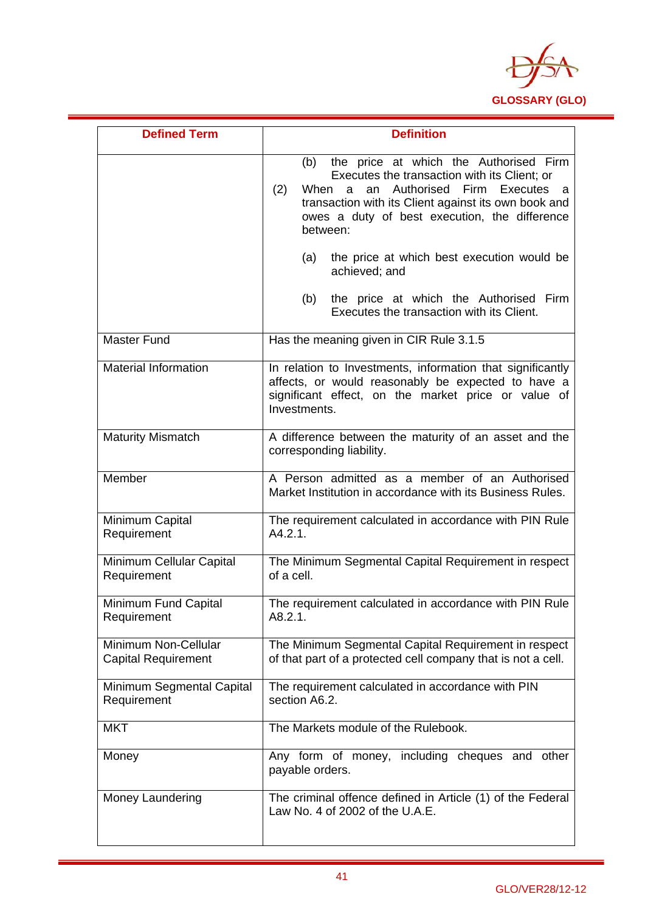| Defined Term | Definition |
|---|---|
| | (b) the price at which the Authorised Firm Executes the transaction with its Client; or<br>(2) When a an Authorised Firm Executes a transaction with its Client against its own book and owes a duty of best execution, the difference between:<br>(a) the price at which best execution would be achieved; and<br>(b) the price at which the Authorised Firm Executes the transaction with its Client. |
| Master Fund | Has the meaning given in CIR Rule 3.1.5 |
| Material Information | In relation to Investments, information that significantly affects, or would reasonably be expected to have a significant effect, on the market price or value of Investments. |
| Maturity Mismatch | A difference between the maturity of an asset and the corresponding liability. |
| Member | A Person admitted as a member of an Authorised Market Institution in accordance with its Business Rules. |
| Minimum Capital Requirement | The requirement calculated in accordance with PIN Rule A4.2.1. |
| Minimum Cellular Capital Requirement | The Minimum Segmental Capital Requirement in respect of a cell. |
| Minimum Fund Capital Requirement | The requirement calculated in accordance with PIN Rule A8.2.1. |
| Minimum Non-Cellular Capital Requirement | The Minimum Segmental Capital Requirement in respect of that part of a protected cell company that is not a cell. |
| Minimum Segmental Capital Requirement | The requirement calculated in accordance with PIN section A6.2. |
| MKT | The Markets module of the Rulebook. |
| Money | Any form of money, including cheques and other payable orders. |
| Money Laundering | The criminal offence defined in Article (1) of the Federal Law No. 4 of 2002 of the U.A.E. |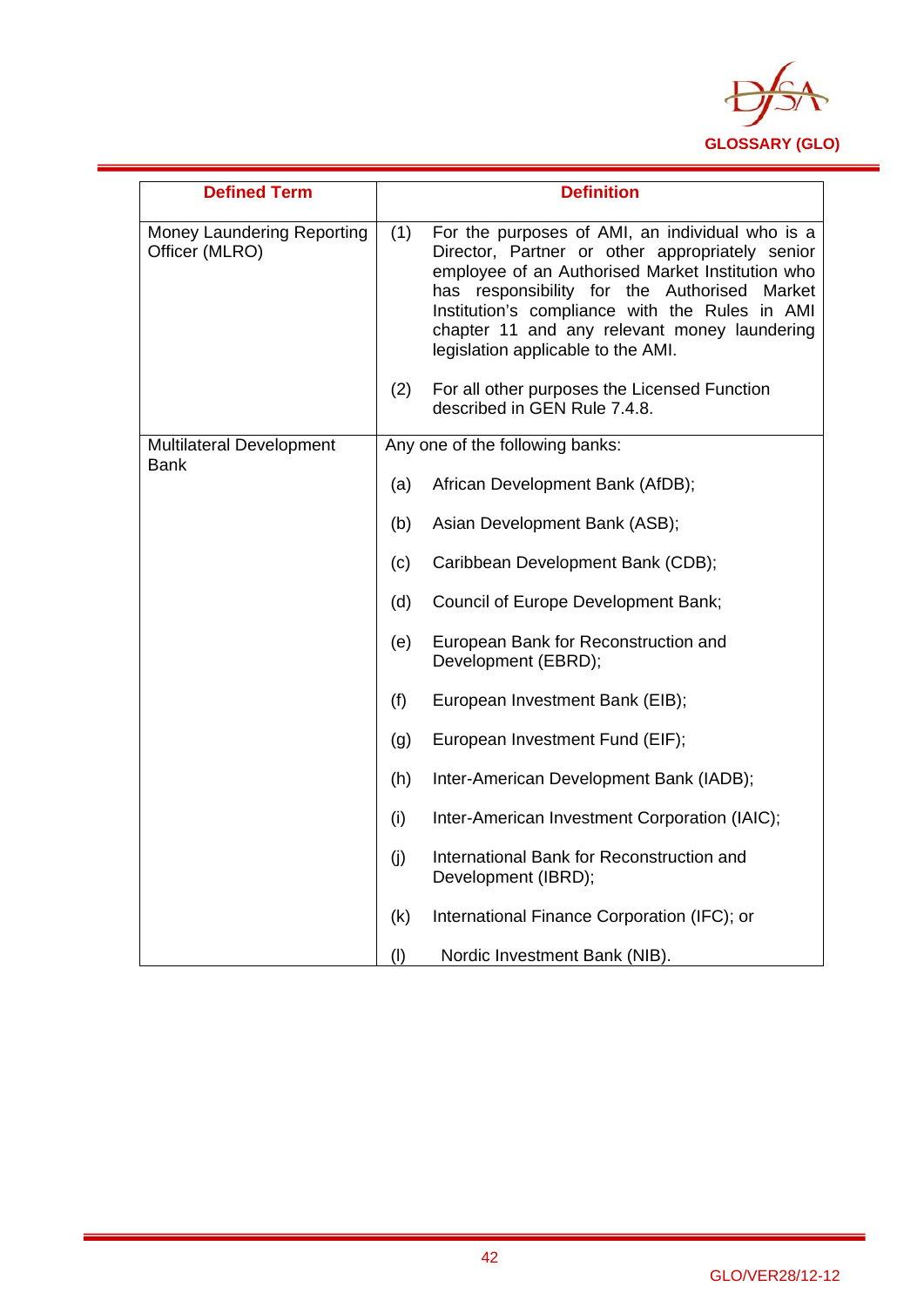| Defined Term | Definition |
|---|---|
| Money Laundering Reporting Officer (MLRO) | (1) For the purposes of AMI, an individual who is a Director, Partner or other appropriately senior employee of an Authorised Market Institution who has responsibility for the Authorised Market Institution's compliance with the Rules in AMI chapter 11 and any relevant money laundering legislation applicable to the AMI.<br><br>(2) For all other purposes the Licensed Function described in GEN Rule 7.4.8. |
| Multilateral Development Bank | Any one of the following banks:<br><br>(a) African Development Bank (AfDB);<br><br>(b) Asian Development Bank (ASB);<br><br>(c) Caribbean Development Bank (CDB);<br><br>(d) Council of Europe Development Bank;<br><br>(e) European Bank for Reconstruction and Development (EBRD);<br><br>(f) European Investment Bank (EIB);<br><br>(g) European Investment Fund (EIF);<br><br>(h) Inter-American Development Bank (IADB);<br><br>(i) Inter-American Investment Corporation (IAIC);<br><br>(j) International Bank for Reconstruction and Development (IBRD);<br><br>(k) International Finance Corporation (IFC); or<br><br>(l) Nordic Investment Bank (NIB). |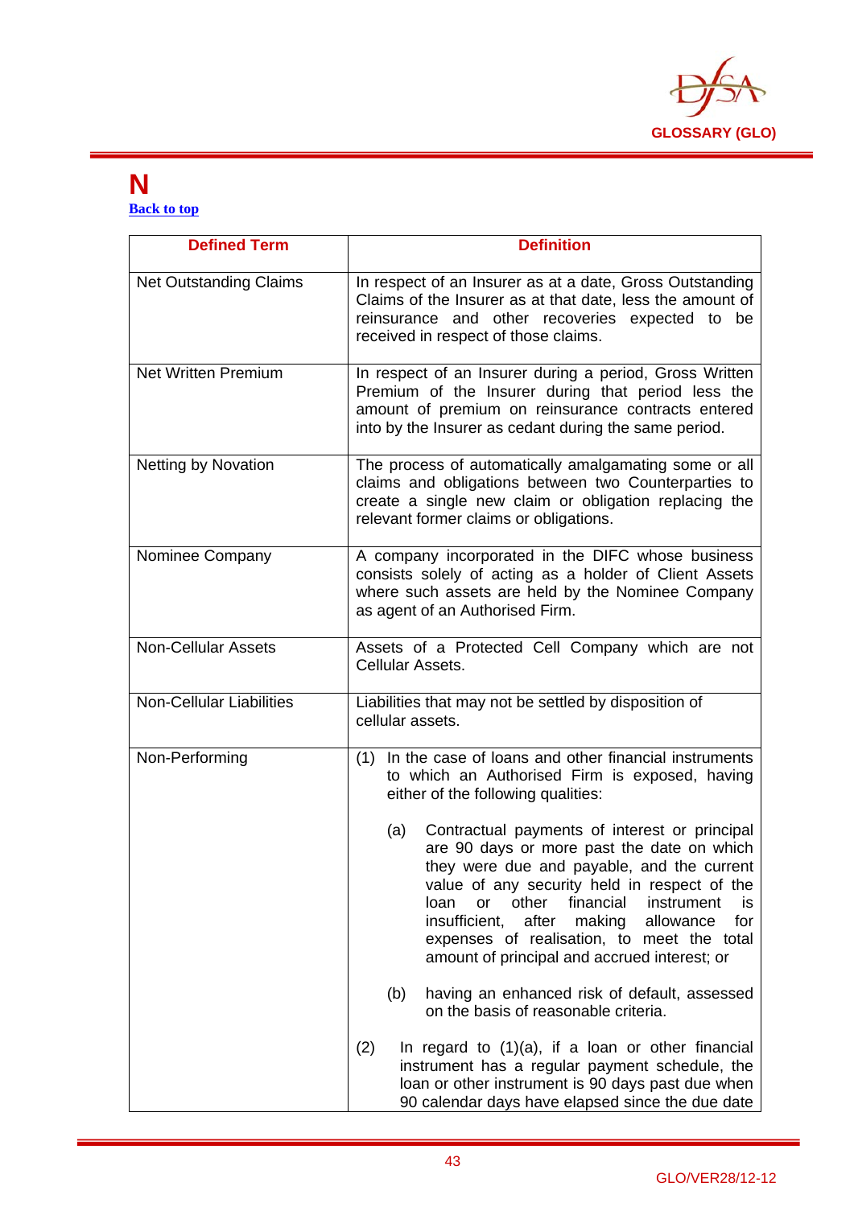# N

[Back to top](#)

| Defined Term | Definition |
|---|---|
| Net Outstanding Claims | In respect of an Insurer as at a date, Gross Outstanding Claims of the Insurer as at that date, less the amount of reinsurance and other recoveries expected to be received in respect of those claims. |
| Net Written Premium | In respect of an Insurer during a period, Gross Written Premium of the Insurer during that period less the amount of premium on reinsurance contracts entered into by the Insurer as cedant during the same period. |
| Netting by Novation | The process of automatically amalgamating some or all claims and obligations between two Counterparties to create a single new claim or obligation replacing the relevant former claims or obligations. |
| Nominee Company | A company incorporated in the DIFC whose business consists solely of acting as a holder of Client Assets where such assets are held by the Nominee Company as agent of an Authorised Firm. |
| Non-Cellular Assets | Assets of a Protected Cell Company which are not Cellular Assets. |
| Non-Cellular Liabilities | Liabilities that may not be settled by disposition of cellular assets. |
| Non-Performing | (1) In the case of loans and other financial instruments to which an Authorised Firm is exposed, having either of the following qualities:<br><br>(a) Contractual payments of interest or principal are 90 days or more past the date on which they were due and payable, and the current value of any security held in respect of the loan or other financial instrument is insufficient, after making allowance for expenses of realisation, to meet the total amount of principal and accrued interest; or<br><br>(b) having an enhanced risk of default, assessed on the basis of reasonable criteria.<br><br>(2) In regard to (1)(a), if a loan or other financial instrument has a regular payment schedule, the loan or other instrument is 90 days past due when 90 calendar days have elapsed since the due date |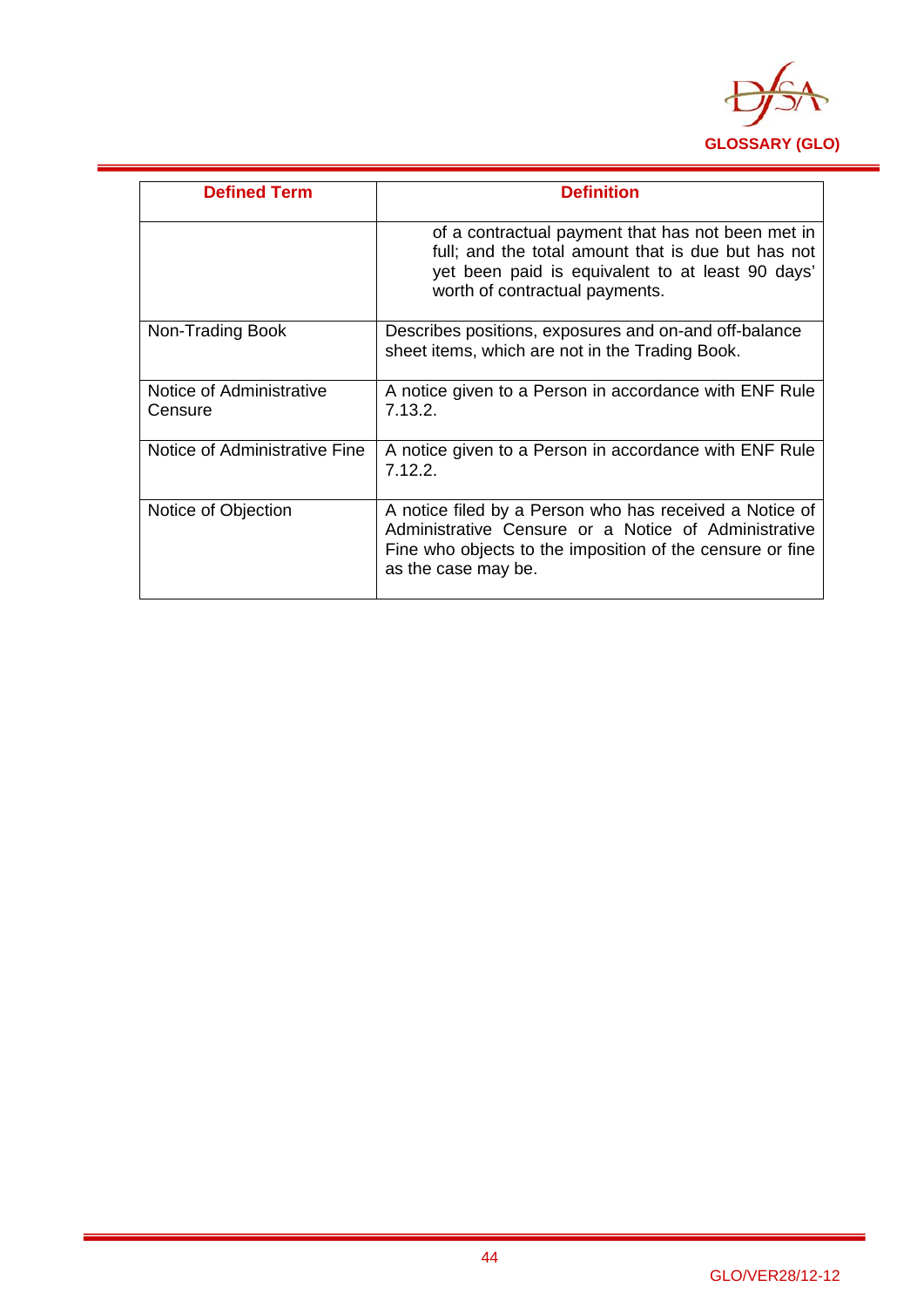| Defined Term | Definition |
|---|---|
| | of a contractual payment that has not been met in full; and the total amount that is due but has not yet been paid is equivalent to at least 90 days' worth of contractual payments. |
| Non-Trading Book | Describes positions, exposures and on-and off-balance sheet items, which are not in the Trading Book. |
| Notice of Administrative Censure | A notice given to a Person in accordance with ENF Rule 7.13.2. |
| Notice of Administrative Fine | A notice given to a Person in accordance with ENF Rule 7.12.2. |
| Notice of Objection | A notice filed by a Person who has received a Notice of Administrative Censure or a Notice of Administrative Fine who objects to the imposition of the censure or fine as the case may be. |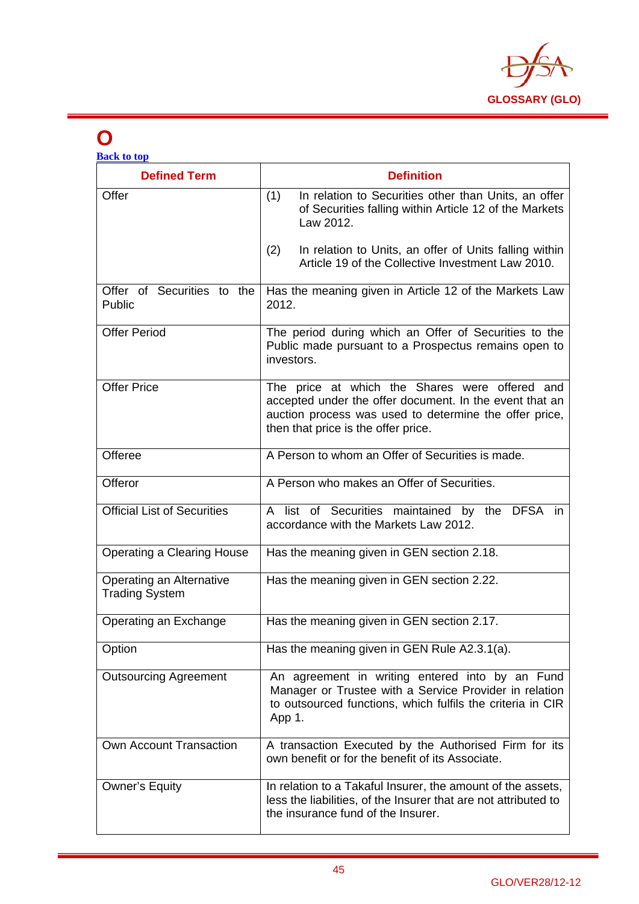# O

Back to top

| Defined Term | Definition |
|---|---|
| Offer | (1) In relation to Securities other than Units, an offer of Securities falling within Article 12 of the Markets Law 2012.<br><br>(2) In relation to Units, an offer of Units falling within Article 19 of the Collective Investment Law 2010. |
| Offer of Securities to the Public | Has the meaning given in Article 12 of the Markets Law 2012. |
| Offer Period | The period during which an Offer of Securities to the Public made pursuant to a Prospectus remains open to investors. |
| Offer Price | The price at which the Shares were offered and accepted under the offer document. In the event that an auction process was used to determine the offer price, then that price is the offer price. |
| Offeree | A Person to whom an Offer of Securities is made. |
| Offeror | A Person who makes an Offer of Securities. |
| Official List of Securities | A list of Securities maintained by the DFSA in accordance with the Markets Law 2012. |
| Operating a Clearing House | Has the meaning given in GEN section 2.18. |
| Operating an Alternative Trading System | Has the meaning given in GEN section 2.22. |
| Operating an Exchange | Has the meaning given in GEN section 2.17. |
| Option | Has the meaning given in GEN Rule A2.3.1(a). |
| Outsourcing Agreement | An agreement in writing entered into by an Fund Manager or Trustee with a Service Provider in relation to outsourced functions, which fulfils the criteria in CIR App 1. |
| Own Account Transaction | A transaction Executed by the Authorised Firm for its own benefit or for the benefit of its Associate. |
| Owner's Equity | In relation to a Takaful Insurer, the amount of the assets, less the liabilities, of the Insurer that are not attributed to the insurance fund of the Insurer. |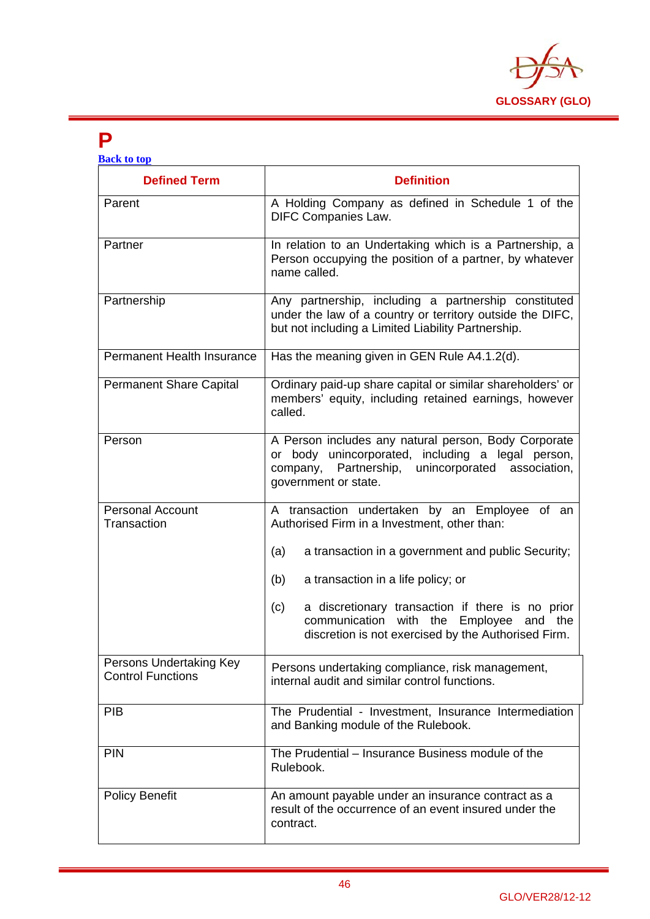# P

Back to top

| Defined Term | Definition |
|---|---|
| Parent | A Holding Company as defined in Schedule 1 of the DIFC Companies Law. |
| Partner | In relation to an Undertaking which is a Partnership, a Person occupying the position of a partner, by whatever name called. |
| Partnership | Any partnership, including a partnership constituted under the law of a country or territory outside the DIFC, but not including a Limited Liability Partnership. |
| Permanent Health Insurance | Has the meaning given in GEN Rule A4.1.2(d). |
| Permanent Share Capital | Ordinary paid-up share capital or similar shareholders' or members' equity, including retained earnings, however called. |
| Person | A Person includes any natural person, Body Corporate or body unincorporated, including a legal person, company, Partnership, unincorporated association, government or state. |
| Personal Account Transaction | A transaction undertaken by an Employee of an Authorised Firm in a Investment, other than:<br><br>(a) a transaction in a government and public Security;<br><br>(b) a transaction in a life policy; or<br><br>(c) a discretionary transaction if there is no prior communication with the Employee and the discretion is not exercised by the Authorised Firm. |
| Persons Undertaking Key Control Functions | Persons undertaking compliance, risk management, internal audit and similar control functions. |
| PIB | The Prudential - Investment, Insurance Intermediation and Banking module of the Rulebook. |
| PIN | The Prudential – Insurance Business module of the Rulebook. |
| Policy Benefit | An amount payable under an insurance contract as a result of the occurrence of an event insured under the contract. |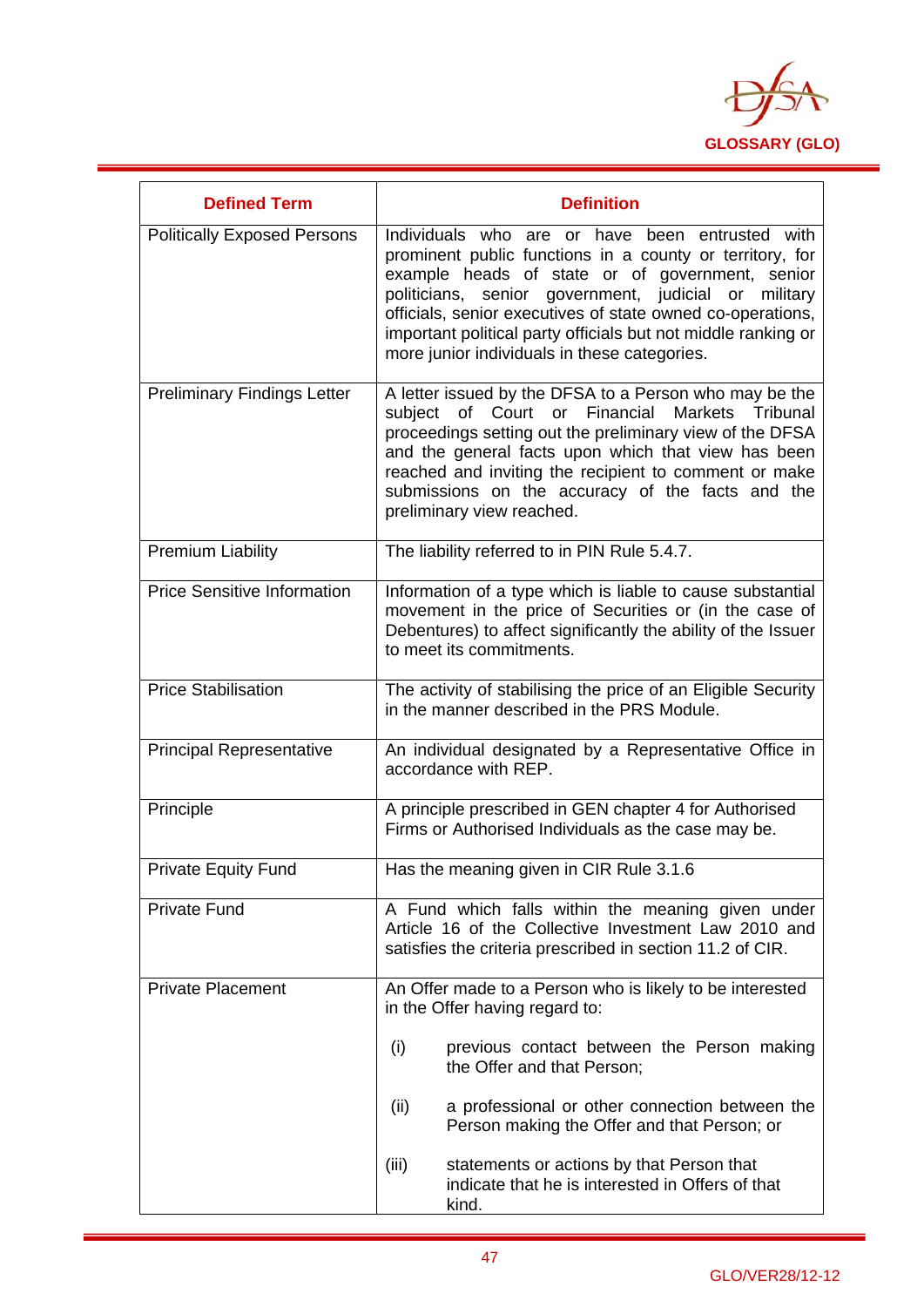| Defined Term | Definition |
|---|---|
| Politically Exposed Persons | Individuals who are or have been entrusted with prominent public functions in a county or territory, for example heads of state or of government, senior politicians, senior government, judicial or military officials, senior executives of state owned co-operations, important political party officials but not middle ranking or more junior individuals in these categories. |
| Preliminary Findings Letter | A letter issued by the DFSA to a Person who may be the subject of Court or Financial Markets Tribunal proceedings setting out the preliminary view of the DFSA and the general facts upon which that view has been reached and inviting the recipient to comment or make submissions on the accuracy of the facts and the preliminary view reached. |
| Premium Liability | The liability referred to in PIN Rule 5.4.7. |
| Price Sensitive Information | Information of a type which is liable to cause substantial movement in the price of Securities or (in the case of Debentures) to affect significantly the ability of the Issuer to meet its commitments. |
| Price Stabilisation | The activity of stabilising the price of an Eligible Security in the manner described in the PRS Module. |
| Principal Representative | An individual designated by a Representative Office in accordance with REP. |
| Principle | A principle prescribed in GEN chapter 4 for Authorised Firms or Authorised Individuals as the case may be. |
| Private Equity Fund | Has the meaning given in CIR Rule 3.1.6 |
| Private Fund | A Fund which falls within the meaning given under Article 16 of the Collective Investment Law 2010 and satisfies the criteria prescribed in section 11.2 of CIR. |
| Private Placement | An Offer made to a Person who is likely to be interested in the Offer having regard to:<br><br>(i) previous contact between the Person making the Offer and that Person;<br><br>(ii) a professional or other connection between the Person making the Offer and that Person; or<br><br>(iii) statements or actions by that Person that indicate that he is interested in Offers of that kind. |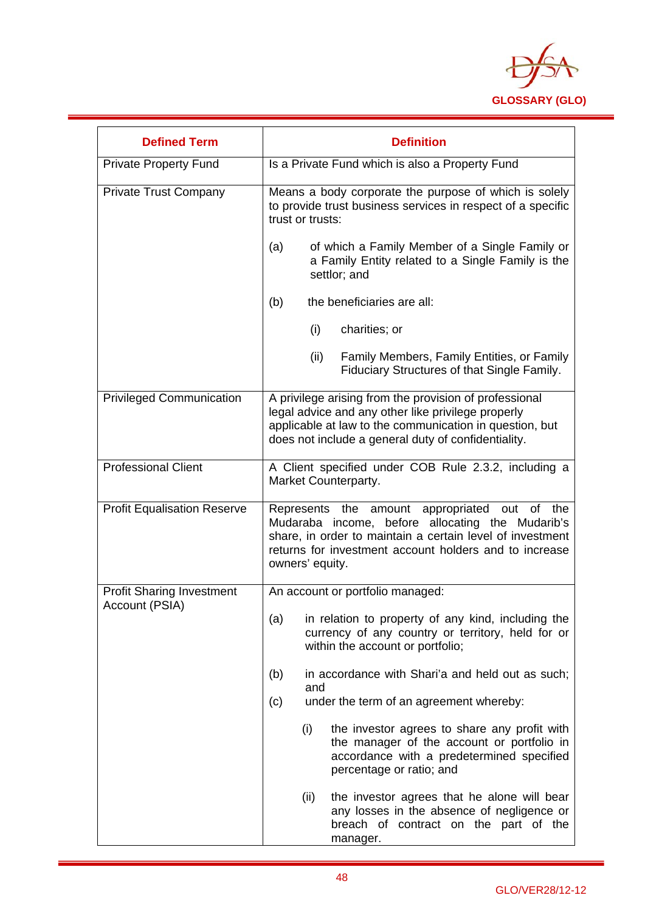| Defined Term | Definition |
|---|---|
| Private Property Fund | Is a Private Fund which is also a Property Fund |
| Private Trust Company | Means a body corporate the purpose of which is solely to provide trust business services in respect of a specific trust or trusts:<br><br>(a) of which a Family Member of a Single Family or a Family Entity related to a Single Family is the settlor; and<br><br>(b) the beneficiaries are all:<br><br>(i) charities; or<br><br>(ii) Family Members, Family Entities, or Family Fiduciary Structures of that Single Family. |
| Privileged Communication | A privilege arising from the provision of professional legal advice and any other like privilege properly applicable at law to the communication in question, but does not include a general duty of confidentiality. |
| Professional Client | A Client specified under COB Rule 2.3.2, including a Market Counterparty. |
| Profit Equalisation Reserve | Represents the amount appropriated out of the Mudaraba income, before allocating the Mudarib's share, in order to maintain a certain level of investment returns for investment account holders and to increase owners' equity. |
| Profit Sharing Investment Account (PSIA) | An account or portfolio managed:<br><br>(a) in relation to property of any kind, including the currency of any country or territory, held for or within the account or portfolio;<br><br>(b) in accordance with Shari'a and held out as such; and<br><br>(c) under the term of an agreement whereby:<br><br>(i) the investor agrees to share any profit with the manager of the account or portfolio in accordance with a predetermined specified percentage or ratio; and<br><br>(ii) the investor agrees that he alone will bear any losses in the absence of negligence or breach of contract on the part of the manager. |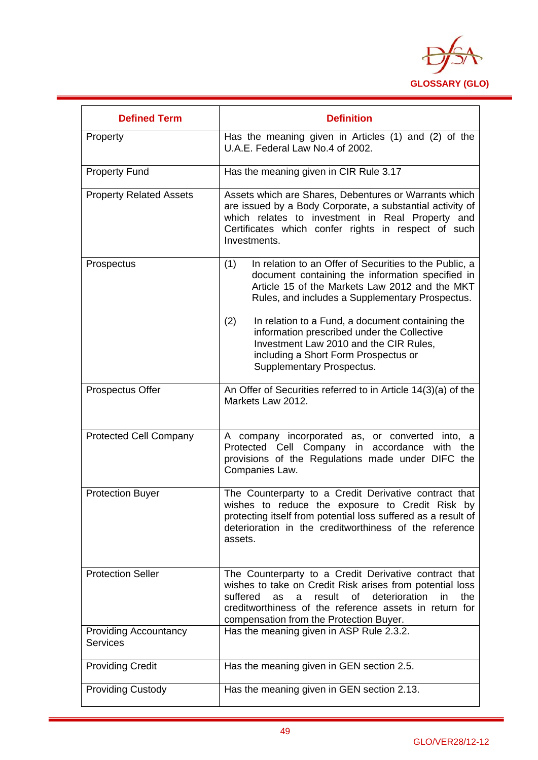| Defined Term | Definition |
|---|---|
| Property | Has the meaning given in Articles (1) and (2) of the U.A.E. Federal Law No.4 of 2002. |
| Property Fund | Has the meaning given in CIR Rule 3.17 |
| Property Related Assets | Assets which are Shares, Debentures or Warrants which are issued by a Body Corporate, a substantial activity of which relates to investment in Real Property and Certificates which confer rights in respect of such Investments. |
| Prospectus | (1) In relation to an Offer of Securities to the Public, a document containing the information specified in Article 15 of the Markets Law 2012 and the MKT Rules, and includes a Supplementary Prospectus.<br><br>(2) In relation to a Fund, a document containing the information prescribed under the Collective Investment Law 2010 and the CIR Rules, including a Short Form Prospectus or Supplementary Prospectus. |
| Prospectus Offer | An Offer of Securities referred to in Article 14(3)(a) of the Markets Law 2012. |
| Protected Cell Company | A company incorporated as, or converted into, a Protected Cell Company in accordance with the provisions of the Regulations made under DIFC the Companies Law. |
| Protection Buyer | The Counterparty to a Credit Derivative contract that wishes to reduce the exposure to Credit Risk by protecting itself from potential loss suffered as a result of deterioration in the creditworthiness of the reference assets. |
| Protection Seller | The Counterparty to a Credit Derivative contract that wishes to take on Credit Risk arises from potential loss suffered as a result of deterioration in the creditworthiness of the reference assets in return for compensation from the Protection Buyer. |
| Providing Accountancy Services | Has the meaning given in ASP Rule 2.3.2. |
| Providing Credit | Has the meaning given in GEN section 2.5. |
| Providing Custody | Has the meaning given in GEN section 2.13. |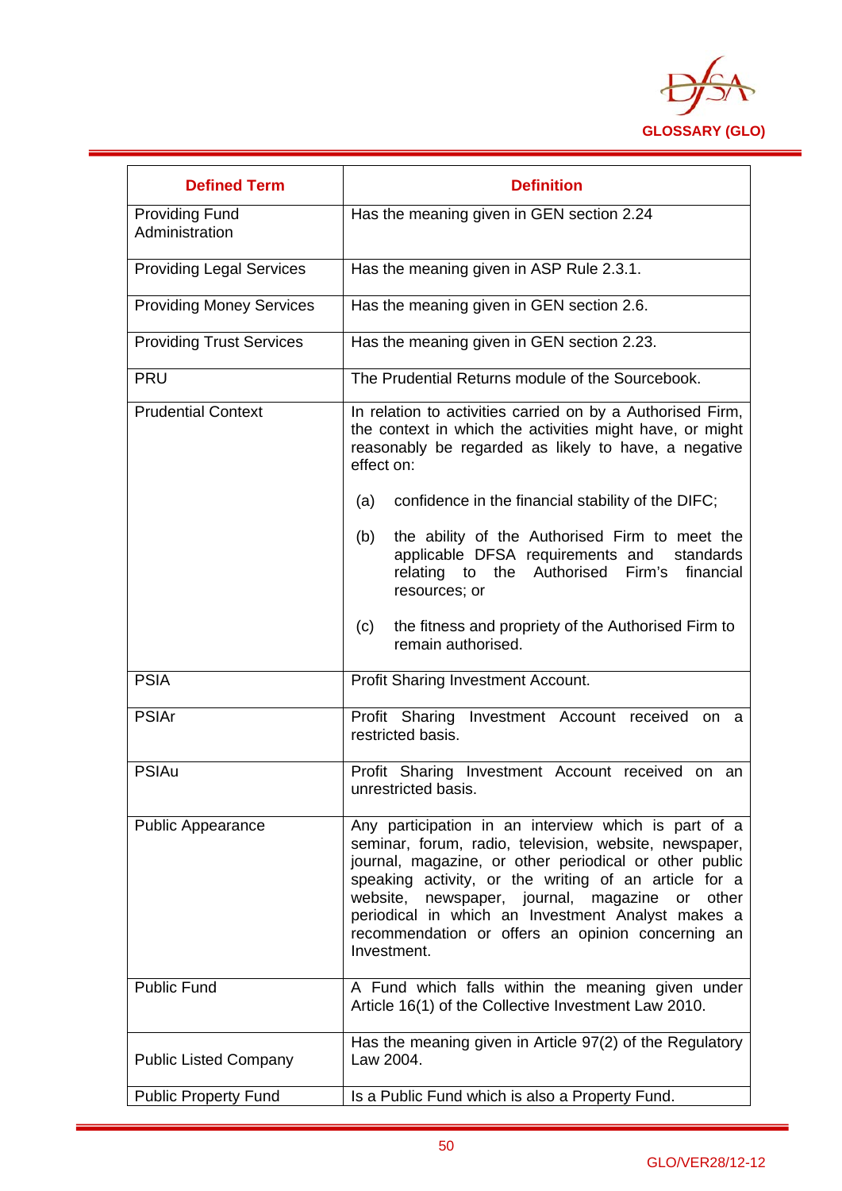| Defined Term | Definition |
|---|---|
| Providing Fund Administration | Has the meaning given in GEN section 2.24 |
| Providing Legal Services | Has the meaning given in ASP Rule 2.3.1. |
| Providing Money Services | Has the meaning given in GEN section 2.6. |
| Providing Trust Services | Has the meaning given in GEN section 2.23. |
| PRU | The Prudential Returns module of the Sourcebook. |
| Prudential Context | In relation to activities carried on by a Authorised Firm, the context in which the activities might have, or might reasonably be regarded as likely to have, a negative effect on:<br><br>(a) confidence in the financial stability of the DIFC;<br><br>(b) the ability of the Authorised Firm to meet the applicable DFSA requirements and standards relating to the Authorised Firm's financial resources; or<br><br>(c) the fitness and propriety of the Authorised Firm to remain authorised. |
| PSIA | Profit Sharing Investment Account. |
| PSIAr | Profit Sharing Investment Account received on a restricted basis. |
| PSIAu | Profit Sharing Investment Account received on an unrestricted basis. |
| Public Appearance | Any participation in an interview which is part of a seminar, forum, radio, television, website, newspaper, journal, magazine, or other periodical or other public speaking activity, or the writing of an article for a website, newspaper, journal, magazine or other periodical in which an Investment Analyst makes a recommendation or offers an opinion concerning an Investment. |
| Public Fund | A Fund which falls within the meaning given under Article 16(1) of the Collective Investment Law 2010. |
| Public Listed Company | Has the meaning given in Article 97(2) of the Regulatory Law 2004. |
| Public Property Fund | Is a Public Fund which is also a Property Fund. |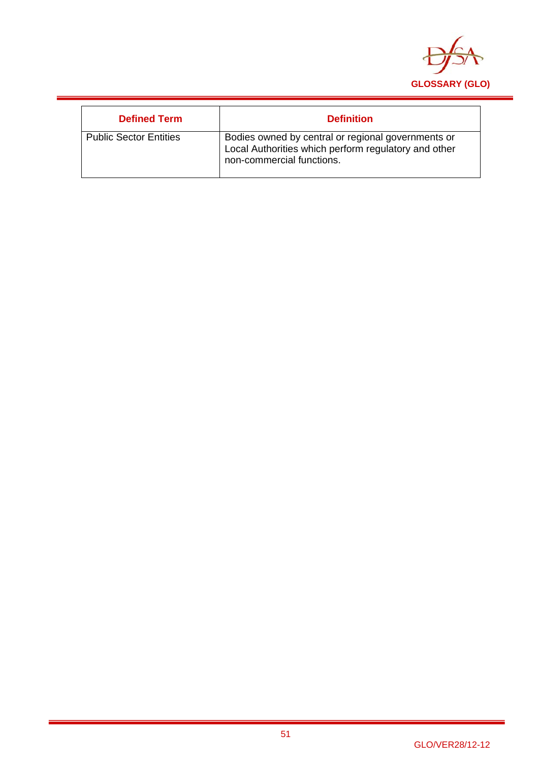| Defined Term | Definition |
|---|---|
| Public Sector Entities | Bodies owned by central or regional governments or Local Authorities which perform regulatory and other non-commercial functions. |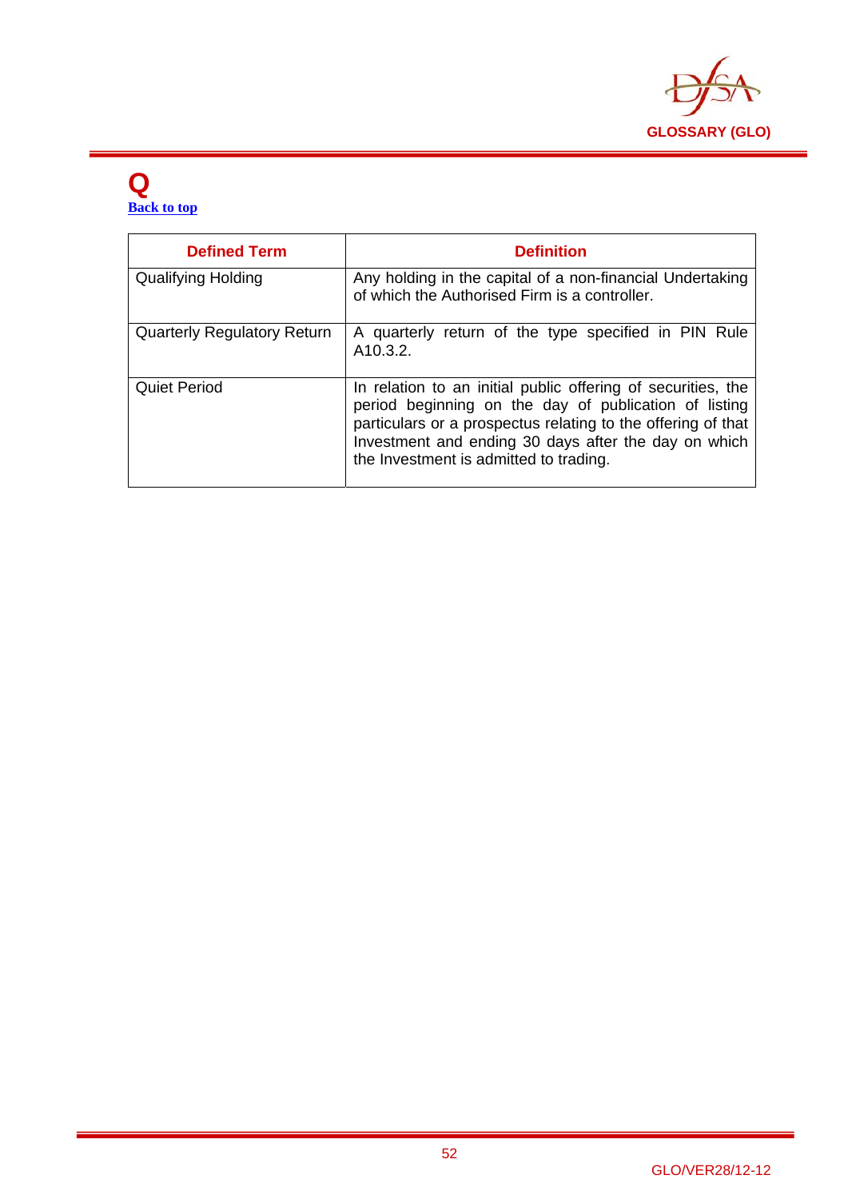# Q

[Back to top](#)

| Defined Term | Definition |
|---|---|
| Qualifying Holding | Any holding in the capital of a non-financial Undertaking of which the Authorised Firm is a controller. |
| Quarterly Regulatory Return | A quarterly return of the type specified in PIN Rule A10.3.2. |
| Quiet Period | In relation to an initial public offering of securities, the period beginning on the day of publication of listing particulars or a prospectus relating to the offering of that Investment and ending 30 days after the day on which the Investment is admitted to trading. |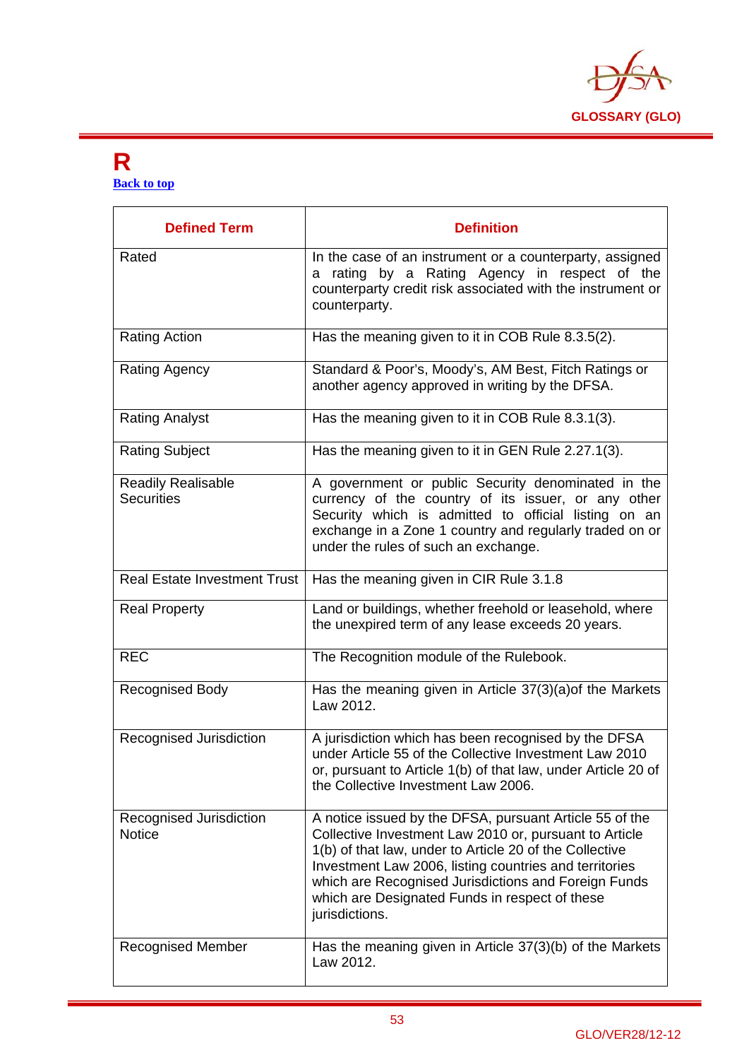# R

Back to top

| Defined Term | Definition |
|---|---|
| Rated | In the case of an instrument or a counterparty, assigned a rating by a Rating Agency in respect of the counterparty credit risk associated with the instrument or counterparty. |
| Rating Action | Has the meaning given to it in COB Rule 8.3.5(2). |
| Rating Agency | Standard & Poor's, Moody's, AM Best, Fitch Ratings or another agency approved in writing by the DFSA. |
| Rating Analyst | Has the meaning given to it in COB Rule 8.3.1(3). |
| Rating Subject | Has the meaning given to it in GEN Rule 2.27.1(3). |
| Readily Realisable Securities | A government or public Security denominated in the currency of the country of its issuer, or any other Security which is admitted to official listing on an exchange in a Zone 1 country and regularly traded on or under the rules of such an exchange. |
| Real Estate Investment Trust | Has the meaning given in CIR Rule 3.1.8 |
| Real Property | Land or buildings, whether freehold or leasehold, where the unexpired term of any lease exceeds 20 years. |
| REC | The Recognition module of the Rulebook. |
| Recognised Body | Has the meaning given in Article 37(3)(a)of the Markets Law 2012. |
| Recognised Jurisdiction | A jurisdiction which has been recognised by the DFSA under Article 55 of the Collective Investment Law 2010 or, pursuant to Article 1(b) of that law, under Article 20 of the Collective Investment Law 2006. |
| Recognised Jurisdiction Notice | A notice issued by the DFSA, pursuant Article 55 of the Collective Investment Law 2010 or, pursuant to Article 1(b) of that law, under to Article 20 of the Collective Investment Law 2006, listing countries and territories which are Recognised Jurisdictions and Foreign Funds which are Designated Funds in respect of these jurisdictions. |
| Recognised Member | Has the meaning given in Article 37(3)(b) of the Markets Law 2012. |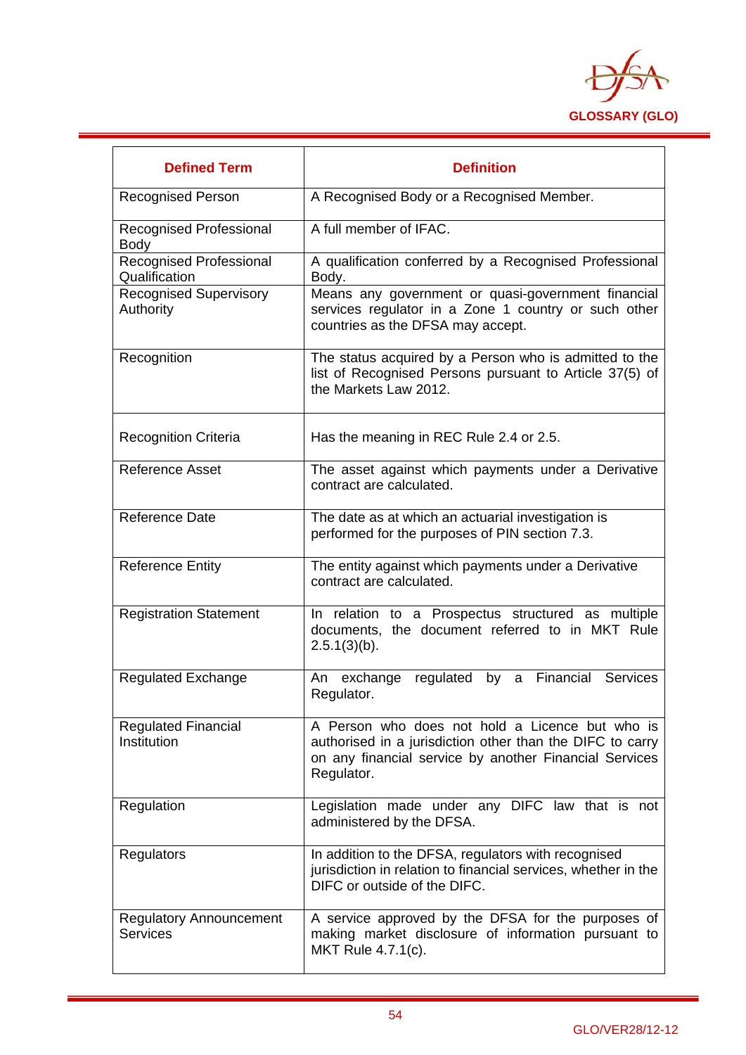| Defined Term | Definition |
| --- | --- |
| Recognised Person | A Recognised Body or a Recognised Member. |
| Recognised Professional Body | A full member of IFAC. |
| Recognised Professional Qualification | A qualification conferred by a Recognised Professional Body. |
| Recognised Supervisory Authority | Means any government or quasi-government financial services regulator in a Zone 1 country or such other countries as the DFSA may accept. |
| Recognition | The status acquired by a Person who is admitted to the list of Recognised Persons pursuant to Article 37(5) of the Markets Law 2012. |
| Recognition Criteria | Has the meaning in REC Rule 2.4 or 2.5. |
| Reference Asset | The asset against which payments under a Derivative contract are calculated. |
| Reference Date | The date as at which an actuarial investigation is performed for the purposes of PIN section 7.3. |
| Reference Entity | The entity against which payments under a Derivative contract are calculated. |
| Registration Statement | In relation to a Prospectus structured as multiple documents, the document referred to in MKT Rule 2.5.1(3)(b). |
| Regulated Exchange | An exchange regulated by a Financial Services Regulator. |
| Regulated Financial Institution | A Person who does not hold a Licence but who is authorised in a jurisdiction other than the DIFC to carry on any financial service by another Financial Services Regulator. |
| Regulation | Legislation made under any DIFC law that is not administered by the DFSA. |
| Regulators | In addition to the DFSA, regulators with recognised jurisdiction in relation to financial services, whether in the DIFC or outside of the DIFC. |
| Regulatory Announcement Services | A service approved by the DFSA for the purposes of making market disclosure of information pursuant to MKT Rule 4.7.1(c). |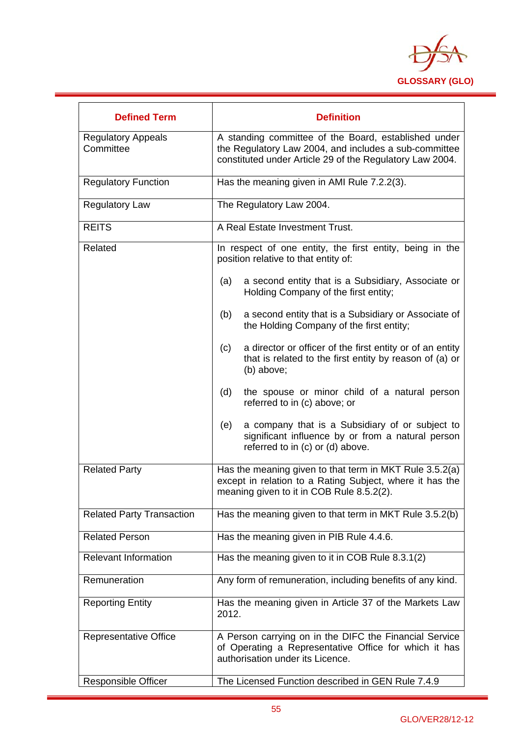| Defined Term | Definition |
|---|---|
| Regulatory Appeals Committee | A standing committee of the Board, established under the Regulatory Law 2004, and includes a sub-committee constituted under Article 29 of the Regulatory Law 2004. |
| Regulatory Function | Has the meaning given in AMI Rule 7.2.2(3). |
| Regulatory Law | The Regulatory Law 2004. |
| REITS | A Real Estate Investment Trust. |
| Related | In respect of one entity, the first entity, being in the position relative to that entity of:<br><br>(a) a second entity that is a Subsidiary, Associate or Holding Company of the first entity;<br><br>(b) a second entity that is a Subsidiary or Associate of the Holding Company of the first entity;<br><br>(c) a director or officer of the first entity or of an entity that is related to the first entity by reason of (a) or (b) above;<br><br>(d) the spouse or minor child of a natural person referred to in (c) above; or<br><br>(e) a company that is a Subsidiary of or subject to significant influence by or from a natural person referred to in (c) or (d) above. |
| Related Party | Has the meaning given to that term in MKT Rule 3.5.2(a) except in relation to a Rating Subject, where it has the meaning given to it in COB Rule 8.5.2(2). |
| Related Party Transaction | Has the meaning given to that term in MKT Rule 3.5.2(b) |
| Related Person | Has the meaning given in PIB Rule 4.4.6. |
| Relevant Information | Has the meaning given to it in COB Rule 8.3.1(2) |
| Remuneration | Any form of remuneration, including benefits of any kind. |
| Reporting Entity | Has the meaning given in Article 37 of the Markets Law 2012. |
| Representative Office | A Person carrying on in the DIFC the Financial Service of Operating a Representative Office for which it has authorisation under its Licence. |
| Responsible Officer | The Licensed Function described in GEN Rule 7.4.9 |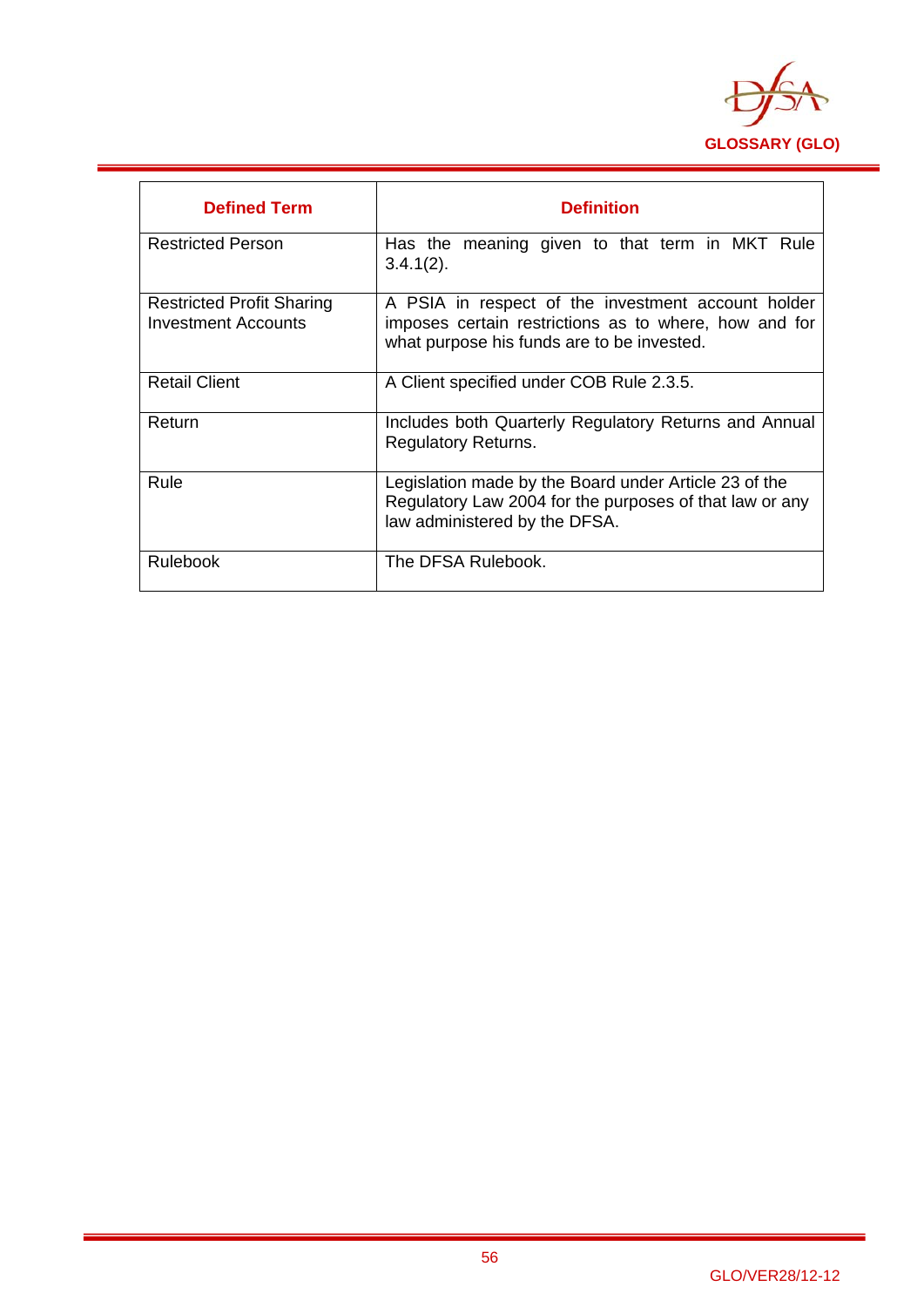| Defined Term | Definition |
|---|---|
| Restricted Person | Has the meaning given to that term in MKT Rule 3.4.1(2). |
| Restricted Profit Sharing Investment Accounts | A PSIA in respect of the investment account holder imposes certain restrictions as to where, how and for what purpose his funds are to be invested. |
| Retail Client | A Client specified under COB Rule 2.3.5. |
| Return | Includes both Quarterly Regulatory Returns and Annual Regulatory Returns. |
| Rule | Legislation made by the Board under Article 23 of the Regulatory Law 2004 for the purposes of that law or any law administered by the DFSA. |
| Rulebook | The DFSA Rulebook. |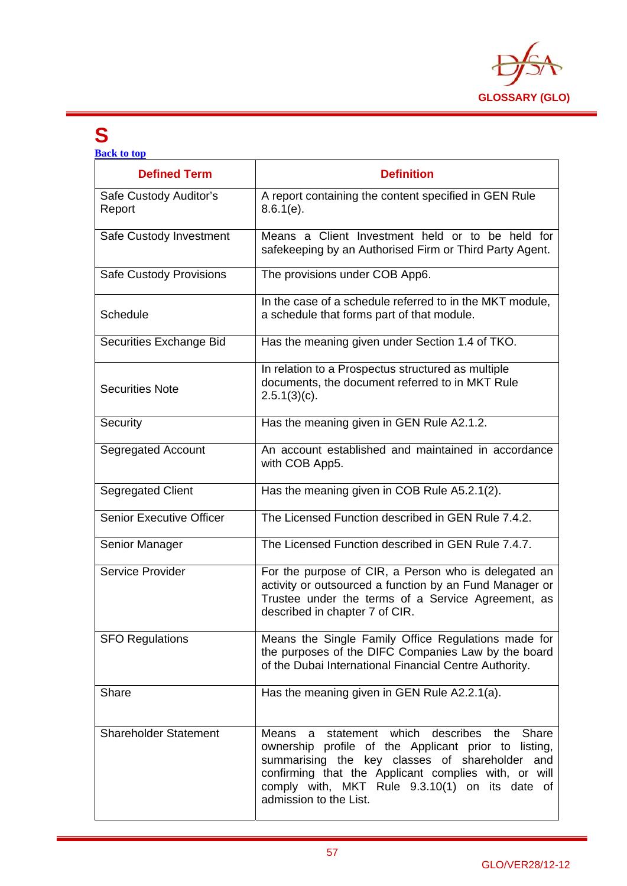# S

Back to top

| Defined Term | Definition |
|---|---|
| Safe Custody Auditor's Report | A report containing the content specified in GEN Rule 8.6.1(e). |
| Safe Custody Investment | Means a Client Investment held or to be held for safekeeping by an Authorised Firm or Third Party Agent. |
| Safe Custody Provisions | The provisions under COB App6. |
| Schedule | In the case of a schedule referred to in the MKT module, a schedule that forms part of that module. |
| Securities Exchange Bid | Has the meaning given under Section 1.4 of TKO. |
| Securities Note | In relation to a Prospectus structured as multiple documents, the document referred to in MKT Rule 2.5.1(3)(c). |
| Security | Has the meaning given in GEN Rule A2.1.2. |
| Segregated Account | An account established and maintained in accordance with COB App5. |
| Segregated Client | Has the meaning given in COB Rule A5.2.1(2). |
| Senior Executive Officer | The Licensed Function described in GEN Rule 7.4.2. |
| Senior Manager | The Licensed Function described in GEN Rule 7.4.7. |
| Service Provider | For the purpose of CIR, a Person who is delegated an activity or outsourced a function by an Fund Manager or Trustee under the terms of a Service Agreement, as described in chapter 7 of CIR. |
| SFO Regulations | Means the Single Family Office Regulations made for the purposes of the DIFC Companies Law by the board of the Dubai International Financial Centre Authority. |
| Share | Has the meaning given in GEN Rule A2.2.1(a). |
| Shareholder Statement | Means a statement which describes the Share ownership profile of the Applicant prior to listing, summarising the key classes of shareholder and confirming that the Applicant complies with, or will comply with, MKT Rule 9.3.10(1) on its date of admission to the List. |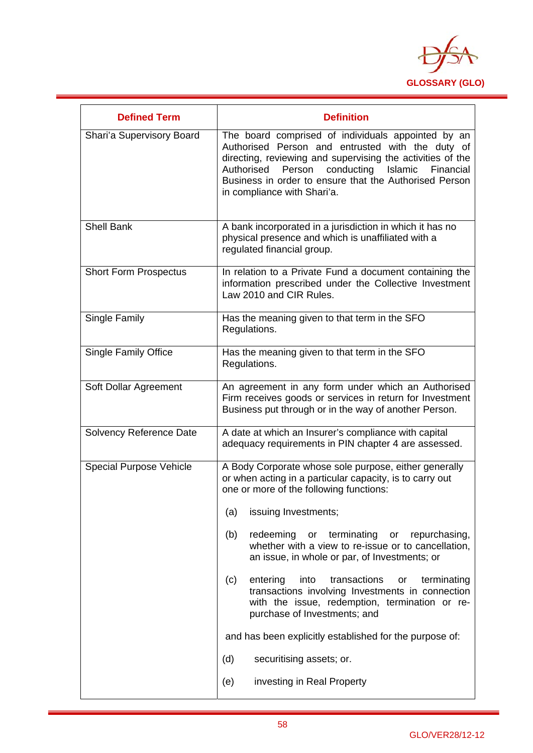| Defined Term | Definition |
|---|---|
| Shari'a Supervisory Board | The board comprised of individuals appointed by an Authorised Person and entrusted with the duty of directing, reviewing and supervising the activities of the Authorised Person conducting Islamic Financial Business in order to ensure that the Authorised Person in compliance with Shari'a. |
| Shell Bank | A bank incorporated in a jurisdiction in which it has no physical presence and which is unaffiliated with a regulated financial group. |
| Short Form Prospectus | In relation to a Private Fund a document containing the information prescribed under the Collective Investment Law 2010 and CIR Rules. |
| Single Family | Has the meaning given to that term in the SFO Regulations. |
| Single Family Office | Has the meaning given to that term in the SFO Regulations. |
| Soft Dollar Agreement | An agreement in any form under which an Authorised Firm receives goods or services in return for Investment Business put through or in the way of another Person. |
| Solvency Reference Date | A date at which an Insurer's compliance with capital adequacy requirements in PIN chapter 4 are assessed. |
| Special Purpose Vehicle | A Body Corporate whose sole purpose, either generally or when acting in a particular capacity, is to carry out one or more of the following functions:<br><br>(a) issuing Investments;<br><br>(b) redeeming or terminating or repurchasing, whether with a view to re-issue or to cancellation, an issue, in whole or par, of Investments; or<br><br>(c) entering into transactions or terminating transactions involving Investments in connection with the issue, redemption, termination or re-purchase of Investments; and<br><br>and has been explicitly established for the purpose of:<br><br>(d) securitising assets; or.<br><br>(e) investing in Real Property |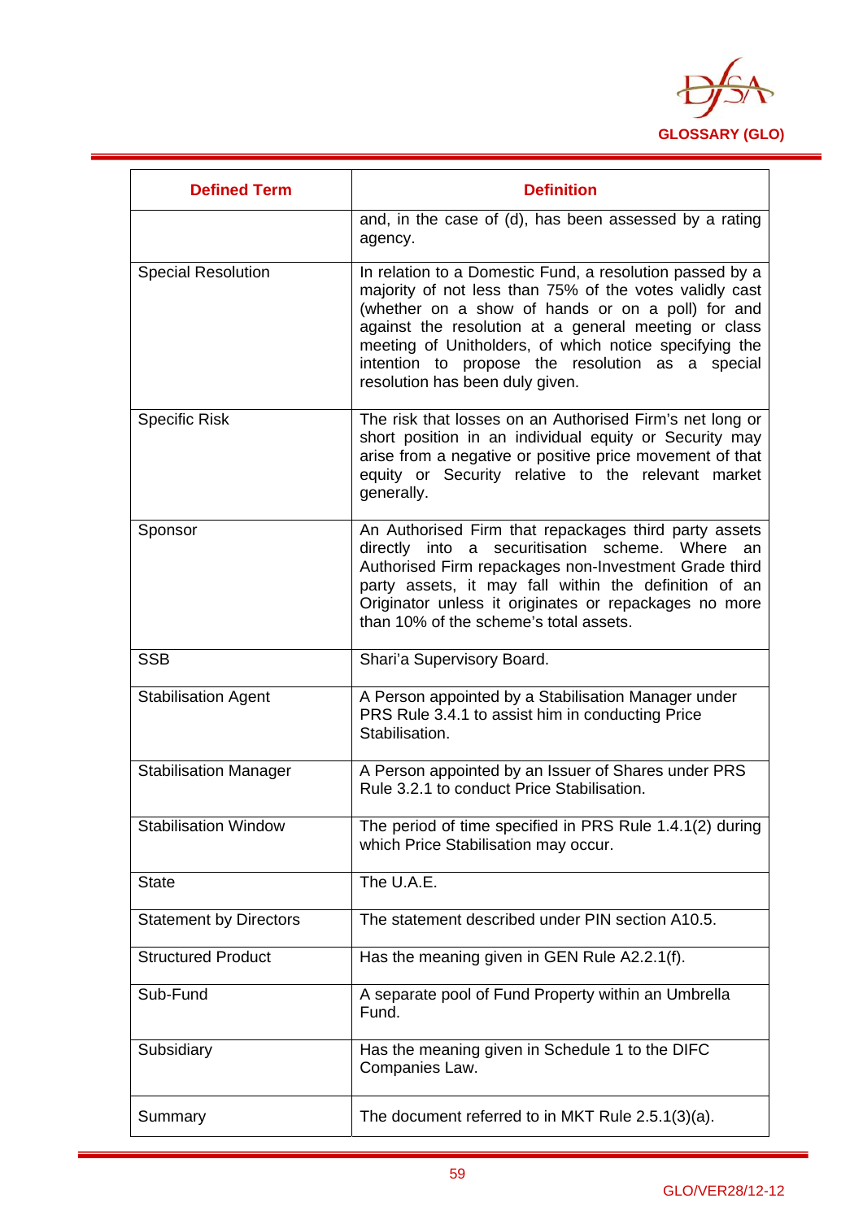| Defined Term | Definition |
|---|---|
| | and, in the case of (d), has been assessed by a rating agency. |
| Special Resolution | In relation to a Domestic Fund, a resolution passed by a majority of not less than 75% of the votes validly cast (whether on a show of hands or on a poll) for and against the resolution at a general meeting or class meeting of Unitholders, of which notice specifying the intention to propose the resolution as a special resolution has been duly given. |
| Specific Risk | The risk that losses on an Authorised Firm's net long or short position in an individual equity or Security may arise from a negative or positive price movement of that equity or Security relative to the relevant market generally. |
| Sponsor | An Authorised Firm that repackages third party assets directly into a securitisation scheme. Where an Authorised Firm repackages non-Investment Grade third party assets, it may fall within the definition of an Originator unless it originates or repackages no more than 10% of the scheme's total assets. |
| SSB | Shari'a Supervisory Board. |
| Stabilisation Agent | A Person appointed by a Stabilisation Manager under PRS Rule 3.4.1 to assist him in conducting Price Stabilisation. |
| Stabilisation Manager | A Person appointed by an Issuer of Shares under PRS Rule 3.2.1 to conduct Price Stabilisation. |
| Stabilisation Window | The period of time specified in PRS Rule 1.4.1(2) during which Price Stabilisation may occur. |
| State | The U.A.E. |
| Statement by Directors | The statement described under PIN section A10.5. |
| Structured Product | Has the meaning given in GEN Rule A2.2.1(f). |
| Sub-Fund | A separate pool of Fund Property within an Umbrella Fund. |
| Subsidiary | Has the meaning given in Schedule 1 to the DIFC Companies Law. |
| Summary | The document referred to in MKT Rule 2.5.1(3)(a). |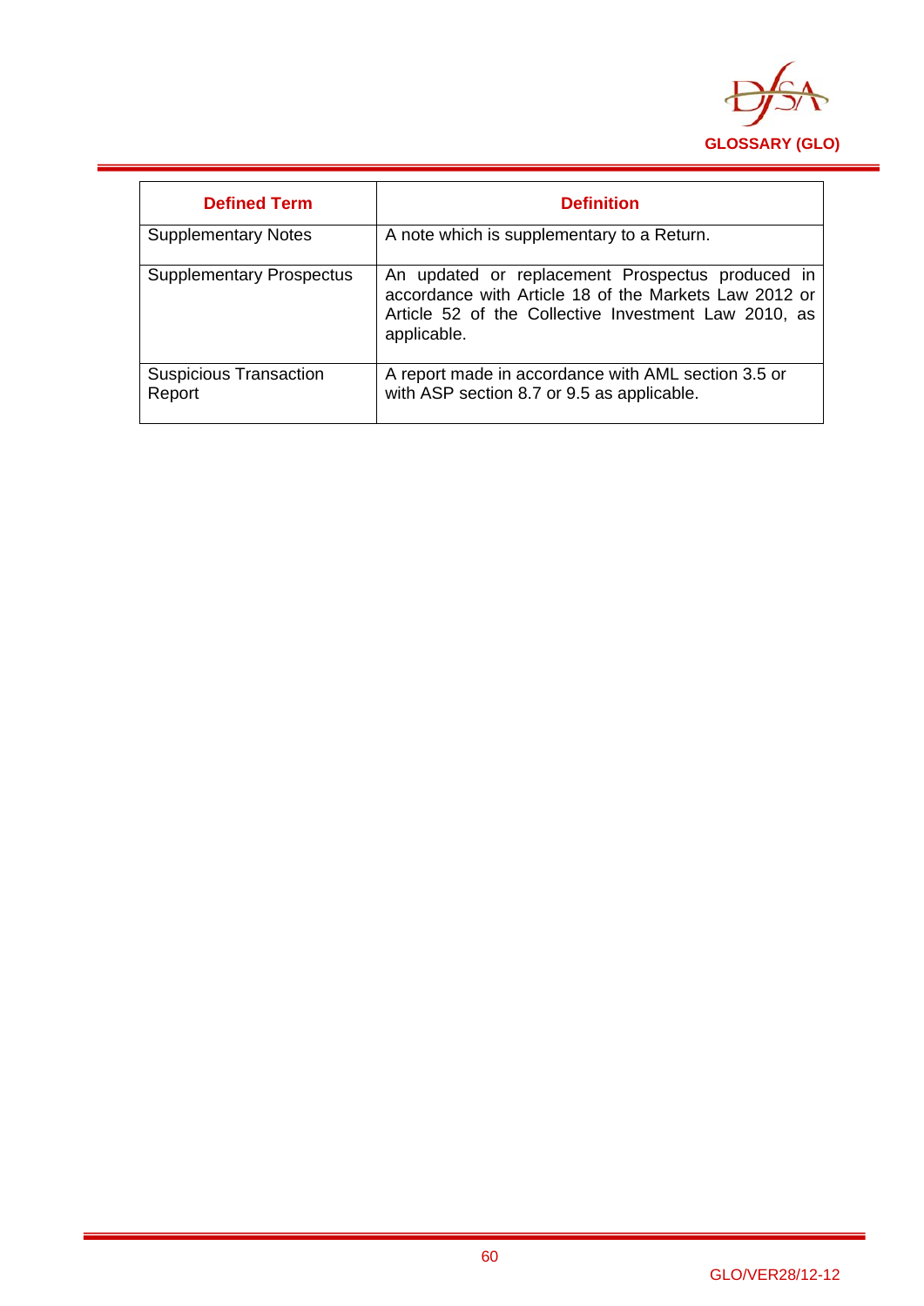| Defined Term | Definition |
|---|---|
| Supplementary Notes | A note which is supplementary to a Return. |
| Supplementary Prospectus | An updated or replacement Prospectus produced in accordance with Article 18 of the Markets Law 2012 or Article 52 of the Collective Investment Law 2010, as applicable. |
| Suspicious Transaction Report | A report made in accordance with AML section 3.5 or with ASP section 8.7 or 9.5 as applicable. |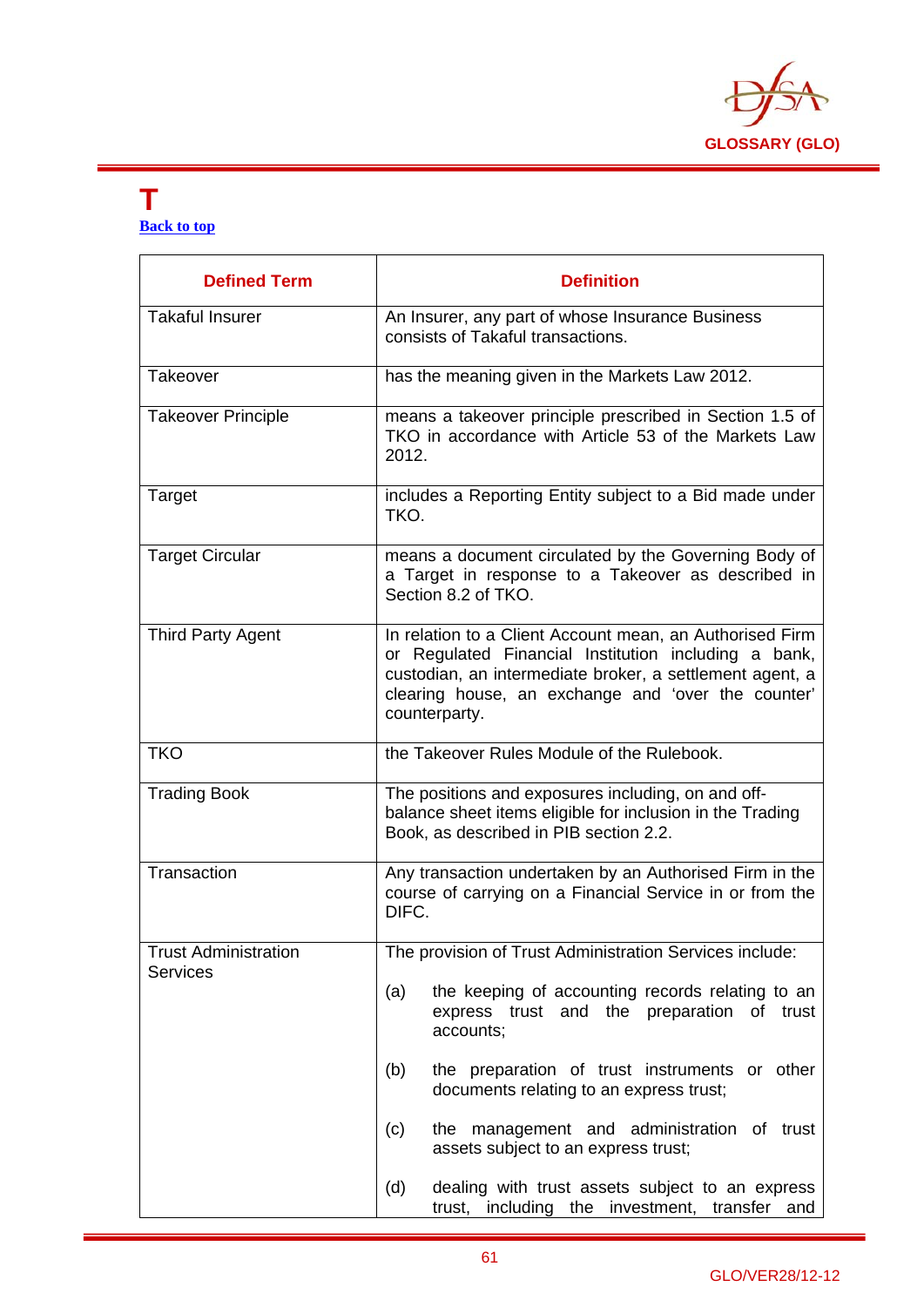# T

Back to top

| Defined Term | Definition |
|---|---|
| Takaful Insurer | An Insurer, any part of whose Insurance Business consists of Takaful transactions. |
| Takeover | has the meaning given in the Markets Law 2012. |
| Takeover Principle | means a takeover principle prescribed in Section 1.5 of TKO in accordance with Article 53 of the Markets Law 2012. |
| Target | includes a Reporting Entity subject to a Bid made under TKO. |
| Target Circular | means a document circulated by the Governing Body of a Target in response to a Takeover as described in Section 8.2 of TKO. |
| Third Party Agent | In relation to a Client Account mean, an Authorised Firm or Regulated Financial Institution including a bank, custodian, an intermediate broker, a settlement agent, a clearing house, an exchange and 'over the counter' counterparty. |
| TKO | the Takeover Rules Module of the Rulebook. |
| Trading Book | The positions and exposures including, on and off-balance sheet items eligible for inclusion in the Trading Book, as described in PIB section 2.2. |
| Transaction | Any transaction undertaken by an Authorised Firm in the course of carrying on a Financial Service in or from the DIFC. |
| Trust Administration Services | The provision of Trust Administration Services include:<br><br>(a) the keeping of accounting records relating to an express trust and the preparation of trust accounts;<br><br>(b) the preparation of trust instruments or other documents relating to an express trust;<br><br>(c) the management and administration of trust assets subject to an express trust;<br><br>(d) dealing with trust assets subject to an express trust, including the investment, transfer and |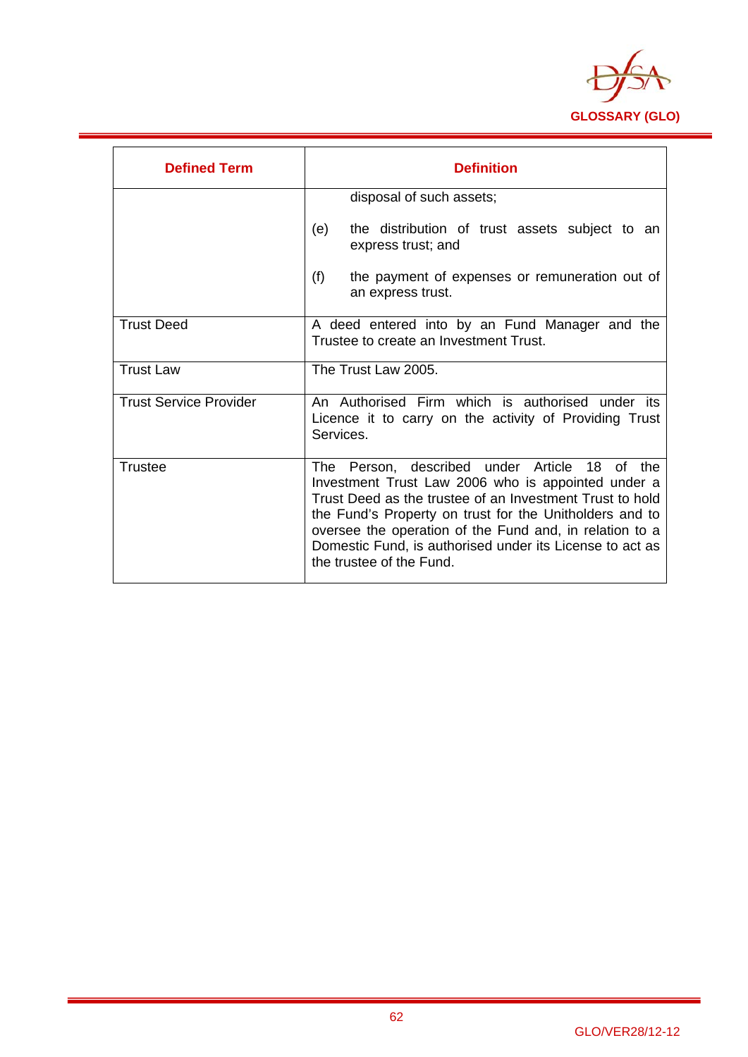| Defined Term | Definition |
|---|---|
| | disposal of such assets;<br><br>(e) the distribution of trust assets subject to an express trust; and<br><br>(f) the payment of expenses or remuneration out of an express trust. |
| Trust Deed | A deed entered into by an Fund Manager and the Trustee to create an Investment Trust. |
| Trust Law | The Trust Law 2005. |
| Trust Service Provider | An Authorised Firm which is authorised under its Licence it to carry on the activity of Providing Trust Services. |
| Trustee | The Person, described under Article 18 of the Investment Trust Law 2006 who is appointed under a Trust Deed as the trustee of an Investment Trust to hold the Fund's Property on trust for the Unitholders and to oversee the operation of the Fund and, in relation to a Domestic Fund, is authorised under its License to act as the trustee of the Fund. |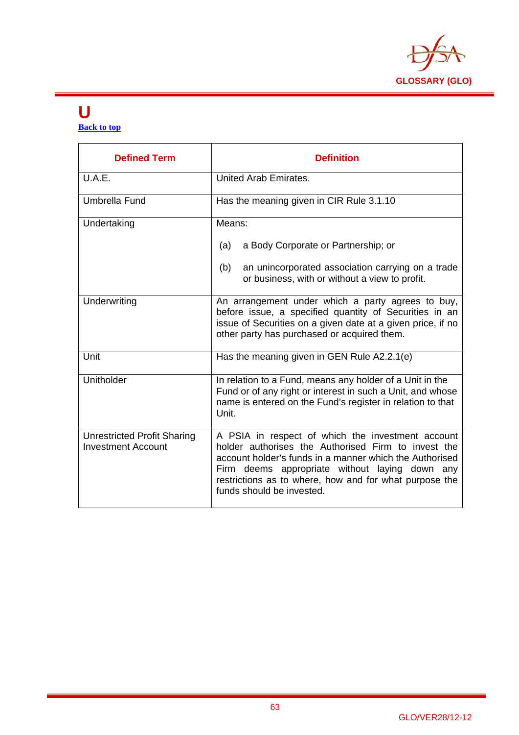# U

[Back to top]

| Defined Term | Definition |
|---|---|
| U.A.E. | United Arab Emirates. |
| Umbrella Fund | Has the meaning given in CIR Rule 3.1.10 |
| Undertaking | Means:<br><br>(a) a Body Corporate or Partnership; or<br><br>(b) an unincorporated association carrying on a trade or business, with or without a view to profit. |
| Underwriting | An arrangement under which a party agrees to buy, before issue, a specified quantity of Securities in an issue of Securities on a given date at a given price, if no other party has purchased or acquired them. |
| Unit | Has the meaning given in GEN Rule A2.2.1(e) |
| Unitholder | In relation to a Fund, means any holder of a Unit in the Fund or of any right or interest in such a Unit, and whose name is entered on the Fund's register in relation to that Unit. |
| Unrestricted Profit Sharing Investment Account | A PSIA in respect of which the investment account holder authorises the Authorised Firm to invest the account holder's funds in a manner which the Authorised Firm deems appropriate without laying down any restrictions as to where, how and for what purpose the funds should be invested. |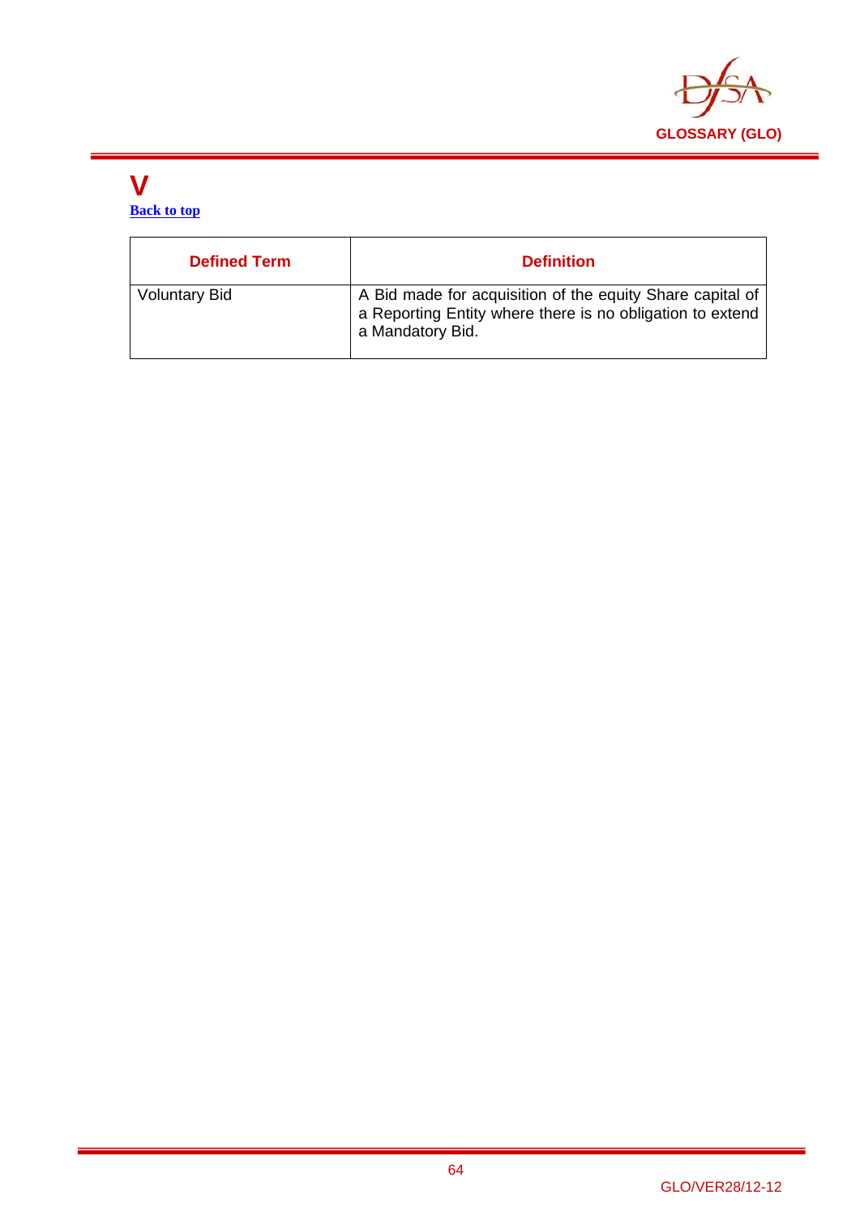# V

[Back to top]

| Defined Term | Definition |
|---|---|
| Voluntary Bid | A Bid made for acquisition of the equity Share capital of a Reporting Entity where there is no obligation to extend a Mandatory Bid. |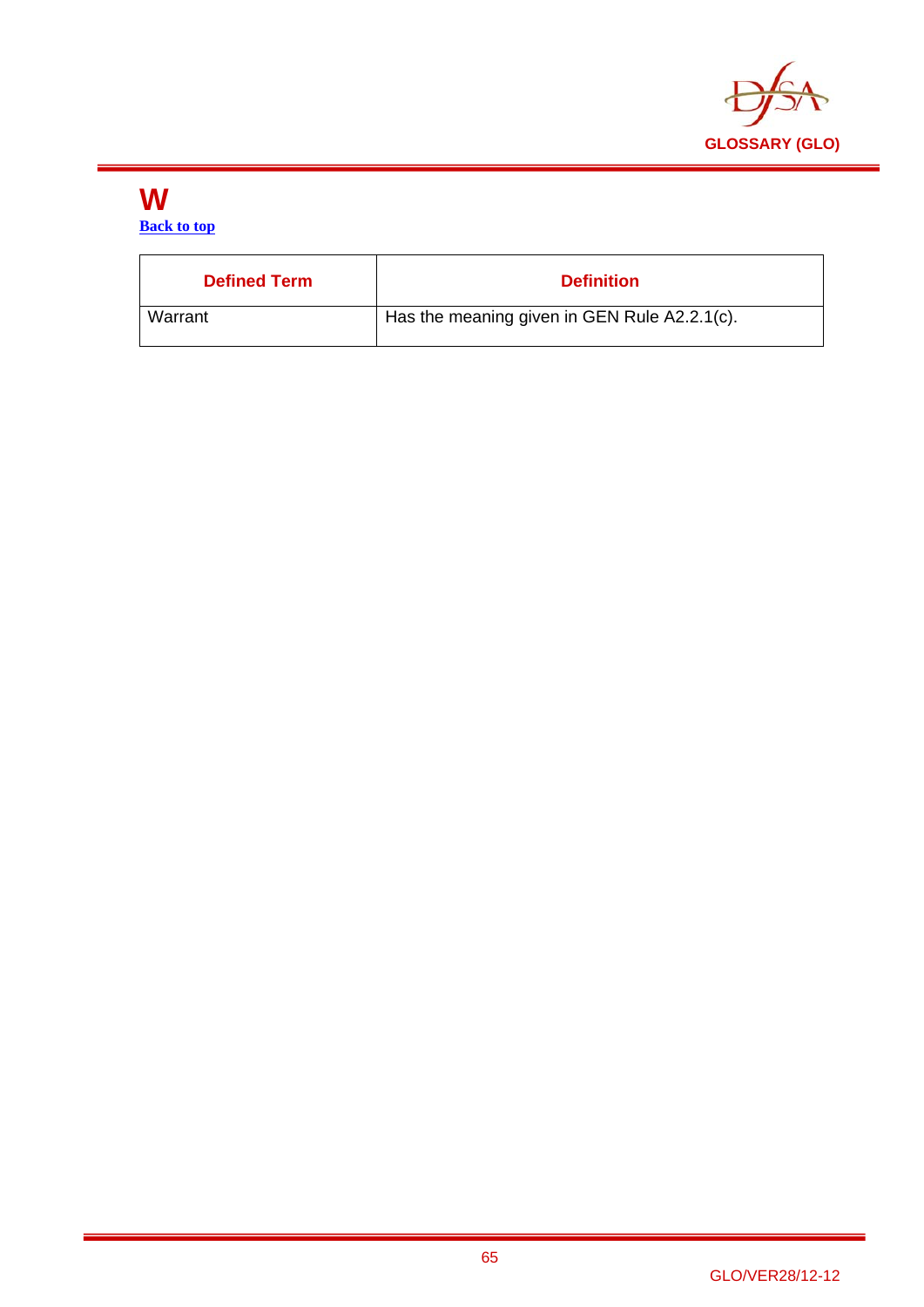# W

**Back to top**

| Defined Term | Definition |
|---|---|
| Warrant | Has the meaning given in GEN Rule A2.2.1(c). |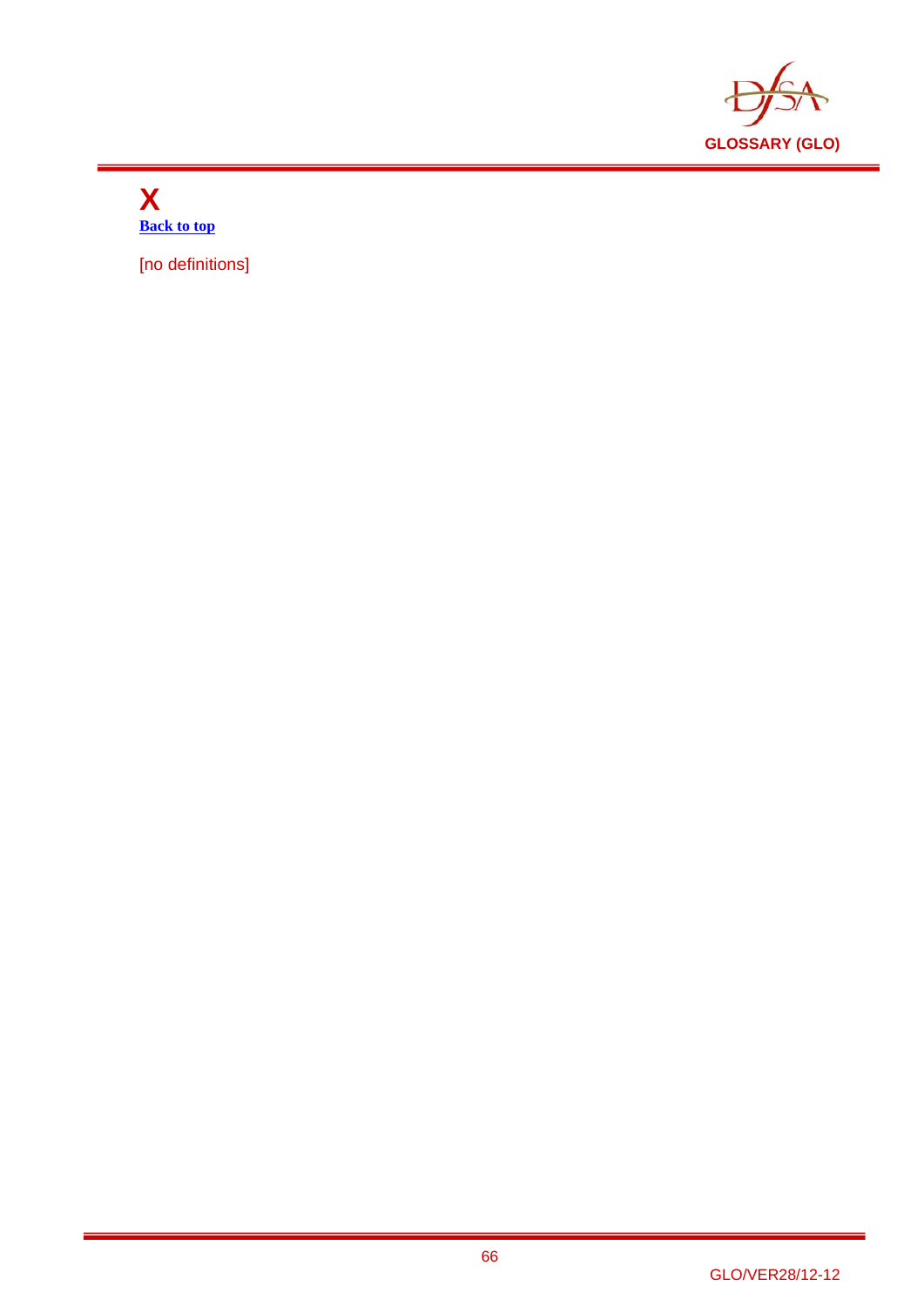# X

[Back to top]

[no definitions]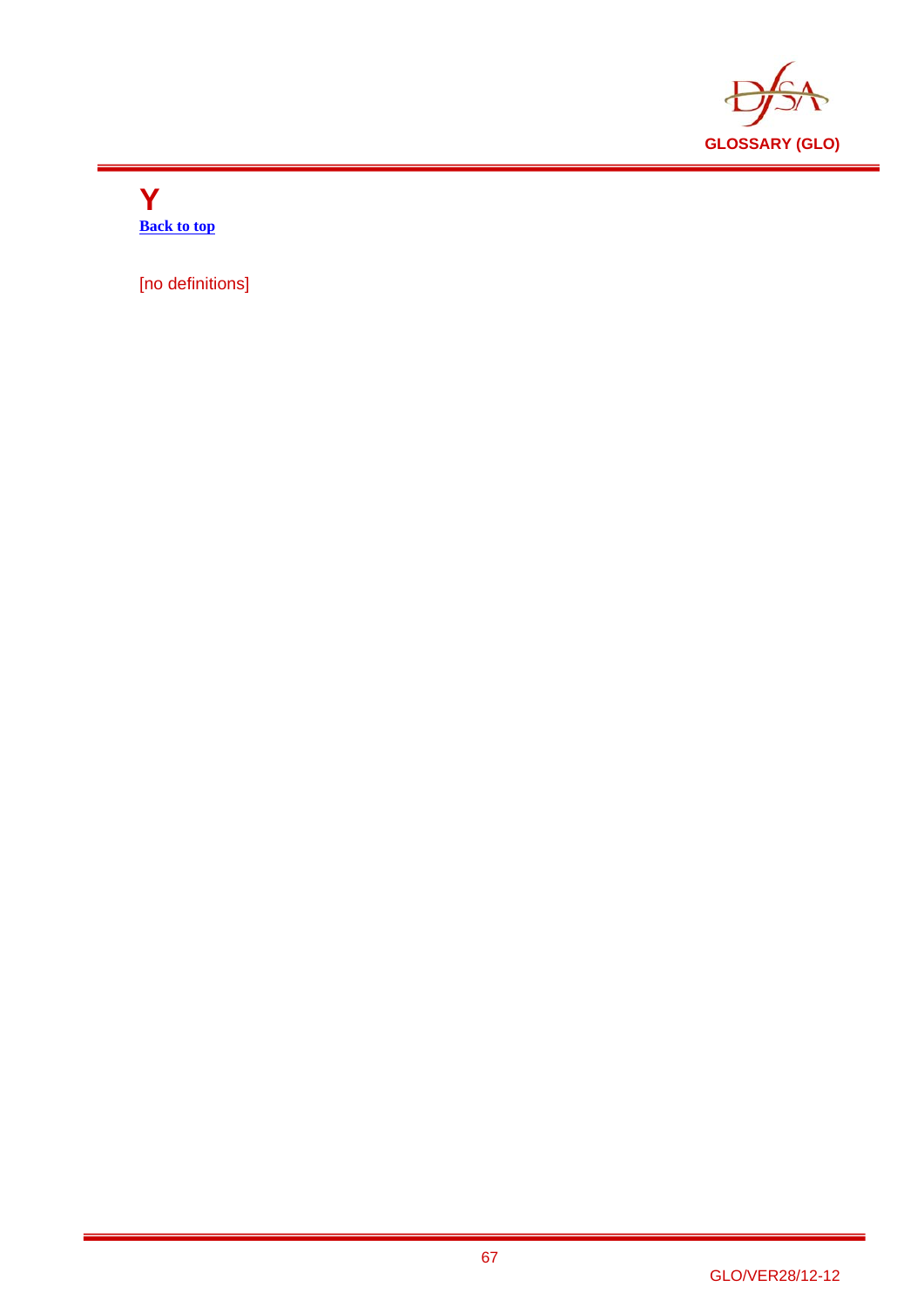# Y

[Back to top]

[no definitions]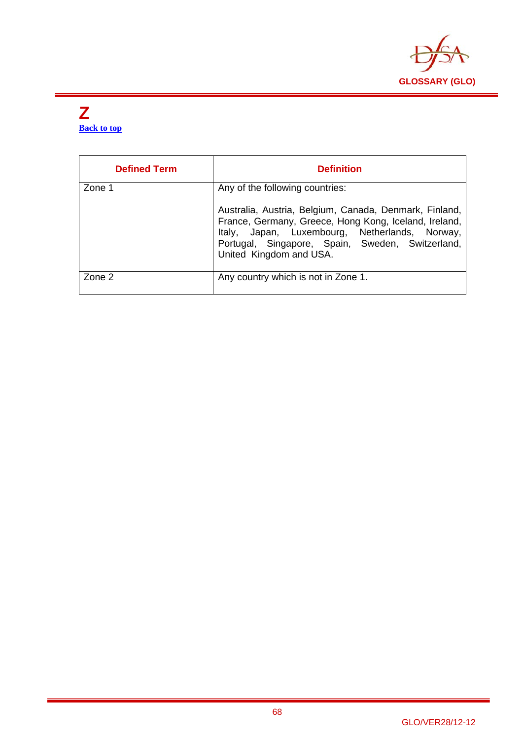# Z

[Back to top]

| Defined Term | Definition |
| --- | --- |
| Zone 1 | Any of the following countries:<br><br>Australia, Austria, Belgium, Canada, Denmark, Finland, France, Germany, Greece, Hong Kong, Iceland, Ireland, Italy, Japan, Luxembourg, Netherlands, Norway, Portugal, Singapore, Spain, Sweden, Switzerland, United Kingdom and USA. |
| Zone 2 | Any country which is not in Zone 1. |